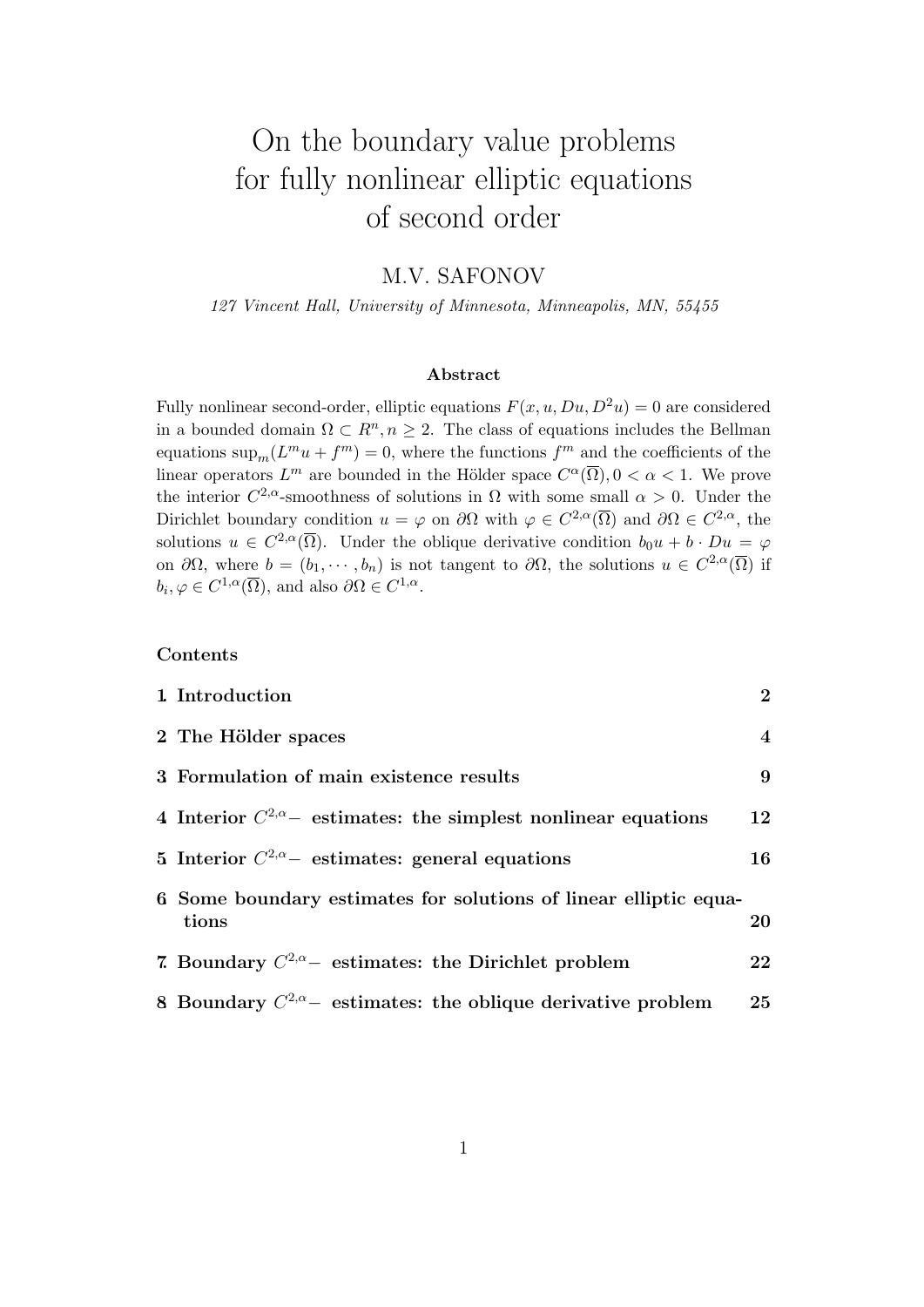# On the boundary value problems for fully nonlinear elliptic equations of second order

M.V. SAFONOV

*127 Vincent Hall, University of Minnesota, Minneapolis, MN, 55455*

### Abstract

Fully nonlinear second-order, elliptic equations $F(x, u, Du, D^2u) = 0$ are considered in a bounded domain $\Omega \subset R^n, n \geq 2$. The class of equations includes the Bellman equations $\sup_m (L^m u + f^m) = 0$, where the functions $f^m$ and the coefficients of the linear operators $L^m$ are bounded in the Hölder space $C^\alpha(\overline{\Omega}), 0 < \alpha < 1$. We prove the interior $C^{2,\alpha}$-smoothness of solutions in $\Omega$ with some small $\alpha > 0$. Under the Dirichlet boundary condition $u = \varphi$ on $\partial\Omega$ with $\varphi \in C^{2,\alpha}(\overline{\Omega})$ and $\partial\Omega \in C^{2,\alpha}$, the solutions $u \in C^{2,\alpha}(\overline{\Omega})$. Under the oblique derivative condition $b_0 u + b \cdot Du = \varphi$ on $\partial\Omega$, where $b = (b_1, \cdots, b_n)$ is not tangent to $\partial\Omega$, the solutions $u \in C^{2,\alpha}(\overline{\Omega})$ if $b_i, \varphi \in C^{1,\alpha}(\overline{\Omega})$, and also $\partial\Omega \in C^{1,\alpha}$.

## Contents

| | |
|---|---|
| **1. Introduction** | **2** |
| **2 The Hölder spaces** | **4** |
| **3 Formulation of main existence results** | **9** |
| **4 Interior $C^{2,\alpha}-$ estimates: the simplest nonlinear equations** | **12** |
| **5 Interior $C^{2,\alpha}-$ estimates: general equations** | **16** |
| **6 Some boundary estimates for solutions of linear elliptic equations** | **20** |
| **7. Boundary $C^{2,\alpha}-$ estimates: the Dirichlet problem** | **22** |
| **8 Boundary $C^{2,\alpha}-$ estimates: the oblique derivative problem** | **25** |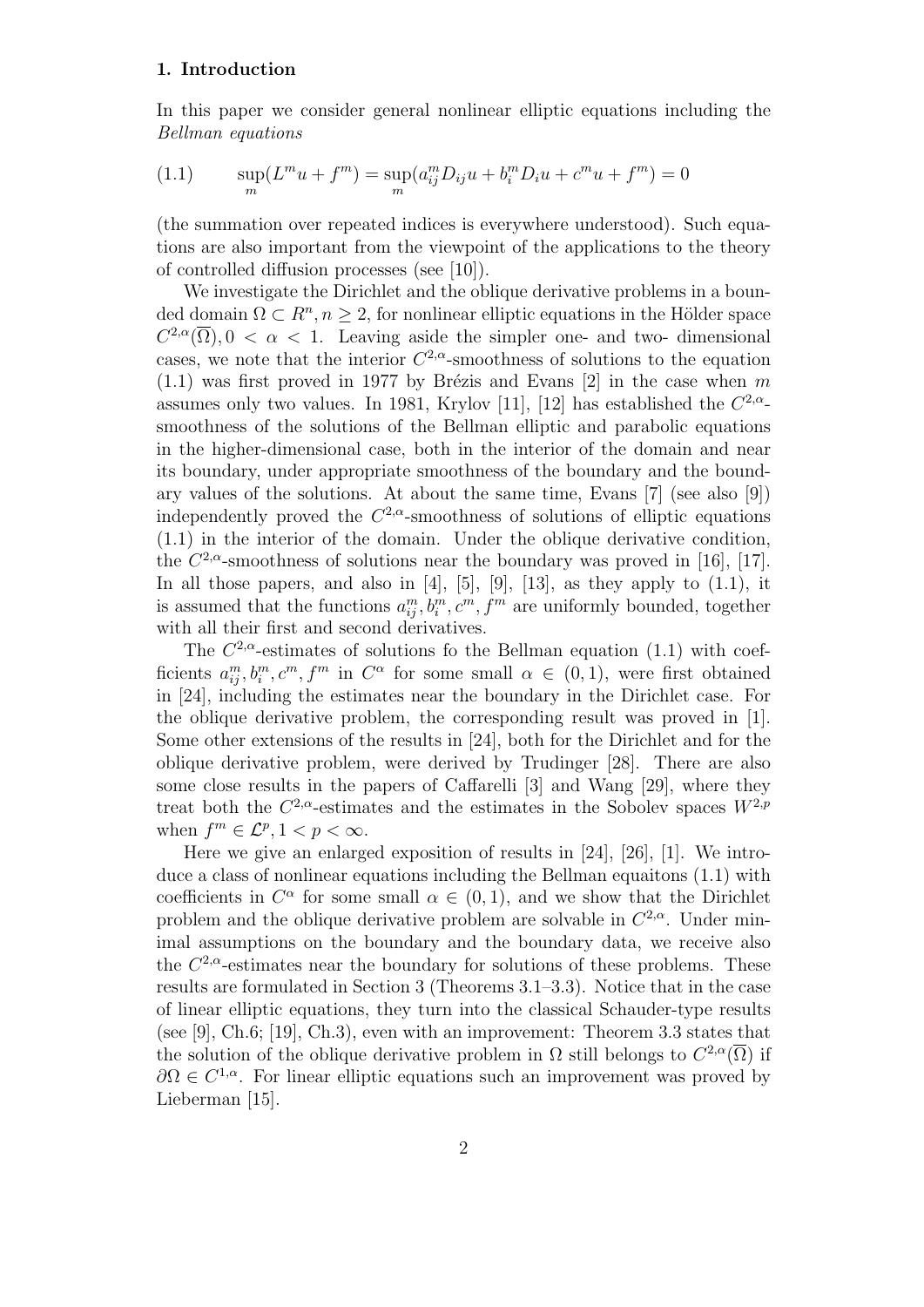## 1. Introduction

In this paper we consider general nonlinear elliptic equations including the *Bellman equations*

$$
(1.1) \qquad \sup_m (L^m u + f^m) = \sup_m (a_{ij}^m D_{ij} u + b_i^m D_i u + c^m u + f^m) = 0
$$

(the summation over repeated indices is everywhere understood). Such equations are also important from the viewpoint of the applications to the theory of controlled diffusion processes (see [10]).

We investigate the Dirichlet and the oblique derivative problems in a bounded domain $\Omega \subset R^n, n \geq 2$, for nonlinear elliptic equations in the Hölder space $C^{2,\alpha}(\overline{\Omega}), 0 < \alpha < 1$. Leaving aside the simpler one- and two- dimensional cases, we note that the interior $C^{2,\alpha}$-smoothness of solutions to the equation (1.1) was first proved in 1977 by Brézis and Evans [2] in the case when $m$ assumes only two values. In 1981, Krylov [11], [12] has established the $C^{2,\alpha}$-smoothness of the solutions of the Bellman elliptic and parabolic equations in the higher-dimensional case, both in the interior of the domain and near its boundary, under appropriate smoothness of the boundary and the boundary values of the solutions. At about the same time, Evans [7] (see also [9]) independently proved the $C^{2,\alpha}$-smoothness of solutions of elliptic equations (1.1) in the interior of the domain. Under the oblique derivative condition, the $C^{2,\alpha}$-smoothness of solutions near the boundary was proved in [16], [17]. In all those papers, and also in [4], [5], [9], [13], as they apply to (1.1), it is assumed that the functions $a_{ij}^m, b_i^m, c^m, f^m$ are uniformly bounded, together with all their first and second derivatives.

The $C^{2,\alpha}$-estimates of solutions fo the Bellman equation (1.1) with coefficients $a_{ij}^m, b_i^m, c^m, f^m$ in $C^\alpha$ for some small $\alpha \in (0,1)$, were first obtained in [24], including the estimates near the boundary in the Dirichlet case. For the oblique derivative problem, the corresponding result was proved in [1]. Some other extensions of the results in [24], both for the Dirichlet and for the oblique derivative problem, were derived by Trudinger [28]. There are also some close results in the papers of Caffarelli [3] and Wang [29], where they treat both the $C^{2,\alpha}$-estimates and the estimates in the Sobolev spaces $W^{2,p}$ when $f^m \in \mathcal{L}^p, 1 < p < \infty$.

Here we give an enlarged exposition of results in [24], [26], [1]. We introduce a class of nonlinear equations including the Bellman equaitons (1.1) with coefficients in $C^\alpha$ for some small $\alpha \in (0,1)$, and we show that the Dirichlet problem and the oblique derivative problem are solvable in $C^{2,\alpha}$. Under minimal assumptions on the boundary and the boundary data, we receive also the $C^{2,\alpha}$-estimates near the boundary for solutions of these problems. These results are formulated in Section 3 (Theorems 3.1–3.3). Notice that in the case of linear elliptic equations, they turn into the classical Schauder-type results (see [9], Ch.6; [19], Ch.3), even with an improvement: Theorem 3.3 states that the solution of the oblique derivative problem in $\Omega$ still belongs to $C^{2,\alpha}(\overline{\Omega})$ if $\partial\Omega \in C^{1,\alpha}$. For linear elliptic equations such an improvement was proved by Lieberman [15].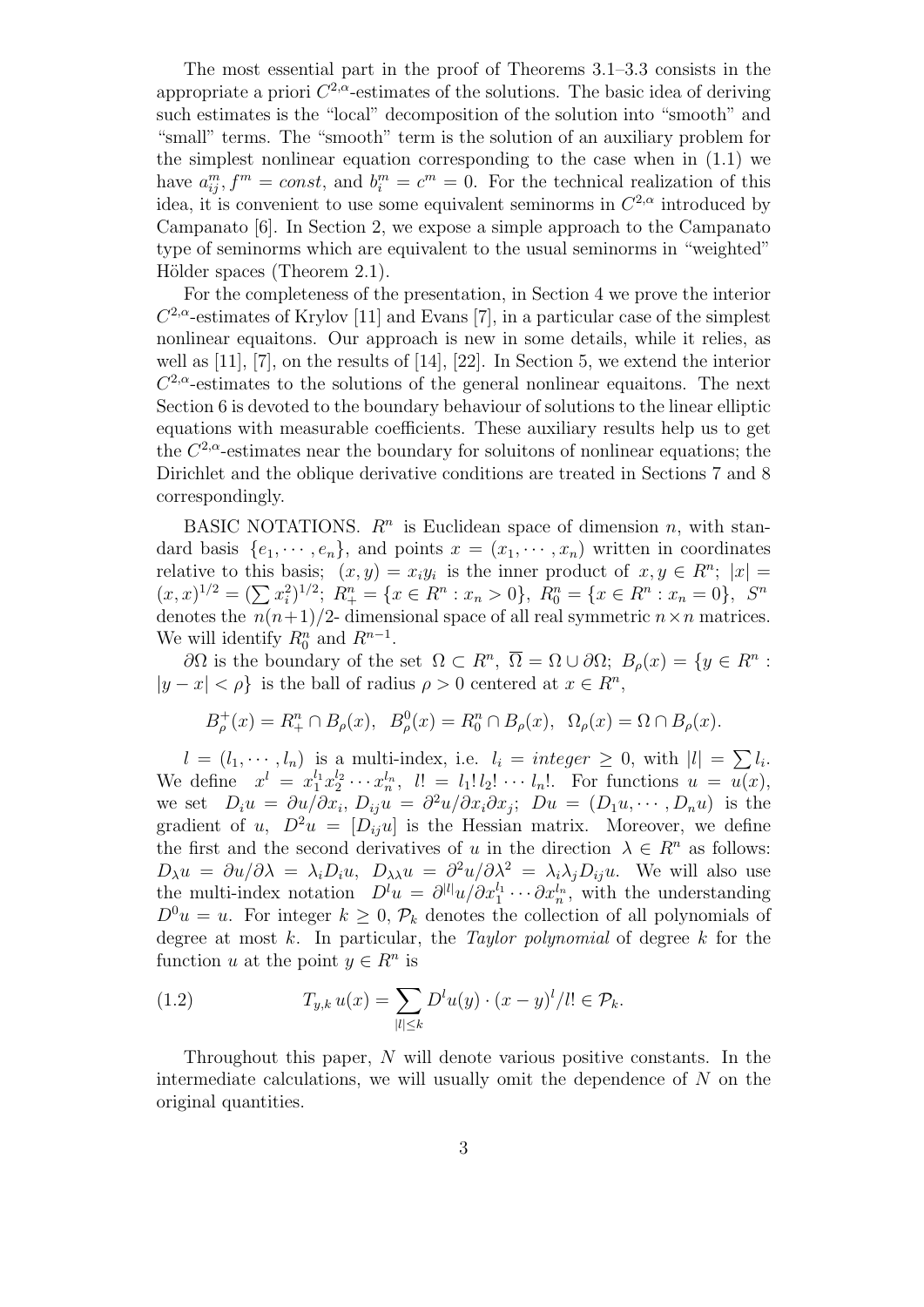The most essential part in the proof of Theorems 3.1–3.3 consists in the appropriate a priori $C^{2,\alpha}$-estimates of the solutions. The basic idea of deriving such estimates is the "local" decomposition of the solution into "smooth" and "small" terms. The "smooth" term is the solution of an auxiliary problem for the simplest nonlinear equation corresponding to the case when in (1.1) we have $a^m_{ij}, f^m = const$, and $b^m_i = c^m = 0$. For the technical realization of this idea, it is convenient to use some equivalent seminorms in $C^{2,\alpha}$ introduced by Campanato [6]. In Section 2, we expose a simple approach to the Campanato type of seminorms which are equivalent to the usual seminorms in "weighted" Hölder spaces (Theorem 2.1).

For the completeness of the presentation, in Section 4 we prove the interior $C^{2,\alpha}$-estimates of Krylov [11] and Evans [7], in a particular case of the simplest nonlinear equaitons. Our approach is new in some details, while it relies, as well as [11], [7], on the results of [14], [22]. In Section 5, we extend the interior $C^{2,\alpha}$-estimates to the solutions of the general nonlinear equaitons. The next Section 6 is devoted to the boundary behaviour of solutions to the linear elliptic equations with measurable coefficients. These auxiliary results help us to get the $C^{2,\alpha}$-estimates near the boundary for soluitons of nonlinear equations; the Dirichlet and the oblique derivative conditions are treated in Sections 7 and 8 correspondingly.

BASIC NOTATIONS. $R^n$ is Euclidean space of dimension $n$, with standard basis $\{e_1, \cdots, e_n\}$, and points $x = (x_1, \cdots, x_n)$ written in coordinates relative to this basis; $(x, y) = x_i y_i$ is the inner product of $x, y \in R^n$; $|x| = (x, x)^{1/2} = (\sum x_i^2)^{1/2}$; $R^n_+ = \{x \in R^n : x_n > 0\}$, $R^n_0 = \{x \in R^n : x_n = 0\}$, $S^n$ denotes the $n(n+1)/2$- dimensional space of all real symmetric $n \times n$ matrices. We will identify $R^n_0$ and $R^{n-1}$.

$\partial\Omega$ is the boundary of the set $\Omega \subset R^n$, $\overline{\Omega} = \Omega \cup \partial\Omega$; $B_\rho(x) = \{y \in R^n : |y - x| < \rho\}$ is the ball of radius $\rho > 0$ centered at $x \in R^n$,

$$B^+_\rho(x) = R^n_+ \cap B_\rho(x), \ \ B^0_\rho(x) = R^n_0 \cap B_\rho(x), \ \ \Omega_\rho(x) = \Omega \cap B_\rho(x).$$

$l = (l_1, \cdots, l_n)$ is a multi-index, i.e. $l_i = integer \geq 0$, with $|l| = \sum l_i$. We define $x^l = x_1^{l_1} x_2^{l_2} \cdots x_n^{l_n}$, $l! = l_1! l_2! \cdots l_n!$. For functions $u = u(x)$, we set $D_i u = \partial u / \partial x_i$, $D_{ij} u = \partial^2 u / \partial x_i \partial x_j$; $Du = (D_1 u, \cdots, D_n u)$ is the gradient of $u$, $D^2 u = [D_{ij} u]$ is the Hessian matrix. Moreover, we define the first and the second derivatives of $u$ in the direction $\lambda \in R^n$ as follows: $D_\lambda u = \partial u / \partial \lambda = \lambda_i D_i u$, $D_{\lambda\lambda} u = \partial^2 u / \partial \lambda^2 = \lambda_i \lambda_j D_{ij} u$. We will also use the multi-index notation $D^l u = \partial^{|l|} u / \partial x_1^{l_1} \cdots \partial x_n^{l_n}$, with the understanding $D^0 u = u$. For integer $k \geq 0$, $\mathcal{P}_k$ denotes the collection of all polynomials of degree at most $k$. In particular, the *Taylor polynomial* of degree $k$ for the function $u$ at the point $y \in R^n$ is

$$T_{y,k}\, u(x) = \sum_{|l| \leq k} D^l u(y) \cdot (x - y)^l / l! \in \mathcal{P}_k. \tag{1.2}$$

Throughout this paper, $N$ will denote various positive constants. In the intermediate calculations, we will usually omit the dependence of $N$ on the original quantities.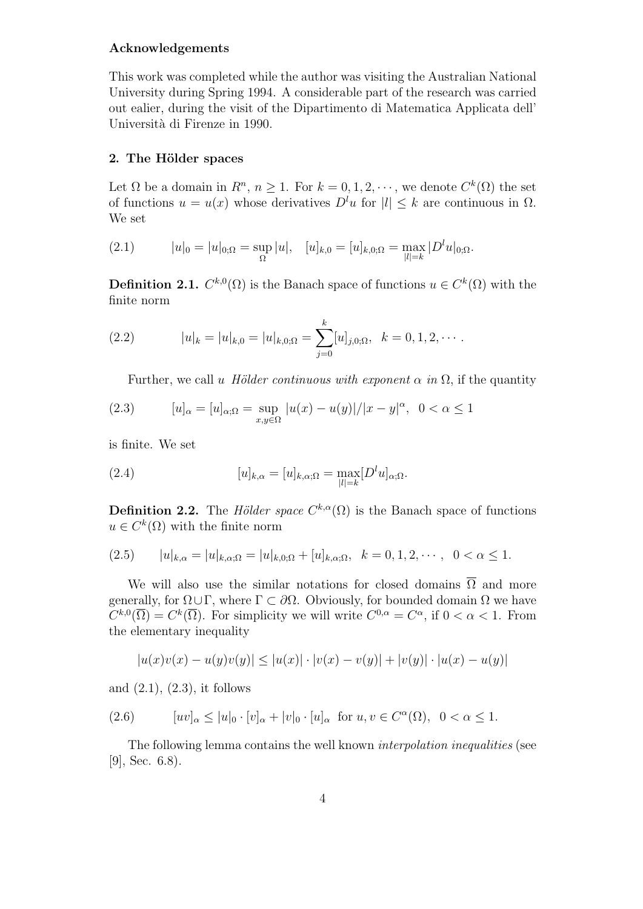**Acknowledgements**

This work was completed while the author was visiting the Australian National University during Spring 1994. A considerable part of the research was carried out ealier, during the visit of the Dipartimento di Matematica Applicata dell' Università di Firenze in 1990.

## 2. The Hölder spaces

Let $\Omega$ be a domain in $R^n$, $n \geq 1$. For $k = 0, 1, 2, \cdots$, we denote $C^k(\Omega)$ the set of functions $u = u(x)$ whose derivatives $D^l u$ for $|l| \leq k$ are continuous in $\Omega$. We set

$$(2.1) \qquad |u|_0 = |u|_{0;\Omega} = \sup_{\Omega} |u|, \quad [u]_{k,0} = [u]_{k,0;\Omega} = \max_{|l|=k} |D^l u|_{0;\Omega}.$$

**Definition 2.1.** $C^{k,0}(\Omega)$ is the Banach space of functions $u \in C^k(\Omega)$ with the finite norm

$$(2.2) \qquad |u|_k = |u|_{k,0} = |u|_{k,0;\Omega} = \sum_{j=0}^{k} [u]_{j,0;\Omega}, \quad k = 0, 1, 2, \cdots .$$

Further, we call $u$ *Hölder continuous with exponent $\alpha$ in* $\Omega$, if the quantity

$$(2.3) \qquad [u]_\alpha = [u]_{\alpha;\Omega} = \sup_{x,y \in \Omega} |u(x) - u(y)|/|x - y|^\alpha, \quad 0 < \alpha \leq 1$$

is finite. We set

$$(2.4) \qquad [u]_{k,\alpha} = [u]_{k,\alpha;\Omega} = \max_{|l|=k} [D^l u]_{\alpha;\Omega}.$$

**Definition 2.2.** The *Hölder space* $C^{k,\alpha}(\Omega)$ is the Banach space of functions $u \in C^k(\Omega)$ with the finite norm

$$(2.5) \qquad |u|_{k,\alpha} = |u|_{k,\alpha;\Omega} = |u|_{k,0;\Omega} + [u]_{k,\alpha;\Omega}, \quad k = 0, 1, 2, \cdots, \quad 0 < \alpha \leq 1.$$

We will also use the similar notations for closed domains $\overline{\Omega}$ and more generally, for $\Omega \cup \Gamma$, where $\Gamma \subset \partial\Omega$. Obviously, for bounded domain $\Omega$ we have $C^{k,0}(\overline{\Omega}) = C^k(\overline{\Omega})$. For simplicity we will write $C^{0,\alpha} = C^\alpha$, if $0 < \alpha < 1$. From the elementary inequality

$$|u(x)v(x) - u(y)v(y)| \leq |u(x)| \cdot |v(x) - v(y)| + |v(y)| \cdot |u(x) - u(y)|$$

and (2.1), (2.3), it follows

$$(2.6) \qquad [uv]_\alpha \leq |u|_0 \cdot [v]_\alpha + |v|_0 \cdot [u]_\alpha \ \text{ for } u, v \in C^\alpha(\Omega), \ \ 0 < \alpha \leq 1.$$

The following lemma contains the well known *interpolation inequalities* (see [9], Sec. 6.8).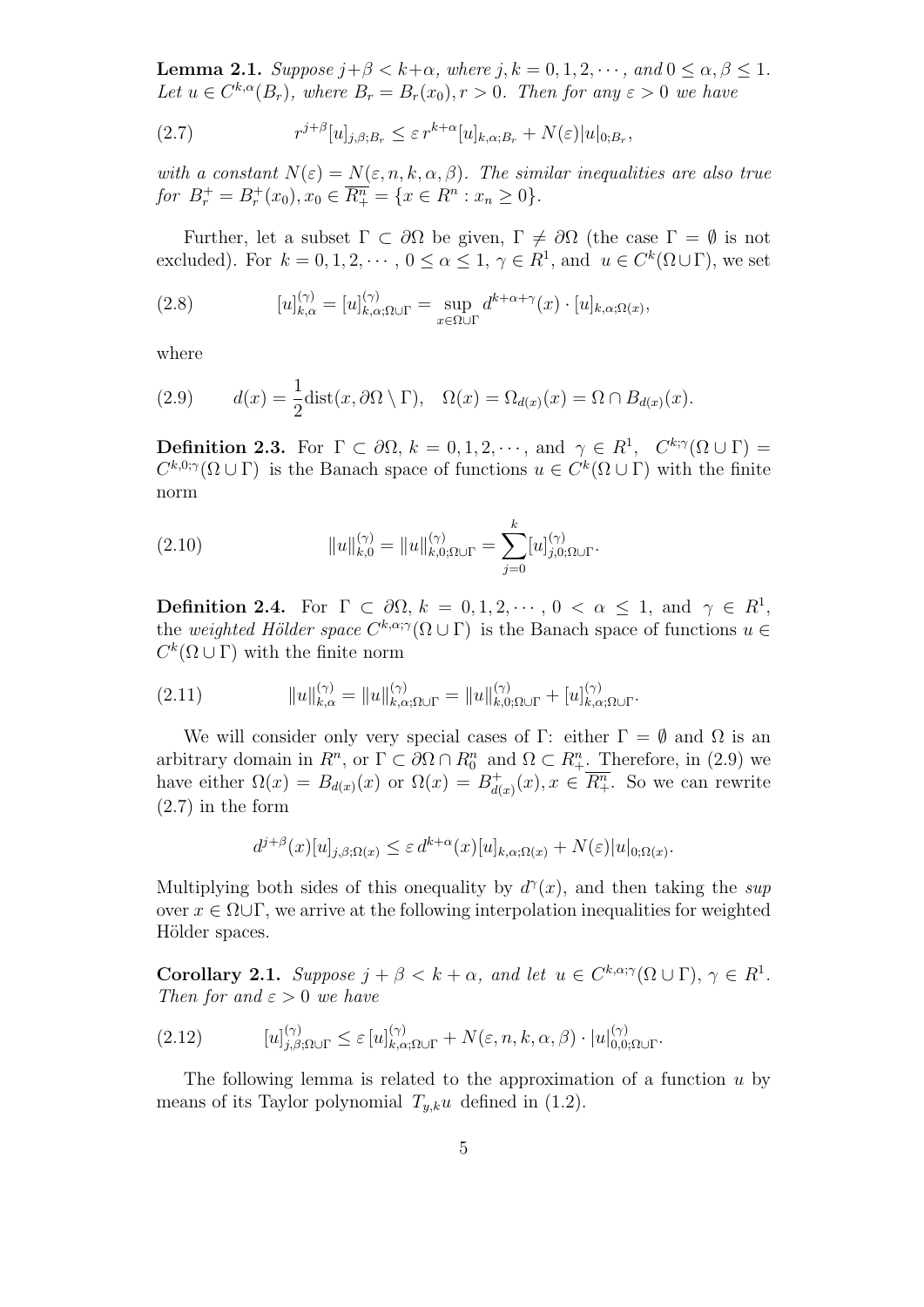**Lemma 2.1.** *Suppose $j+\beta < k+\alpha$, where $j, k = 0, 1, 2, \cdots$, and $0 \le \alpha, \beta \le 1$. Let $u \in C^{k,\alpha}(B_r)$, where $B_r = B_r(x_0), r > 0$. Then for any $\varepsilon > 0$ we have*

$$r^{j+\beta}[u]_{j,\beta;B_r} \le \varepsilon\, r^{k+\alpha}[u]_{k,\alpha;B_r} + N(\varepsilon)|u|_{0;B_r}, \tag{2.7}$$

*with a constant $N(\varepsilon) = N(\varepsilon, n, k, \alpha, \beta)$. The similar inequalities are also true for $B_r^+ = B_r^+(x_0), x_0 \in \overline{R_+^n} = \{x \in R^n : x_n \ge 0\}$.*

Further, let a subset $\Gamma \subset \partial\Omega$ be given, $\Gamma \ne \partial\Omega$ (the case $\Gamma = \emptyset$ is not excluded). For $k = 0, 1, 2, \cdots$, $0 \le \alpha \le 1$, $\gamma \in R^1$, and $u \in C^k(\Omega \cup \Gamma)$, we set

$$[u]_{k,\alpha}^{(\gamma)} = [u]_{k,\alpha;\Omega\cup\Gamma}^{(\gamma)} = \sup_{x \in \Omega\cup\Gamma} d^{k+\alpha+\gamma}(x) \cdot [u]_{k,\alpha;\Omega(x)}, \tag{2.8}$$

where

$$d(x) = \frac{1}{2}\mathrm{dist}(x, \partial\Omega \setminus \Gamma), \quad \Omega(x) = \Omega_{d(x)}(x) = \Omega \cap B_{d(x)}(x). \tag{2.9}$$

**Definition 2.3.** For $\Gamma \subset \partial\Omega$, $k = 0, 1, 2, \cdots$, and $\gamma \in R^1$, $C^{k;\gamma}(\Omega \cup \Gamma) = C^{k,0;\gamma}(\Omega \cup \Gamma)$ is the Banach space of functions $u \in C^k(\Omega \cup \Gamma)$ with the finite norm

$$\|u\|_{k,0}^{(\gamma)} = \|u\|_{k,0;\Omega\cup\Gamma}^{(\gamma)} = \sum_{j=0}^{k} [u]_{j,0;\Omega\cup\Gamma}^{(\gamma)}. \tag{2.10}$$

**Definition 2.4.** For $\Gamma \subset \partial\Omega$, $k = 0, 1, 2, \cdots$, $0 < \alpha \le 1$, and $\gamma \in R^1$, the *weighted Hölder space* $C^{k,\alpha;\gamma}(\Omega \cup \Gamma)$ is the Banach space of functions $u \in C^k(\Omega \cup \Gamma)$ with the finite norm

$$\|u\|_{k,\alpha}^{(\gamma)} = \|u\|_{k,\alpha;\Omega\cup\Gamma}^{(\gamma)} = \|u\|_{k,0;\Omega\cup\Gamma}^{(\gamma)} + [u]_{k,\alpha;\Omega\cup\Gamma}^{(\gamma)}. \tag{2.11}$$

We will consider only very special cases of $\Gamma$: either $\Gamma = \emptyset$ and $\Omega$ is an arbitrary domain in $R^n$, or $\Gamma \subset \partial\Omega \cap R_0^n$ and $\Omega \subset R_+^n$. Therefore, in (2.9) we have either $\Omega(x) = B_{d(x)}(x)$ or $\Omega(x) = B_{d(x)}^+(x), x \in \overline{R_+^n}$. So we can rewrite (2.7) in the form

$$d^{j+\beta}(x)[u]_{j,\beta;\Omega(x)} \le \varepsilon\, d^{k+\alpha}(x)[u]_{k,\alpha;\Omega(x)} + N(\varepsilon)|u|_{0;\Omega(x)}.$$

Multiplying both sides of this onequality by $d^\gamma(x)$, and then taking the *sup* over $x \in \Omega\cup\Gamma$, we arrive at the following interpolation inequalities for weighted Hölder spaces.

**Corollary 2.1.** *Suppose $j + \beta < k + \alpha$, and let $u \in C^{k,\alpha;\gamma}(\Omega \cup \Gamma)$, $\gamma \in R^1$. Then for and $\varepsilon > 0$ we have*

$$[u]_{j,\beta;\Omega\cup\Gamma}^{(\gamma)} \le \varepsilon\, [u]_{k,\alpha;\Omega\cup\Gamma}^{(\gamma)} + N(\varepsilon, n, k, \alpha, \beta) \cdot |u|_{0,0;\Omega\cup\Gamma}^{(\gamma)}. \tag{2.12}$$

The following lemma is related to the approximation of a function $u$ by means of its Taylor polynomial $T_{y,k}u$ defined in (1.2).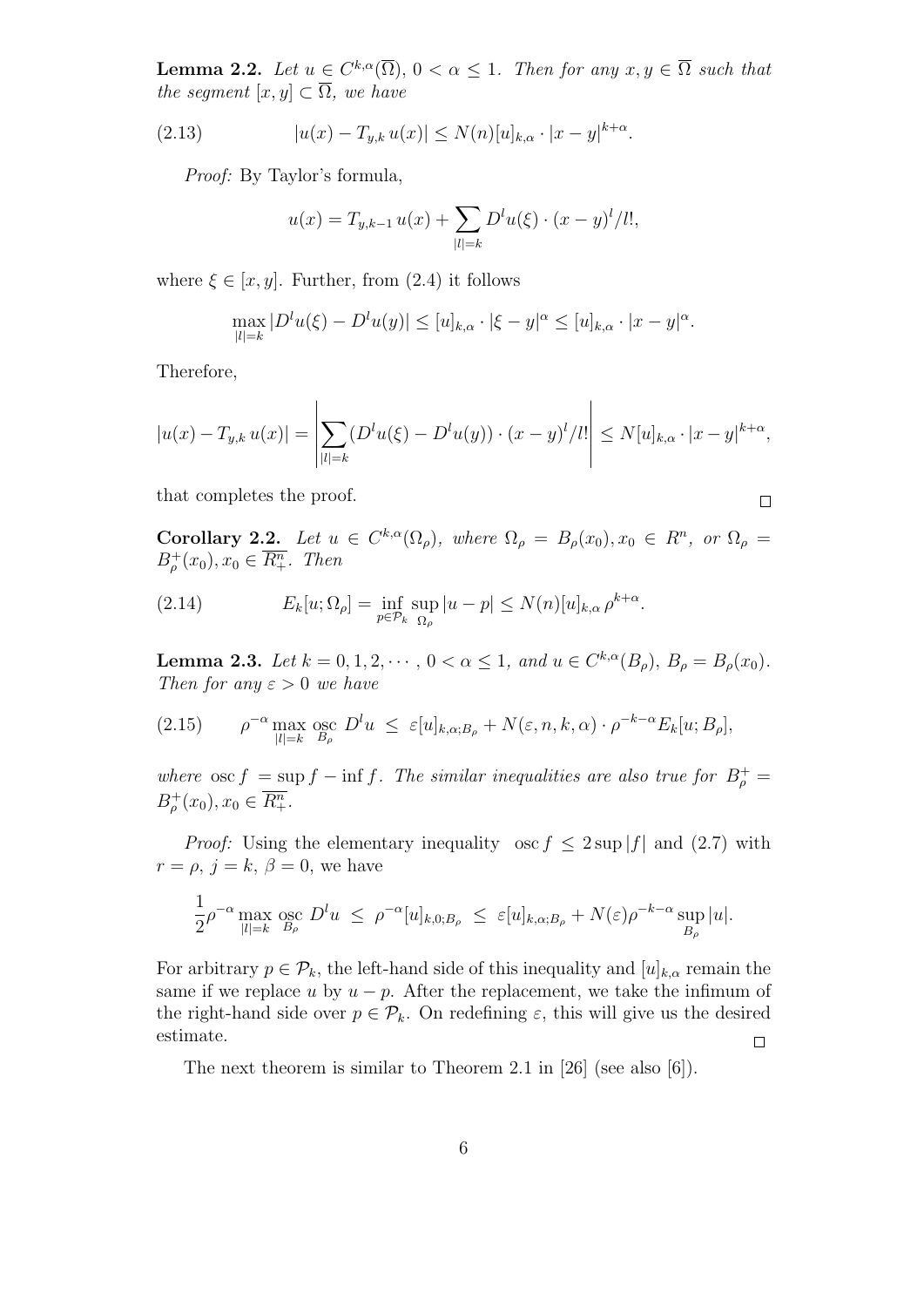**Lemma 2.2.** *Let $u \in C^{k,\alpha}(\overline{\Omega})$, $0 < \alpha \le 1$. Then for any $x, y \in \overline{\Omega}$ such that the segment $[x,y] \subset \overline{\Omega}$, we have*

$$|u(x) - T_{y,k}\, u(x)| \le N(n)[u]_{k,\alpha} \cdot |x-y|^{k+\alpha}. \tag{2.13}$$

*Proof:* By Taylor's formula,

$$u(x) = T_{y,k-1}\, u(x) + \sum_{|l|=k} D^l u(\xi) \cdot (x-y)^l / l!,$$

where $\xi \in [x,y]$. Further, from (2.4) it follows

$$\max_{|l|=k} |D^l u(\xi) - D^l u(y)| \le [u]_{k,\alpha} \cdot |\xi - y|^\alpha \le [u]_{k,\alpha} \cdot |x-y|^\alpha.$$

Therefore,

$$|u(x) - T_{y,k}\, u(x)| = \left| \sum_{|l|=k} (D^l u(\xi) - D^l u(y)) \cdot (x-y)^l / l! \right| \le N[u]_{k,\alpha} \cdot |x-y|^{k+\alpha},$$

that completes the proof. $\square$

**Corollary 2.2.** *Let $u \in C^{k,\alpha}(\Omega_\rho)$, where $\Omega_\rho = B_\rho(x_0), x_0 \in R^n$, or $\Omega_\rho = B^+_\rho(x_0), x_0 \in \overline{R^n_+}$. Then*

$$E_k[u; \Omega_\rho] = \inf_{p \in \mathcal{P}_k} \sup_{\Omega_\rho} |u - p| \le N(n)[u]_{k,\alpha}\, \rho^{k+\alpha}. \tag{2.14}$$

**Lemma 2.3.** *Let $k = 0, 1, 2, \cdots$, $0 < \alpha \le 1$, and $u \in C^{k,\alpha}(B_\rho)$, $B_\rho = B_\rho(x_0)$. Then for any $\varepsilon > 0$ we have*

$$\rho^{-\alpha} \max_{|l|=k} \operatorname*{osc}_{B_\rho} D^l u \ \le\ \varepsilon [u]_{k,\alpha;B_\rho} + N(\varepsilon, n, k, \alpha) \cdot \rho^{-k-\alpha} E_k[u; B_\rho], \tag{2.15}$$

*where* $\operatorname{osc} f = \sup f - \inf f$. *The similar inequalities are also true for $B^+_\rho = B^+_\rho(x_0), x_0 \in \overline{R^n_+}$.*

*Proof:* Using the elementary inequality $\operatorname{osc} f \le 2 \sup |f|$ and (2.7) with $r = \rho$, $j = k$, $\beta = 0$, we have

$$\frac{1}{2} \rho^{-\alpha} \max_{|l|=k} \operatorname*{osc}_{B_\rho} D^l u \ \le\ \rho^{-\alpha} [u]_{k,0;B_\rho} \ \le\ \varepsilon [u]_{k,\alpha;B_\rho} + N(\varepsilon) \rho^{-k-\alpha} \sup_{B_\rho} |u|.$$

For arbitrary $p \in \mathcal{P}_k$, the left-hand side of this inequality and $[u]_{k,\alpha}$ remain the same if we replace $u$ by $u - p$. After the replacement, we take the infimum of the right-hand side over $p \in \mathcal{P}_k$. On redefining $\varepsilon$, this will give us the desired estimate. $\square$

The next theorem is similar to Theorem 2.1 in [26] (see also [6]).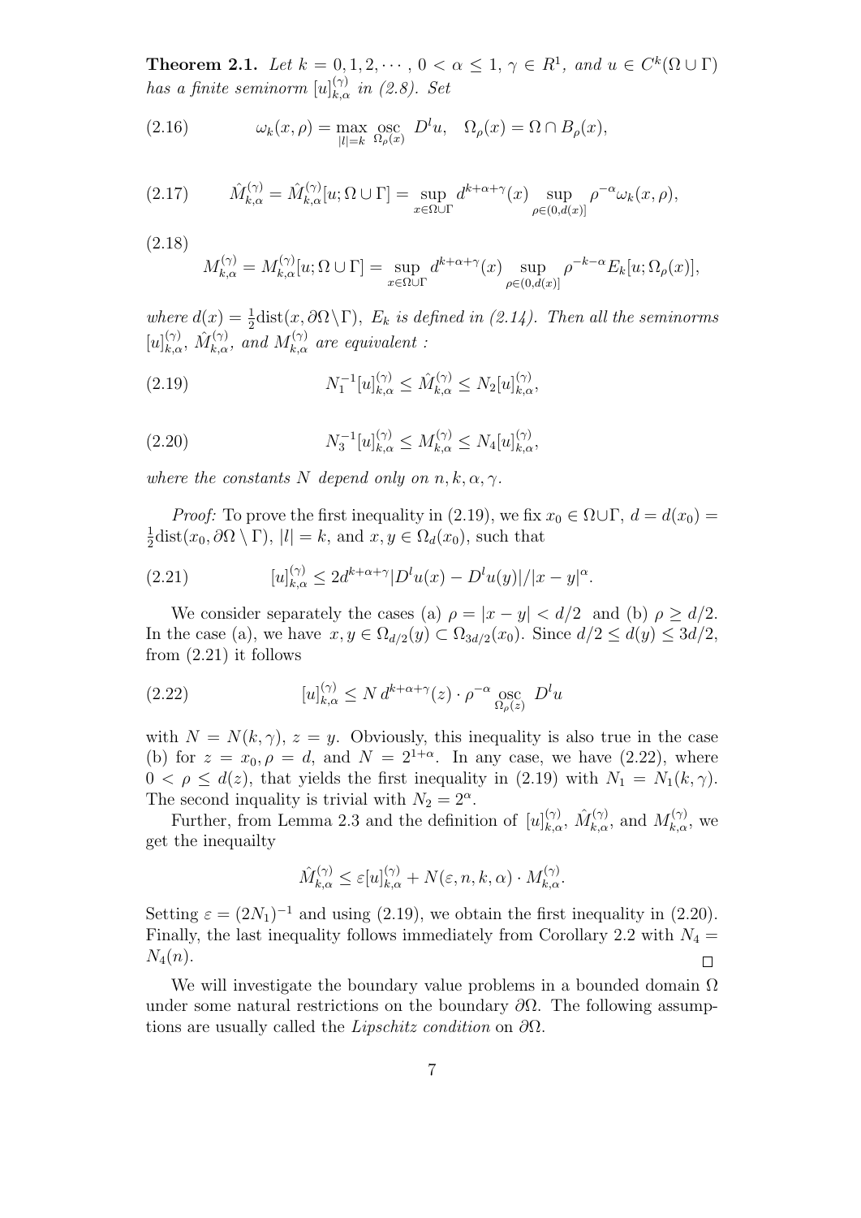**Theorem 2.1.** *Let $k = 0, 1, 2, \cdots$, $0 < \alpha \leq 1$, $\gamma \in R^1$, and $u \in C^k(\Omega \cup \Gamma)$ has a finite seminorm $[u]^{(\gamma)}_{k,\alpha}$ in (2.8). Set*

$$\omega_k(x, \rho) = \max_{|l|=k} \operatorname*{osc}_{\Omega_\rho(x)} D^l u, \quad \Omega_\rho(x) = \Omega \cap B_\rho(x), \tag{2.16}$$

$$\hat{M}^{(\gamma)}_{k,\alpha} = \hat{M}^{(\gamma)}_{k,\alpha}[u; \Omega \cup \Gamma] = \sup_{x \in \Omega \cup \Gamma} d^{k+\alpha+\gamma}(x) \sup_{\rho \in (0, d(x)]} \rho^{-\alpha} \omega_k(x, \rho), \tag{2.17}$$

$$M^{(\gamma)}_{k,\alpha} = M^{(\gamma)}_{k,\alpha}[u; \Omega \cup \Gamma] = \sup_{x \in \Omega \cup \Gamma} d^{k+\alpha+\gamma}(x) \sup_{\rho \in (0, d(x)]} \rho^{-k-\alpha} E_k[u; \Omega_\rho(x)], \tag{2.18}$$

*where $d(x) = \frac{1}{2}\mathrm{dist}(x, \partial\Omega \backslash \Gamma)$, $E_k$ is defined in (2.14). Then all the seminorms $[u]^{(\gamma)}_{k,\alpha}$, $\hat{M}^{(\gamma)}_{k,\alpha}$, and $M^{(\gamma)}_{k,\alpha}$ are equivalent :*

$$N_1^{-1} [u]^{(\gamma)}_{k,\alpha} \leq \hat{M}^{(\gamma)}_{k,\alpha} \leq N_2 [u]^{(\gamma)}_{k,\alpha}, \tag{2.19}$$

$$N_3^{-1} [u]^{(\gamma)}_{k,\alpha} \leq M^{(\gamma)}_{k,\alpha} \leq N_4 [u]^{(\gamma)}_{k,\alpha}, \tag{2.20}$$

*where the constants $N$ depend only on $n, k, \alpha, \gamma$.*

*Proof:* To prove the first inequality in (2.19), we fix $x_0 \in \Omega \cup \Gamma$, $d = d(x_0) = \frac{1}{2}\mathrm{dist}(x_0, \partial\Omega \setminus \Gamma)$, $|l| = k$, and $x, y \in \Omega_d(x_0)$, such that

$$[u]^{(\gamma)}_{k,\alpha} \leq 2 d^{k+\alpha+\gamma} |D^l u(x) - D^l u(y)| / |x - y|^\alpha. \tag{2.21}$$

We consider separately the cases (a) $\rho = |x - y| < d/2$ and (b) $\rho \geq d/2$. In the case (a), we have $x, y \in \Omega_{d/2}(y) \subset \Omega_{3d/2}(x_0)$. Since $d/2 \leq d(y) \leq 3d/2$, from (2.21) it follows

$$[u]^{(\gamma)}_{k,\alpha} \leq N \, d^{k+\alpha+\gamma}(z) \cdot \rho^{-\alpha} \operatorname*{osc}_{\Omega_\rho(z)} D^l u \tag{2.22}$$

with $N = N(k, \gamma)$, $z = y$. Obviously, this inequality is also true in the case (b) for $z = x_0, \rho = d$, and $N = 2^{1+\alpha}$. In any case, we have (2.22), where $0 < \rho \leq d(z)$, that yields the first inequality in (2.19) with $N_1 = N_1(k, \gamma)$. The second inquality is trivial with $N_2 = 2^\alpha$.

Further, from Lemma 2.3 and the definition of $[u]^{(\gamma)}_{k,\alpha}$, $\hat{M}^{(\gamma)}_{k,\alpha}$, and $M^{(\gamma)}_{k,\alpha}$, we get the inequailty

$$\hat{M}^{(\gamma)}_{k,\alpha} \leq \varepsilon [u]^{(\gamma)}_{k,\alpha} + N(\varepsilon, n, k, \alpha) \cdot M^{(\gamma)}_{k,\alpha}.$$

Setting $\varepsilon = (2N_1)^{-1}$ and using (2.19), we obtain the first inequality in (2.20). Finally, the last inequality follows immediately from Corollary 2.2 with $N_4 = N_4(n)$. $\square$

We will investigate the boundary value problems in a bounded domain $\Omega$ under some natural restrictions on the boundary $\partial\Omega$. The following assumptions are usually called the *Lipschitz condition* on $\partial\Omega$.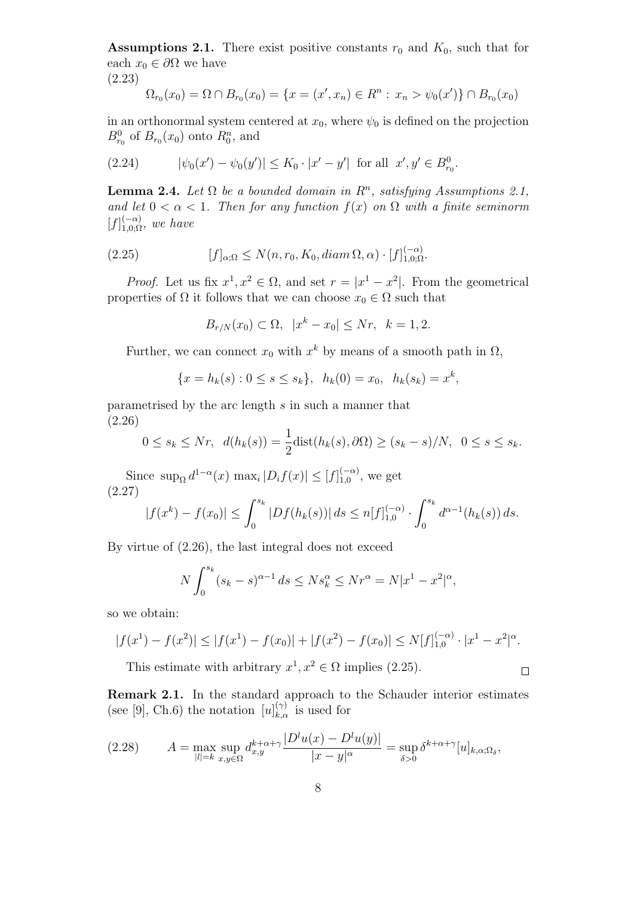**Assumptions 2.1.** There exist positive constants $r_0$ and $K_0$, such that for each $x_0 \in \partial\Omega$ we have

(2.23)
$$\Omega_{r_0}(x_0) = \Omega \cap B_{r_0}(x_0) = \{x = (x', x_n) \in R^n : \, x_n > \psi_0(x')\} \cap B_{r_0}(x_0)$$

in an orthonormal system centered at $x_0$, where $\psi_0$ is defined on the projection $B^0_{r_0}$ of $B_{r_0}(x_0)$ onto $R^n_0$, and

$$|\psi_0(x') - \psi_0(y')| \leq K_0 \cdot |x' - y'| \text{ for all } x', y' \in B^0_{r_0}. \tag{2.24}$$

**Lemma 2.4.** *Let $\Omega$ be a bounded domain in $R^n$, satisfying Assumptions 2.1, and let $0 < \alpha < 1$. Then for any function $f(x)$ on $\Omega$ with a finite seminorm $[f]^{(-\alpha)}_{1,0;\Omega}$, we have*

$$[f]_{\alpha;\Omega} \leq N(n, r_0, K_0, diam\,\Omega, \alpha) \cdot [f]^{(-\alpha)}_{1,0;\Omega}. \tag{2.25}$$

*Proof.* Let us fix $x^1, x^2 \in \Omega$, and set $r = |x^1 - x^2|$. From the geometrical properties of $\Omega$ it follows that we can choose $x_0 \in \Omega$ such that

$$B_{r/N}(x_0) \subset \Omega, \;\; |x^k - x_0| \leq Nr, \;\; k = 1, 2.$$

Further, we can connect $x_0$ with $x^k$ by means of a smooth path in $\Omega$,

$$\{x = h_k(s) : 0 \leq s \leq s_k\}, \;\; h_k(0) = x_0, \;\; h_k(s_k) = x^k,$$

parametrised by the arc length $s$ in such a manner that

(2.26)
$$0 \leq s_k \leq Nr, \;\; d(h_k(s)) = \frac{1}{2}\text{dist}(h_k(s), \partial\Omega) \geq (s_k - s)/N, \;\; 0 \leq s \leq s_k.$$

Since $\sup_\Omega d^{1-\alpha}(x) \max_i |D_i f(x)| \leq [f]^{(-\alpha)}_{1,0}$, we get

(2.27)
$$|f(x^k) - f(x_0)| \leq \int_0^{s_k} |Df(h_k(s))| \, ds \leq n[f]^{(-\alpha)}_{1,0} \cdot \int_0^{s_k} d^{\alpha-1}(h_k(s)) \, ds.$$

By virtue of (2.26), the last integral does not exceed

$$N \int_0^{s_k} (s_k - s)^{\alpha-1} \, ds \leq N s_k^\alpha \leq N r^\alpha = N|x^1 - x^2|^\alpha,$$

so we obtain:

$$|f(x^1) - f(x^2)| \leq |f(x^1) - f(x_0)| + |f(x^2) - f(x_0)| \leq N[f]^{(-\alpha)}_{1,0} \cdot |x^1 - x^2|^\alpha.$$

This estimate with arbitrary $x^1, x^2 \in \Omega$ implies (2.25). $\square$

**Remark 2.1.** In the standard approach to the Schauder interior estimates (see [9], Ch.6) the notation $[u]^{(\gamma)}_{k,\alpha}$ is used for

$$A = \max_{|l|=k} \sup_{x,y \in \Omega} d^{k+\alpha+\gamma}_{x,y} \frac{|D^l u(x) - D^l u(y)|}{|x - y|^\alpha} = \sup_{\delta > 0} \delta^{k+\alpha+\gamma} [u]_{k,\alpha;\Omega_\delta}, \tag{2.28}$$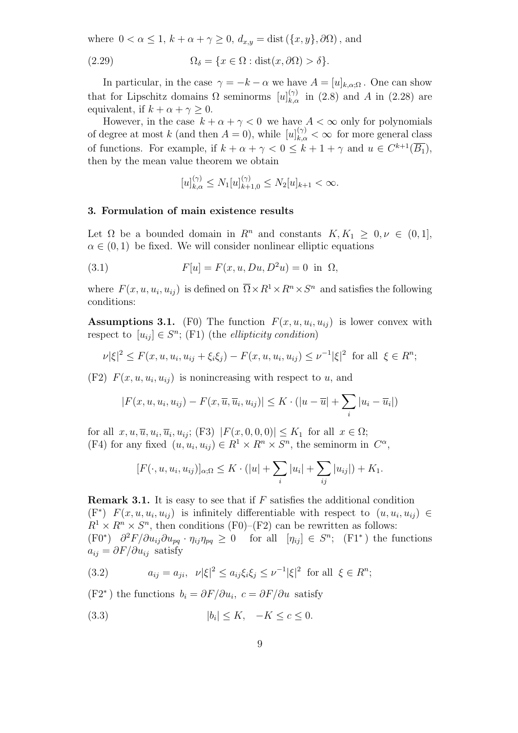where $0 < \alpha \le 1$, $k + \alpha + \gamma \ge 0$, $d_{x,y} = \operatorname{dist}(\{x, y\}, \partial\Omega)$, and

$$\Omega_\delta = \{x \in \Omega : \operatorname{dist}(x, \partial\Omega) > \delta\}. \tag{2.29}$$

In particular, in the case $\gamma = -k - \alpha$ we have $A = [u]_{k,\alpha;\Omega}$. One can show that for Lipschitz domains $\Omega$ seminorms $[u]^{(\gamma)}_{k,\alpha}$ in (2.8) and $A$ in (2.28) are equivalent, if $k + \alpha + \gamma \ge 0$.

However, in the case $k + \alpha + \gamma < 0$ we have $A < \infty$ only for polynomials of degree at most $k$ (and then $A = 0$), while $[u]^{(\gamma)}_{k,\alpha} < \infty$ for more general class of functions. For example, if $k + \alpha + \gamma < 0 \le k + 1 + \gamma$ and $u \in C^{k+1}(\overline{B_1})$, then by the mean value theorem we obtain

$$[u]^{(\gamma)}_{k,\alpha} \le N_1 [u]^{(\gamma)}_{k+1,0} \le N_2 [u]_{k+1} < \infty.$$

## 3. Formulation of main existence results

Let $\Omega$ be a bounded domain in $R^n$ and constants $K, K_1 \ge 0, \nu \in (0, 1]$, $\alpha \in (0, 1)$ be fixed. We will consider nonlinear elliptic equations

$$F[u] = F(x, u, Du, D^2 u) = 0 \text{ in } \Omega, \tag{3.1}$$

where $F(x, u, u_i, u_{ij})$ is defined on $\overline{\Omega} \times R^1 \times R^n \times S^n$ and satisfies the following conditions:

**Assumptions 3.1.** (F0) The function $F(x, u, u_i, u_{ij})$ is lower convex with respect to $[u_{ij}] \in S^n$; (F1) (the *ellipticity condition*)

$$\nu |\xi|^2 \le F(x, u, u_i, u_{ij} + \xi_i \xi_j) - F(x, u, u_i, u_{ij}) \le \nu^{-1} |\xi|^2 \text{ for all } \xi \in R^n;$$

(F2) $F(x, u, u_i, u_{ij})$ is nonincreasing with respect to $u$, and

$$|F(x, u, u_i, u_{ij}) - F(x, \overline{u}, \overline{u}_i, u_{ij})| \le K \cdot (|u - \overline{u}| + \sum_i |u_i - \overline{u}_i|)$$

for all $x, u, \overline{u}, u_i, \overline{u}_i, u_{ij}$; (F3) $|F(x, 0, 0, 0)| \le K_1$ for all $x \in \Omega$;
(F4) for any fixed $(u, u_i, u_{ij}) \in R^1 \times R^n \times S^n$, the seminorm in $C^\alpha$,

$$[F(\cdot, u, u_i, u_{ij})]_{\alpha;\Omega} \le K \cdot (|u| + \sum_i |u_i| + \sum_{ij} |u_{ij}|) + K_1.$$

**Remark 3.1.** It is easy to see that if $F$ satisfies the additional condition
(F$^*$) $F(x, u, u_i, u_{ij})$ is infinitely differentiable with respect to $(u, u_i, u_{ij}) \in R^1 \times R^n \times S^n$, then conditions (F0)–(F2) can be rewritten as follows:
(F0$^*$) $\partial^2 F / \partial u_{ij} \partial u_{pq} \cdot \eta_{ij} \eta_{pq} \ge 0$ for all $[\eta_{ij}] \in S^n$; (F1$^*$) the functions $a_{ij} = \partial F / \partial u_{ij}$ satisfy

$$a_{ij} = a_{ji}, \quad \nu |\xi|^2 \le a_{ij} \xi_i \xi_j \le \nu^{-1} |\xi|^2 \text{ for all } \xi \in R^n; \tag{3.2}$$

(F2$^*$) the functions $b_i = \partial F / \partial u_i$, $c = \partial F / \partial u$ satisfy

$$|b_i| \le K, \quad -K \le c \le 0. \tag{3.3}$$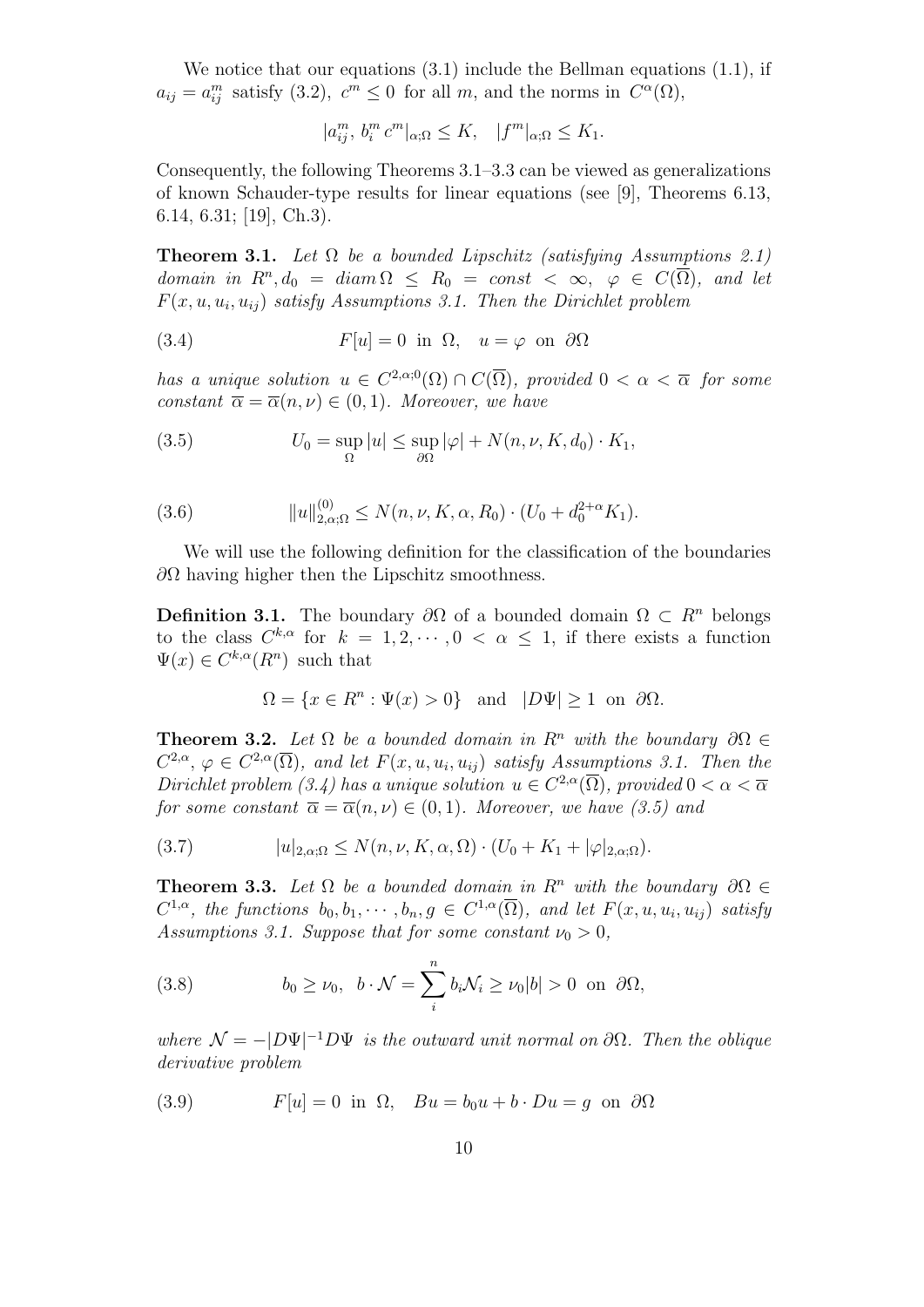We notice that our equations (3.1) include the Bellman equations (1.1), if $a_{ij} = a_{ij}^m$ satisfy (3.2), $c^m \leq 0$ for all $m$, and the norms in $C^\alpha(\Omega)$,

$$|a_{ij}^m,\, b_i^m\, c^m|_{\alpha;\Omega} \leq K, \quad |f^m|_{\alpha;\Omega} \leq K_1.$$

Consequently, the following Theorems 3.1–3.3 can be viewed as generalizations of known Schauder-type results for linear equations (see [9], Theorems 6.13, 6.14, 6.31; [19], Ch.3).

**Theorem 3.1.** *Let $\Omega$ be a bounded Lipschitz (satisfying Assumptions 2.1) domain in $R^n, d_0 = diam\, \Omega \leq R_0 = const < \infty$, $\varphi \in C(\overline{\Omega})$, and let $F(x, u, u_i, u_{ij})$ satisfy Assumptions 3.1. Then the Dirichlet problem*

$$F[u] = 0 \text{ in } \Omega, \quad u = \varphi \text{ on } \partial\Omega \tag{3.4}$$

*has a unique solution $u \in C^{2,\alpha;0}(\Omega) \cap C(\overline{\Omega})$, provided $0 < \alpha < \overline{\alpha}$ for some constant $\overline{\alpha} = \overline{\alpha}(n, \nu) \in (0, 1)$. Moreover, we have*

$$U_0 = \sup_{\Omega} |u| \leq \sup_{\partial\Omega} |\varphi| + N(n, \nu, K, d_0) \cdot K_1, \tag{3.5}$$

$$\|u\|_{2,\alpha;\Omega}^{(0)} \leq N(n, \nu, K, \alpha, R_0) \cdot (U_0 + d_0^{2+\alpha} K_1). \tag{3.6}$$

We will use the following definition for the classification of the boundaries $\partial\Omega$ having higher then the Lipschitz smoothness.

**Definition 3.1.** The boundary $\partial\Omega$ of a bounded domain $\Omega \subset R^n$ belongs to the class $C^{k,\alpha}$ for $k = 1, 2, \cdots, 0 < \alpha \leq 1$, if there exists a function $\Psi(x) \in C^{k,\alpha}(R^n)$ such that

$$\Omega = \{x \in R^n : \Psi(x) > 0\} \quad \text{and} \quad |D\Psi| \geq 1 \text{ on } \partial\Omega.$$

**Theorem 3.2.** *Let $\Omega$ be a bounded domain in $R^n$ with the boundary $\partial\Omega \in C^{2,\alpha}$, $\varphi \in C^{2,\alpha}(\overline{\Omega})$, and let $F(x, u, u_i, u_{ij})$ satisfy Assumptions 3.1. Then the Dirichlet problem (3.4) has a unique solution $u \in C^{2,\alpha}(\overline{\Omega})$, provided $0 < \alpha < \overline{\alpha}$ for some constant $\overline{\alpha} = \overline{\alpha}(n, \nu) \in (0, 1)$. Moreover, we have (3.5) and*

$$|u|_{2,\alpha;\Omega} \leq N(n, \nu, K, \alpha, \Omega) \cdot (U_0 + K_1 + |\varphi|_{2,\alpha;\Omega}). \tag{3.7}$$

**Theorem 3.3.** *Let $\Omega$ be a bounded domain in $R^n$ with the boundary $\partial\Omega \in C^{1,\alpha}$, the functions $b_0, b_1, \cdots, b_n, g \in C^{1,\alpha}(\overline{\Omega})$, and let $F(x, u, u_i, u_{ij})$ satisfy Assumptions 3.1. Suppose that for some constant $\nu_0 > 0$,*

$$b_0 \geq \nu_0, \quad b \cdot \mathcal{N} = \sum_{i}^{n} b_i \mathcal{N}_i \geq \nu_0 |b| > 0 \text{ on } \partial\Omega, \tag{3.8}$$

*where $\mathcal{N} = -|D\Psi|^{-1} D\Psi$ is the outward unit normal on $\partial\Omega$. Then the oblique derivative problem*

$$F[u] = 0 \text{ in } \Omega, \quad Bu = b_0 u + b \cdot Du = g \text{ on } \partial\Omega \tag{3.9}$$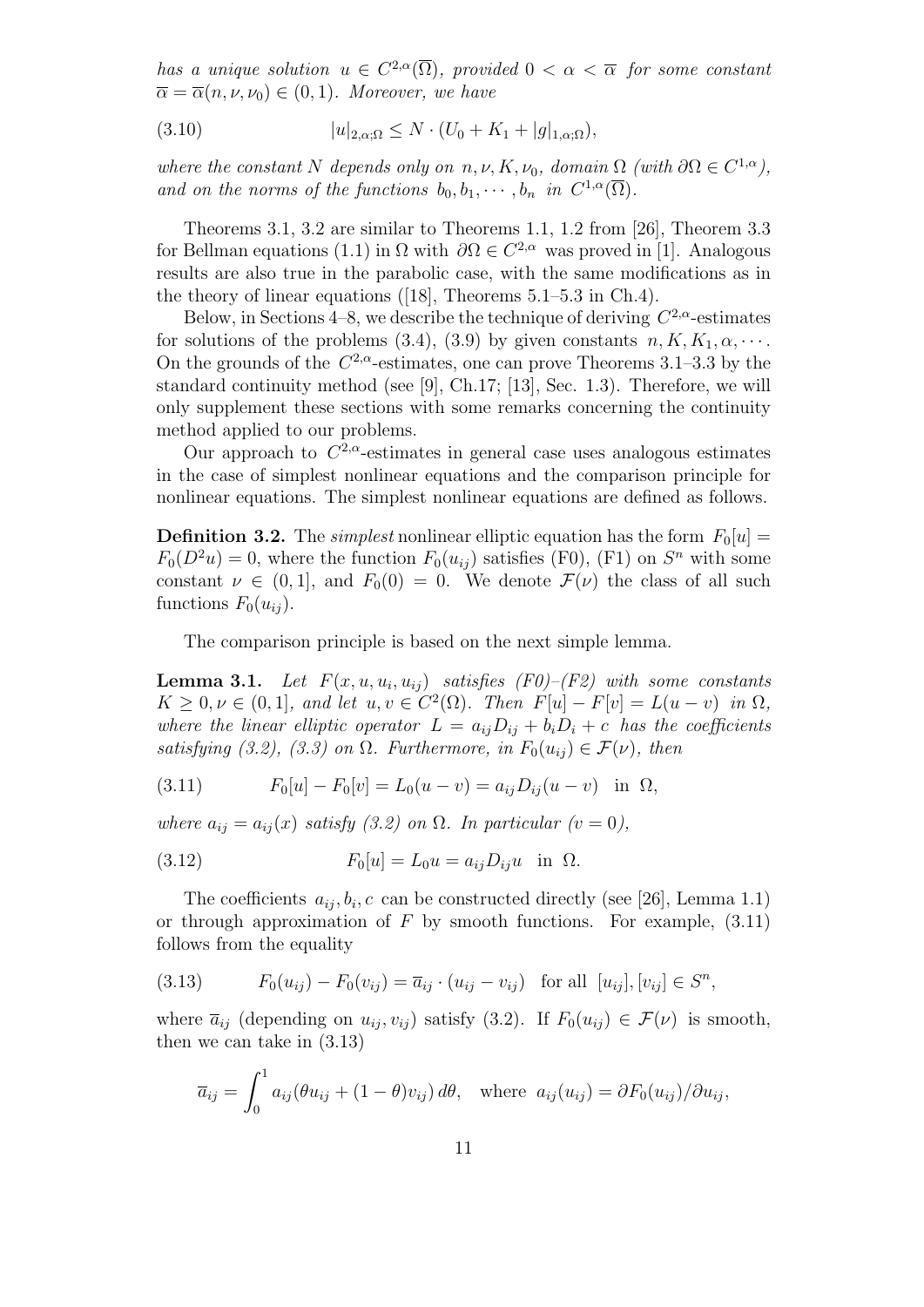*has a unique solution* $u \in C^{2,\alpha}(\overline{\Omega})$*, provided* $0 < \alpha < \overline{\alpha}$ *for some constant* $\overline{\alpha} = \overline{\alpha}(n, \nu, \nu_0) \in (0, 1)$*. Moreover, we have*

$$
|u|_{2,\alpha;\Omega} \leq N \cdot (U_0 + K_1 + |g|_{1,\alpha;\Omega}), \tag{3.10}
$$

*where the constant* $N$ *depends only on* $n, \nu, K, \nu_0$*, domain* $\Omega$ *(with* $\partial\Omega \in C^{1,\alpha}$*), and on the norms of the functions* $b_0, b_1, \cdots, b_n$ *in* $C^{1,\alpha}(\overline{\Omega})$*.*

Theorems 3.1, 3.2 are similar to Theorems 1.1, 1.2 from [26], Theorem 3.3 for Bellman equations (1.1) in $\Omega$ with $\partial\Omega \in C^{2,\alpha}$ was proved in [1]. Analogous results are also true in the parabolic case, with the same modifications as in the theory of linear equations ([18], Theorems 5.1–5.3 in Ch.4).

Below, in Sections 4–8, we describe the technique of deriving $C^{2,\alpha}$-estimates for solutions of the problems (3.4), (3.9) by given constants $n, K, K_1, \alpha, \cdots$. On the grounds of the $C^{2,\alpha}$-estimates, one can prove Theorems 3.1–3.3 by the standard continuity method (see [9], Ch.17; [13], Sec. 1.3). Therefore, we will only supplement these sections with some remarks concerning the continuity method applied to our problems.

Our approach to $C^{2,\alpha}$-estimates in general case uses analogous estimates in the case of simplest nonlinear equations and the comparison principle for nonlinear equations. The simplest nonlinear equations are defined as follows.

**Definition 3.2.** The *simplest* nonlinear elliptic equation has the form $F_0[u] = F_0(D^2u) = 0$, where the function $F_0(u_{ij})$ satisfies (F0), (F1) on $S^n$ with some constant $\nu \in (0, 1]$, and $F_0(0) = 0$. We denote $\mathcal{F}(\nu)$ the class of all such functions $F_0(u_{ij})$.

The comparison principle is based on the next simple lemma.

**Lemma 3.1.** *Let* $F(x, u, u_i, u_{ij})$ *satisfies (F0)–(F2) with some constants* $K \geq 0, \nu \in (0, 1]$*, and let* $u, v \in C^2(\Omega)$*. Then* $F[u] - F[v] = L(u - v)$ *in* $\Omega$*, where the linear elliptic operator* $L = a_{ij}D_{ij} + b_iD_i + c$ *has the coefficients satisfying (3.2), (3.3) on* $\Omega$*. Furthermore, in* $F_0(u_{ij}) \in \mathcal{F}(\nu)$*, then*

$$
F_0[u] - F_0[v] = L_0(u - v) = a_{ij}D_{ij}(u - v) \quad \text{in } \Omega, \tag{3.11}
$$

*where* $a_{ij} = a_{ij}(x)$ *satisfy (3.2) on* $\Omega$*. In particular (*$v = 0$*),*

$$
F_0[u] = L_0u = a_{ij}D_{ij}u \quad \text{in } \Omega. \tag{3.12}
$$

The coefficients $a_{ij}, b_i, c$ can be constructed directly (see [26], Lemma 1.1) or through approximation of $F$ by smooth functions. For example, (3.11) follows from the equality

$$
F_0(u_{ij}) - F_0(v_{ij}) = \overline{a}_{ij} \cdot (u_{ij} - v_{ij}) \quad \text{for all } [u_{ij}], [v_{ij}] \in S^n, \tag{3.13}
$$

where $\overline{a}_{ij}$ (depending on $u_{ij}, v_{ij}$) satisfy (3.2). If $F_0(u_{ij}) \in \mathcal{F}(\nu)$ is smooth, then we can take in (3.13)

$$
\overline{a}_{ij} = \int_0^1 a_{ij}(\theta u_{ij} + (1 - \theta)v_{ij})\, d\theta, \quad \text{where } a_{ij}(u_{ij}) = \partial F_0(u_{ij})/\partial u_{ij},
$$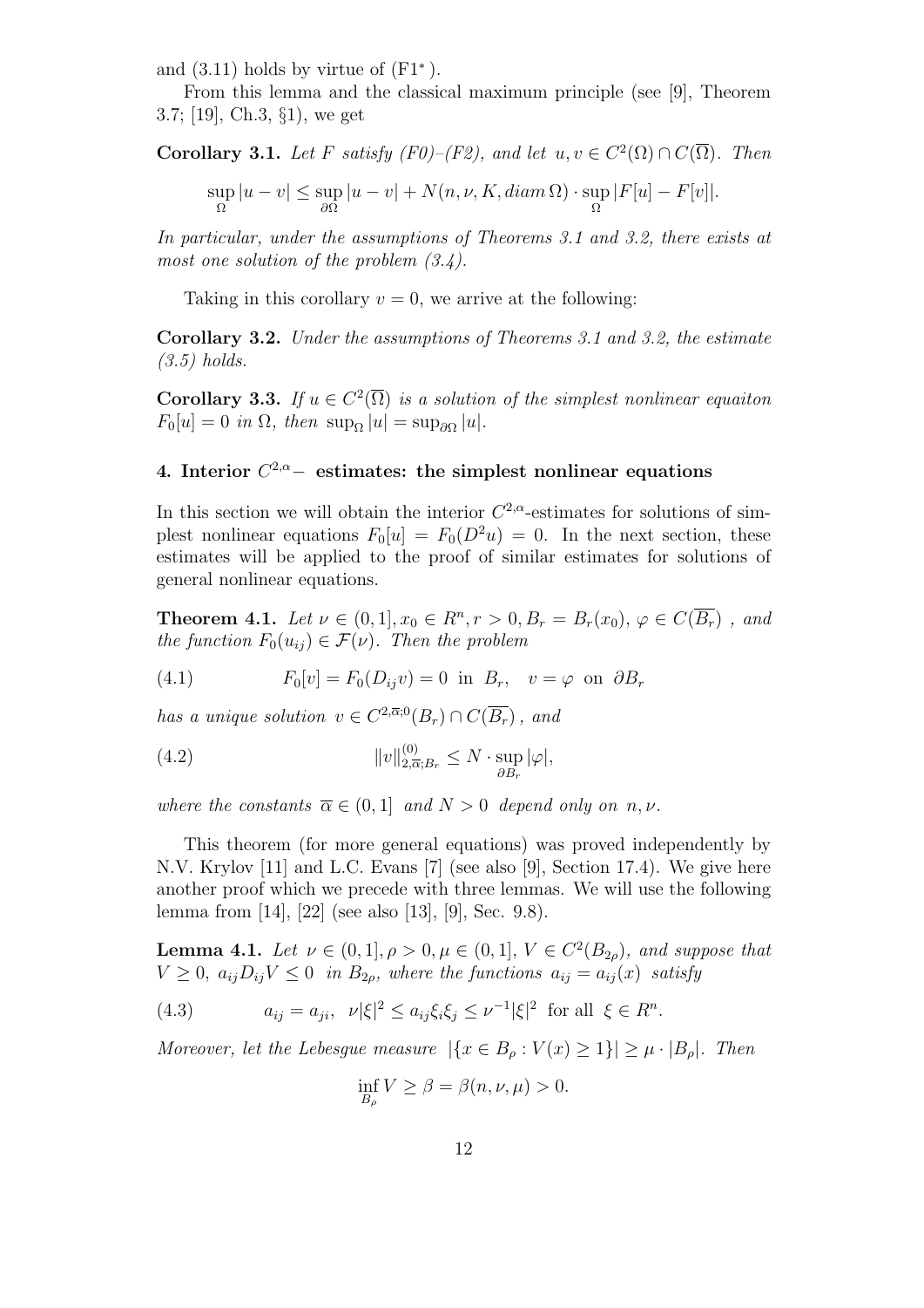and (3.11) holds by virtue of (F1*).

From this lemma and the classical maximum principle (see [9], Theorem 3.7; [19], Ch.3, §1), we get

**Corollary 3.1.** *Let $F$ satisfy (F0)–(F2), and let $u, v \in C^2(\Omega) \cap C(\overline{\Omega})$. Then*

$$\sup_{\Omega} |u - v| \leq \sup_{\partial\Omega} |u - v| + N(n, \nu, K, diam\, \Omega) \cdot \sup_{\Omega} |F[u] - F[v]|.$$

*In particular, under the assumptions of Theorems 3.1 and 3.2, there exists at most one solution of the problem (3.4).*

Taking in this corollary $v = 0$, we arrive at the following:

**Corollary 3.2.** *Under the assumptions of Theorems 3.1 and 3.2, the estimate (3.5) holds.*

**Corollary 3.3.** *If $u \in C^2(\overline{\Omega})$ is a solution of the simplest nonlinear equaiton $F_0[u] = 0$ in $\Omega$, then $\sup_{\Omega} |u| = \sup_{\partial\Omega} |u|$.*

## 4. Interior $C^{2,\alpha}-$ estimates: the simplest nonlinear equations

In this section we will obtain the interior $C^{2,\alpha}$-estimates for solutions of simplest nonlinear equations $F_0[u] = F_0(D^2u) = 0$. In the next section, these estimates will be applied to the proof of similar estimates for solutions of general nonlinear equations.

**Theorem 4.1.** *Let $\nu \in (0, 1], x_0 \in R^n, r > 0, B_r = B_r(x_0), \varphi \in C(\overline{B_r})$ , and the function $F_0(u_{ij}) \in \mathcal{F}(\nu)$. Then the problem*

$$F_0[v] = F_0(D_{ij}v) = 0 \text{ in } B_r, \quad v = \varphi \text{ on } \partial B_r \tag{4.1}$$

*has a unique solution $v \in C^{2,\overline{\alpha};0}(B_r) \cap C(\overline{B_r})$ , and*

$$\|v\|^{(0)}_{2,\overline{\alpha};B_r} \leq N \cdot \sup_{\partial B_r} |\varphi|, \tag{4.2}$$

*where the constants $\overline{\alpha} \in (0, 1]$ and $N > 0$ depend only on $n, \nu$.*

This theorem (for more general equations) was proved independently by N.V. Krylov [11] and L.C. Evans [7] (see also [9], Section 17.4). We give here another proof which we precede with three lemmas. We will use the following lemma from [14], [22] (see also [13], [9], Sec. 9.8).

**Lemma 4.1.** *Let $\nu \in (0, 1], \rho > 0, \mu \in (0, 1], V \in C^2(B_{2\rho})$, and suppose that $V \geq 0$, $a_{ij}D_{ij}V \leq 0$ in $B_{2\rho}$, where the functions $a_{ij} = a_{ij}(x)$ satisfy*

$$a_{ij} = a_{ji}, \ \ \nu|\xi|^2 \leq a_{ij}\xi_i\xi_j \leq \nu^{-1}|\xi|^2 \text{ for all } \xi \in R^n. \tag{4.3}$$

*Moreover, let the Lebesgue measure $|\{x \in B_\rho : V(x) \geq 1\}| \geq \mu \cdot |B_\rho|$. Then*

$$\inf_{B_\rho} V \geq \beta = \beta(n, \nu, \mu) > 0.$$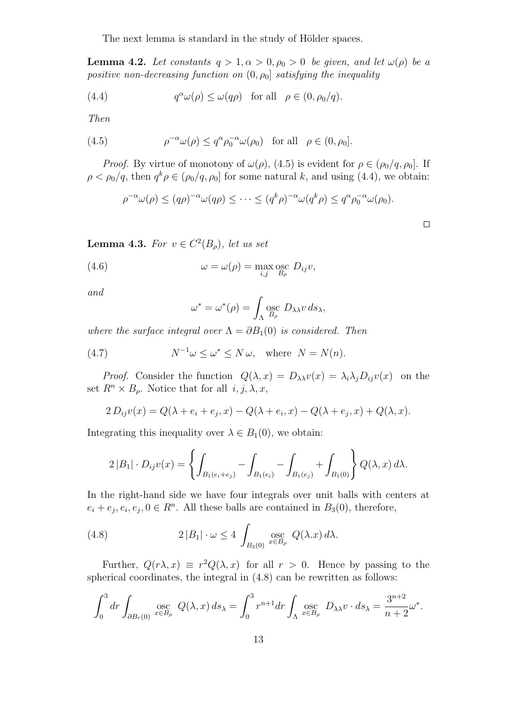The next lemma is standard in the study of Hölder spaces.

**Lemma 4.2.** *Let constants $q > 1, \alpha > 0, \rho_0 > 0$ be given, and let $\omega(\rho)$ be a positive non-decreasing function on $(0, \rho_0]$ satisfying the inequality*

$$q^\alpha \omega(\rho) \le \omega(q\rho) \quad \text{for all} \quad \rho \in (0, \rho_0/q). \tag{4.4}$$

*Then*

$$\rho^{-\alpha}\omega(\rho) \le q^\alpha \rho_0^{-\alpha}\omega(\rho_0) \quad \text{for all} \quad \rho \in (0, \rho_0]. \tag{4.5}$$

*Proof.* By virtue of monotony of $\omega(\rho)$, (4.5) is evident for $\rho \in (\rho_0/q, \rho_0]$. If $\rho < \rho_0/q$, then $q^k\rho \in (\rho_0/q, \rho_0]$ for some natural $k$, and using (4.4), we obtain:

$$\rho^{-\alpha}\omega(\rho) \le (q\rho)^{-\alpha}\omega(q\rho) \le \cdots \le (q^k\rho)^{-\alpha}\omega(q^k\rho) \le q^\alpha\rho_0^{-\alpha}\omega(\rho_0).$$

□

**Lemma 4.3.** *For $v \in C^2(B_\rho)$, let us set*

$$\omega = \omega(\rho) = \max_{i,j} \operatorname*{osc}_{B_\rho} D_{ij}v, \tag{4.6}$$

*and*

$$\omega^* = \omega^*(\rho) = \int_\Lambda \operatorname*{osc}_{B_\rho} D_{\lambda\lambda}v \, ds_\lambda,$$

*where the surface integral over $\Lambda = \partial B_1(0)$ is considered. Then*

$$N^{-1}\omega \le \omega^* \le N\,\omega, \quad \text{where} \ \ N = N(n). \tag{4.7}$$

*Proof.* Consider the function $Q(\lambda, x) = D_{\lambda\lambda}v(x) = \lambda_i\lambda_j D_{ij}v(x)$ on the set $R^n \times B_\rho$. Notice that for all $i, j, \lambda, x$,

$$2\,D_{ij}v(x) = Q(\lambda + e_i + e_j, x) - Q(\lambda + e_i, x) - Q(\lambda + e_j, x) + Q(\lambda, x).$$

Integrating this inequality over $\lambda \in B_1(0)$, we obtain:

$$2\,|B_1| \cdot D_{ij}v(x) = \left\{ \int_{B_1(e_i+e_j)} - \int_{B_1(e_i)} - \int_{B_1(e_j)} + \int_{B_1(0)} \right\} Q(\lambda, x)\, d\lambda.$$

In the right-hand side we have four integrals over unit balls with centers at $e_i + e_j, e_i, e_j, 0 \in R^n$. All these balls are contained in $B_3(0)$, therefore,

$$2\,|B_1| \cdot \omega \le 4 \int_{B_3(0)} \operatorname*{osc}_{x\in B_\rho} Q(\lambda.x)\, d\lambda. \tag{4.8}$$

Further, $Q(r\lambda, x) \equiv r^2 Q(\lambda, x)$ for all $r > 0$. Hence by passing to the spherical coordinates, the integral in (4.8) can be rewritten as follows:

$$\int_0^3 dr \int_{\partial B_r(0)} \operatorname*{osc}_{x\in B_\rho} Q(\lambda, x)\, ds_\lambda = \int_0^3 r^{n+1} dr \int_\Lambda \operatorname*{osc}_{x\in B_\rho} D_{\lambda\lambda}v \cdot ds_\lambda = \frac{3^{n+2}}{n+2}\omega^*.$$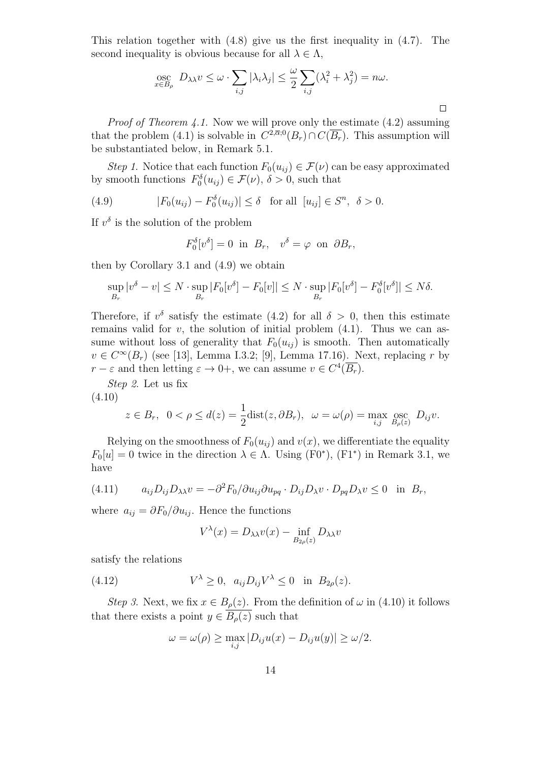This relation together with (4.8) give us the first inequality in (4.7). The second inequality is obvious because for all $\lambda \in \Lambda$,

$$\operatorname*{osc}_{x\in B_\rho} D_{\lambda\lambda} v \le \omega \cdot \sum_{i,j} |\lambda_i \lambda_j| \le \frac{\omega}{2} \sum_{i,j} (\lambda_i^2 + \lambda_j^2) = n\omega.$$

$\square$

*Proof of Theorem 4.1.* Now we will prove only the estimate (4.2) assuming that the problem (4.1) is solvable in $C^{2,\overline{\alpha};0}(B_r) \cap C(\overline{B_r})$. This assumption will be substantiated below, in Remark 5.1.

*Step 1.* Notice that each function $F_0(u_{ij}) \in \mathcal{F}(\nu)$ can be easy approximated by smooth functions $F_0^\delta(u_{ij}) \in \mathcal{F}(\nu)$, $\delta > 0$, such that

$$(4.9) \qquad |F_0(u_{ij}) - F_0^\delta(u_{ij})| \le \delta \quad \text{for all } [u_{ij}] \in S^n, \ \delta > 0.$$

If $v^\delta$ is the solution of the problem

$$F_0^\delta[v^\delta] = 0 \ \text{ in } B_r, \quad v^\delta = \varphi \ \text{ on } \partial B_r,$$

then by Corollary 3.1 and (4.9) we obtain

$$\sup_{B_r} |v^\delta - v| \le N \cdot \sup_{B_r} |F_0[v^\delta] - F_0[v]| \le N \cdot \sup_{B_r} |F_0[v^\delta] - F_0^\delta[v^\delta]| \le N\delta.$$

Therefore, if $v^\delta$ satisfy the estimate (4.2) for all $\delta > 0$, then this estimate remains valid for $v$, the solution of initial problem (4.1). Thus we can assume without loss of generality that $F_0(u_{ij})$ is smooth. Then automatically $v \in C^\infty(B_r)$ (see [13], Lemma I.3.2; [9], Lemma 17.16). Next, replacing $r$ by $r - \varepsilon$ and then letting $\varepsilon \to 0+$, we can assume $v \in C^4(\overline{B_r})$.

*Step 2.* Let us fix

$$(4.10) \qquad z \in B_r, \ \ 0 < \rho \le d(z) = \frac{1}{2}\operatorname{dist}(z, \partial B_r), \ \ \omega = \omega(\rho) = \max_{i,j} \operatorname*{osc}_{B_\rho(z)} D_{ij} v.$$

Relying on the smoothness of $F_0(u_{ij})$ and $v(x)$, we differentiate the equality $F_0[u] = 0$ twice in the direction $\lambda \in \Lambda$. Using (F0*), (F1*) in Remark 3.1, we have

$$(4.11) \qquad a_{ij} D_{ij} D_{\lambda\lambda} v = -\partial^2 F_0 / \partial u_{ij} \partial u_{pq} \cdot D_{ij} D_\lambda v \cdot D_{pq} D_\lambda v \le 0 \ \text{ in } B_r,$$

where $a_{ij} = \partial F_0 / \partial u_{ij}$. Hence the functions

$$V^\lambda(x) = D_{\lambda\lambda} v(x) - \inf_{B_{2\rho}(z)} D_{\lambda\lambda} v$$

satisfy the relations

$$(4.12) \qquad V^\lambda \ge 0, \ \ a_{ij} D_{ij} V^\lambda \le 0 \ \text{ in } B_{2\rho}(z).$$

*Step 3.* Next, we fix $x \in B_\rho(z)$. From the definition of $\omega$ in (4.10) it follows that there exists a point $y \in \overline{B_\rho(z)}$ such that

$$\omega = \omega(\rho) \ge \max_{i,j} |D_{ij} u(x) - D_{ij} u(y)| \ge \omega/2.$$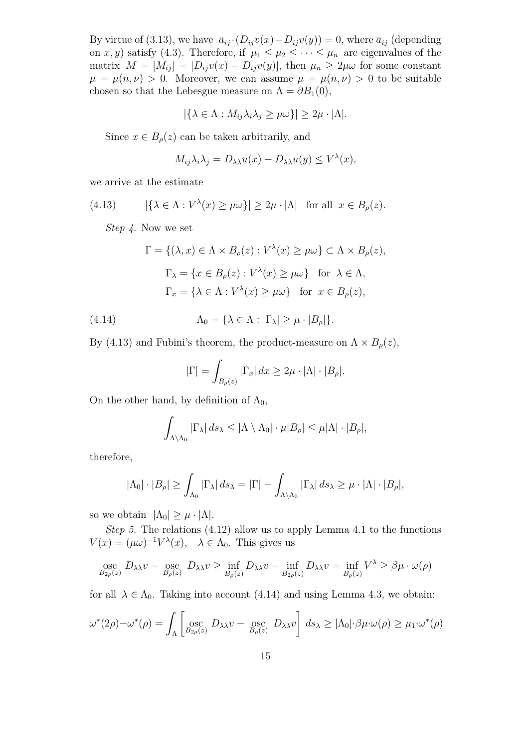By virtue of (3.13), we have $\overline{a}_{ij} \cdot (D_{ij}v(x) - D_{ij}v(y)) = 0$, where $\overline{a}_{ij}$ (depending on $x, y$) satisfy (4.3). Therefore, if $\mu_1 \le \mu_2 \le \cdots \le \mu_n$ are eigenvalues of the matrix $M = [M_{ij}] = [D_{ij}v(x) - D_{ij}v(y)]$, then $\mu_n \ge 2\mu\omega$ for some constant $\mu = \mu(n, \nu) > 0$. Moreover, we can assume $\mu = \mu(n, \nu) > 0$ to be suitable chosen so that the Lebesgue measure on $\Lambda = \partial B_1(0)$,

$$
|\{\lambda \in \Lambda : M_{ij}\lambda_i\lambda_j \ge \mu\omega\}| \ge 2\mu \cdot |\Lambda|.
$$

Since $x \in B_\rho(z)$ can be taken arbitrarily, and

$$
M_{ij}\lambda_i\lambda_j = D_{\lambda\lambda}u(x) - D_{\lambda\lambda}u(y) \le V^\lambda(x),
$$

we arrive at the estimate

$$
(4.13) \qquad |\{\lambda \in \Lambda : V^\lambda(x) \ge \mu\omega\}| \ge 2\mu \cdot |\Lambda| \quad \text{for all } x \in B_\rho(z).
$$

*Step 4.* Now we set

$$
\Gamma = \{(\lambda, x) \in \Lambda \times B_\rho(z) : V^\lambda(x) \ge \mu\omega\} \subset \Lambda \times B_\rho(z),
$$

$$
\Gamma_\lambda = \{x \in B_\rho(z) : V^\lambda(x) \ge \mu\omega\} \quad \text{for } \lambda \in \Lambda,
$$

$$
\Gamma_x = \{\lambda \in \Lambda : V^\lambda(x) \ge \mu\omega\} \quad \text{for } x \in B_\rho(z),
$$

$$
(4.14) \qquad \Lambda_0 = \{\lambda \in \Lambda : |\Gamma_\lambda| \ge \mu \cdot |B_\rho|\}.
$$

By (4.13) and Fubini's theorem, the product-measure on $\Lambda \times B_\rho(z)$,

$$
|\Gamma| = \int_{B_\rho(z)} |\Gamma_x| \, dx \ge 2\mu \cdot |\Lambda| \cdot |B_\rho|.
$$

On the other hand, by definition of $\Lambda_0$,

$$
\int_{\Lambda \setminus \Lambda_0} |\Gamma_\lambda| \, ds_\lambda \le |\Lambda \setminus \Lambda_0| \cdot \mu |B_\rho| \le \mu |\Lambda| \cdot |B_\rho|,
$$

therefore,

$$
|\Lambda_0| \cdot |B_\rho| \ge \int_{\Lambda_0} |\Gamma_\lambda| \, ds_\lambda = |\Gamma| - \int_{\Lambda \setminus \Lambda_0} |\Gamma_\lambda| \, ds_\lambda \ge \mu \cdot |\Lambda| \cdot |B_\rho|,
$$

so we obtain $|\Lambda_0| \ge \mu \cdot |\Lambda|$.

*Step 5.* The relations (4.12) allow us to apply Lemma 4.1 to the functions $V(x) = (\mu\omega)^{-1}V^\lambda(x), \quad \lambda \in \Lambda_0$. This gives us

$$
\operatorname*{osc}_{B_{2\rho}(z)} D_{\lambda\lambda}v - \operatorname*{osc}_{B_\rho(z)} D_{\lambda\lambda}v \ge \inf_{B_\rho(z)} D_{\lambda\lambda}v - \inf_{B_{2\rho}(z)} D_{\lambda\lambda}v = \inf_{B_\rho(z)} V^\lambda \ge \beta\mu \cdot \omega(\rho)
$$

for all $\lambda \in \Lambda_0$. Taking into account (4.14) and using Lemma 4.3, we obtain:

$$
\omega^*(2\rho) - \omega^*(\rho) = \int_\Lambda \left[ \operatorname*{osc}_{B_{2\rho}(z)} D_{\lambda\lambda}v - \operatorname*{osc}_{B_\rho(z)} D_{\lambda\lambda}v \right] ds_\lambda \ge |\Lambda_0| \cdot \beta\mu \cdot \omega(\rho) \ge \mu_1 \cdot \omega^*(\rho)
$$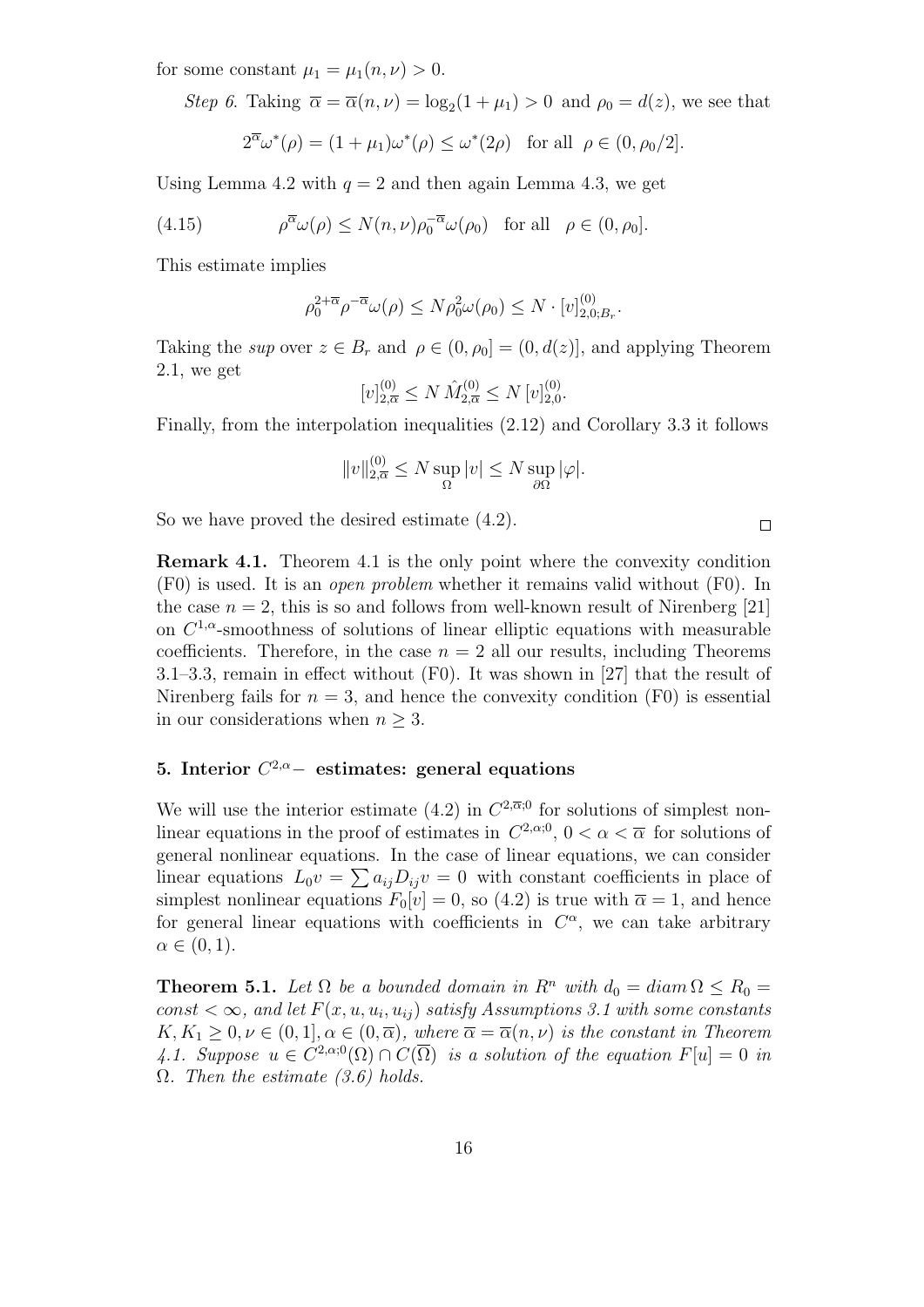for some constant $\mu_1 = \mu_1(n, \nu) > 0$.

*Step 6.* Taking $\overline{\alpha} = \overline{\alpha}(n, \nu) = \log_2(1 + \mu_1) > 0$ and $\rho_0 = d(z)$, we see that

$$2^{\overline{\alpha}} \omega^*(\rho) = (1 + \mu_1)\omega^*(\rho) \leq \omega^*(2\rho) \quad \text{for all} \quad \rho \in (0, \rho_0/2].$$

Using Lemma 4.2 with $q = 2$ and then again Lemma 4.3, we get

$$\rho^{\overline{\alpha}} \omega(\rho) \leq N(n, \nu) \rho_0^{-\overline{\alpha}} \omega(\rho_0) \quad \text{for all} \quad \rho \in (0, \rho_0]. \tag{4.15}$$

This estimate implies

$$\rho_0^{2+\overline{\alpha}} \rho^{-\overline{\alpha}} \omega(\rho) \leq N \rho_0^2 \omega(\rho_0) \leq N \cdot [v]^{(0)}_{2,0;B_r}.$$

Taking the *sup* over $z \in B_r$ and $\rho \in (0, \rho_0] = (0, d(z)]$, and applying Theorem 2.1, we get

$$[v]^{(0)}_{2,\overline{\alpha}} \leq N \, \hat{M}^{(0)}_{2,\overline{\alpha}} \leq N \, [v]^{(0)}_{2,0}.$$

Finally, from the interpolation inequalities (2.12) and Corollary 3.3 it follows

$$\|v\|^{(0)}_{2,\overline{\alpha}} \leq N \sup_{\Omega} |v| \leq N \sup_{\partial\Omega} |\varphi|.$$

So we have proved the desired estimate (4.2). $\square$

**Remark 4.1.** Theorem 4.1 is the only point where the convexity condition (F0) is used. It is an *open problem* whether it remains valid without (F0). In the case $n = 2$, this is so and follows from well-known result of Nirenberg [21] on $C^{1,\alpha}$-smoothness of solutions of linear elliptic equations with measurable coefficients. Therefore, in the case $n = 2$ all our results, including Theorems 3.1–3.3, remain in effect without (F0). It was shown in [27] that the result of Nirenberg fails for $n = 3$, and hence the convexity condition (F0) is essential in our considerations when $n \geq 3$.

## 5. Interior $C^{2,\alpha}-$ estimates: general equations

We will use the interior estimate (4.2) in $C^{2,\overline{\alpha};0}$ for solutions of simplest nonlinear equations in the proof of estimates in $C^{2,\alpha;0}$, $0 < \alpha < \overline{\alpha}$ for solutions of general nonlinear equations. In the case of linear equations, we can consider linear equations $L_0 v = \sum a_{ij} D_{ij} v = 0$ with constant coefficients in place of simplest nonlinear equations $F_0[v] = 0$, so (4.2) is true with $\overline{\alpha} = 1$, and hence for general linear equations with coefficients in $C^\alpha$, we can take arbitrary $\alpha \in (0, 1)$.

**Theorem 5.1.** *Let $\Omega$ be a bounded domain in $R^n$ with $d_0 = diam\,\Omega \leq R_0 = const < \infty$, and let $F(x, u, u_i, u_{ij})$ satisfy Assumptions 3.1 with some constants $K, K_1 \geq 0, \nu \in (0, 1], \alpha \in (0, \overline{\alpha})$, where $\overline{\alpha} = \overline{\alpha}(n, \nu)$ is the constant in Theorem 4.1. Suppose $u \in C^{2,\alpha;0}(\Omega) \cap C(\overline{\Omega})$ is a solution of the equation $F[u] = 0$ in $\Omega$. Then the estimate (3.6) holds.*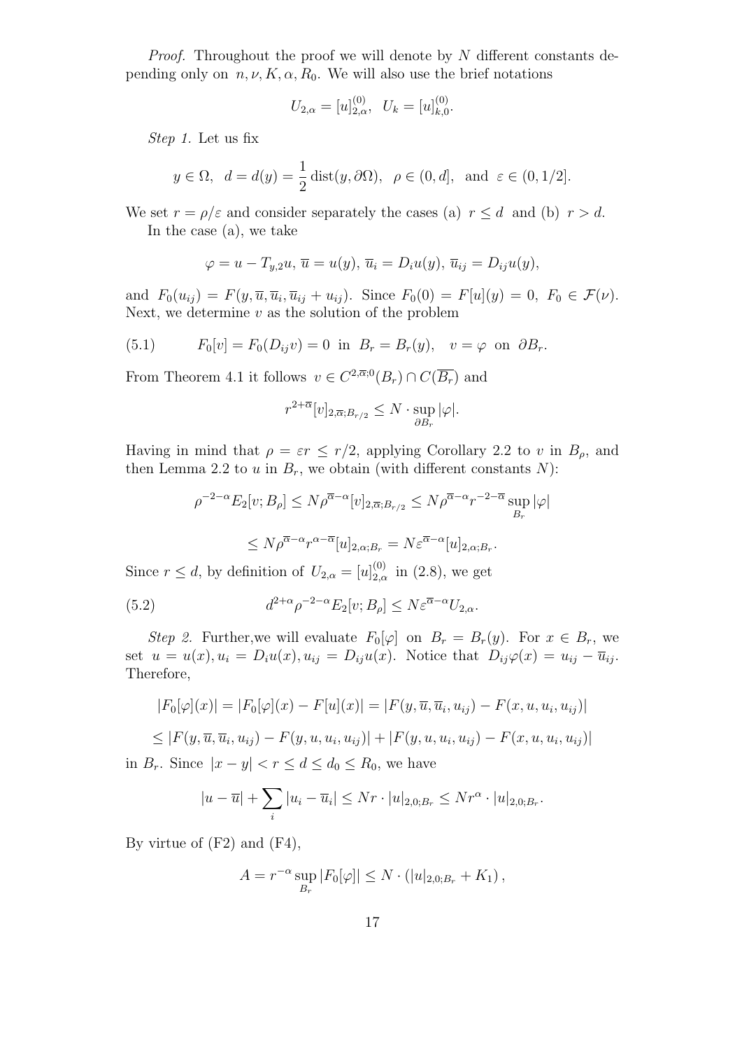*Proof.* Throughout the proof we will denote by $N$ different constants depending only on $n, \nu, K, \alpha, R_0$. We will also use the brief notations

$$U_{2,\alpha} = [u]^{(0)}_{2,\alpha}, \quad U_k = [u]^{(0)}_{k,0}.$$

*Step 1.* Let us fix

$$y \in \Omega, \quad d = d(y) = \frac{1}{2}\operatorname{dist}(y, \partial\Omega), \quad \rho \in (0, d], \quad \text{and} \quad \varepsilon \in (0, 1/2].$$

We set $r = \rho/\varepsilon$ and consider separately the cases (a) $r \leq d$ and (b) $r > d$.

In the case (a), we take

$$\varphi = u - T_{y,2}u, \; \overline{u} = u(y), \; \overline{u}_i = D_i u(y), \; \overline{u}_{ij} = D_{ij}u(y),$$

and $F_0(u_{ij}) = F(y, \overline{u}, \overline{u}_i, \overline{u}_{ij} + u_{ij})$. Since $F_0(0) = F[u](y) = 0$, $F_0 \in \mathcal{F}(\nu)$. Next, we determine $v$ as the solution of the problem

$$F_0[v] = F_0(D_{ij}v) = 0 \text{ in } B_r = B_r(y), \quad v = \varphi \text{ on } \partial B_r. \tag{5.1}$$

From Theorem 4.1 it follows $v \in C^{2,\overline{\alpha};0}(B_r) \cap C(\overline{B_r})$ and

$$r^{2+\overline{\alpha}}[v]_{2,\overline{\alpha};B_{r/2}} \leq N \cdot \sup_{\partial B_r} |\varphi|.$$

Having in mind that $\rho = \varepsilon r \leq r/2$, applying Corollary 2.2 to $v$ in $B_\rho$, and then Lemma 2.2 to $u$ in $B_r$, we obtain (with different constants $N$):

$$\rho^{-2-\alpha}E_2[v; B_\rho] \leq N\rho^{\overline{\alpha}-\alpha}[v]_{2,\overline{\alpha};B_{r/2}} \leq N\rho^{\overline{\alpha}-\alpha}r^{-2-\overline{\alpha}}\sup_{B_r}|\varphi|$$

$$\leq N\rho^{\overline{\alpha}-\alpha}r^{\alpha-\overline{\alpha}}[u]_{2,\alpha;B_r} = N\varepsilon^{\overline{\alpha}-\alpha}[u]_{2,\alpha;B_r}.$$

Since $r \leq d$, by definition of $U_{2,\alpha} = [u]^{(0)}_{2,\alpha}$ in (2.8), we get

$$d^{2+\alpha}\rho^{-2-\alpha}E_2[v; B_\rho] \leq N\varepsilon^{\overline{\alpha}-\alpha}U_{2,\alpha}. \tag{5.2}$$

*Step 2.* Further,we will evaluate $F_0[\varphi]$ on $B_r = B_r(y)$. For $x \in B_r$, we set $u = u(x), u_i = D_i u(x), u_{ij} = D_{ij}u(x)$. Notice that $D_{ij}\varphi(x) = u_{ij} - \overline{u}_{ij}$. Therefore,

$$|F_0[\varphi](x)| = |F_0[\varphi](x) - F[u](x)| = |F(y, \overline{u}, \overline{u}_i, u_{ij}) - F(x, u, u_i, u_{ij})|$$

$$\leq |F(y, \overline{u}, \overline{u}_i, u_{ij}) - F(y, u, u_i, u_{ij})| + |F(y, u, u_i, u_{ij}) - F(x, u, u_i, u_{ij})|$$

in $B_r$. Since $|x - y| < r \leq d \leq d_0 \leq R_0$, we have

$$|u - \overline{u}| + \sum_i |u_i - \overline{u}_i| \leq Nr \cdot |u|_{2,0;B_r} \leq Nr^\alpha \cdot |u|_{2,0;B_r}.$$

By virtue of (F2) and (F4),

$$A = r^{-\alpha}\sup_{B_r}|F_0[\varphi]| \leq N \cdot (|u|_{2,0;B_r} + K_1),$$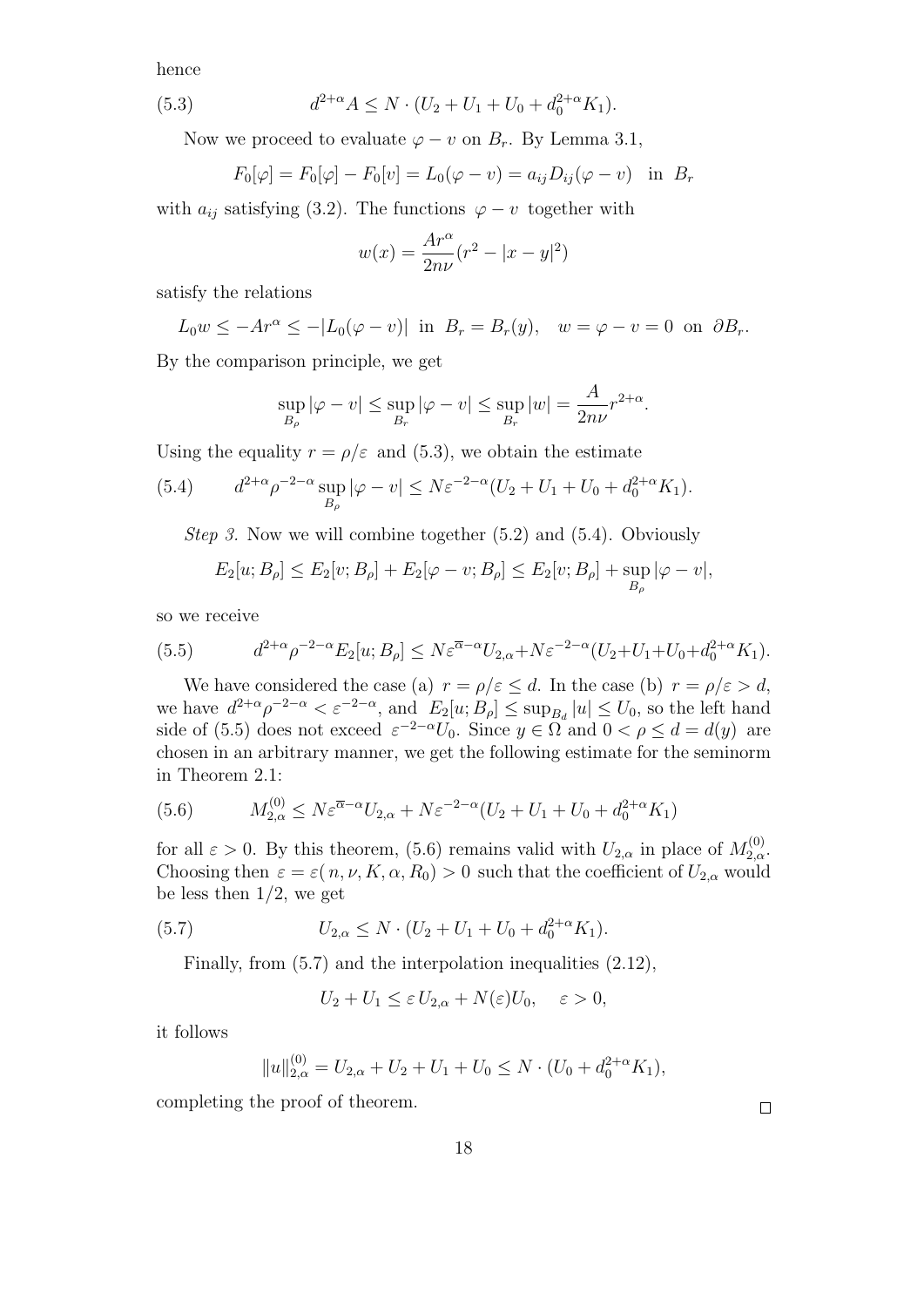hence

$$d^{2+\alpha} A \le N \cdot (U_2 + U_1 + U_0 + d_0^{2+\alpha} K_1). \tag{5.3}$$

Now we proceed to evaluate $\varphi - v$ on $B_r$. By Lemma 3.1,

$$F_0[\varphi] = F_0[\varphi] - F_0[v] = L_0(\varphi - v) = a_{ij} D_{ij}(\varphi - v) \quad \text{in} \;\; B_r$$

with $a_{ij}$ satisfying (3.2). The functions $\varphi - v$ together with

$$w(x) = \frac{A r^\alpha}{2n\nu}(r^2 - |x-y|^2)$$

satisfy the relations

$$L_0 w \le -A r^\alpha \le -|L_0(\varphi - v)| \;\; \text{in} \;\; B_r = B_r(y), \quad w = \varphi - v = 0 \;\; \text{on} \;\; \partial B_r.$$

By the comparison principle, we get

$$\sup_{B_\rho} |\varphi - v| \le \sup_{B_r} |\varphi - v| \le \sup_{B_r} |w| = \frac{A}{2n\nu} r^{2+\alpha}.$$

Using the equality $r = \rho/\varepsilon$ and (5.3), we obtain the estimate

$$d^{2+\alpha} \rho^{-2-\alpha} \sup_{B_\rho} |\varphi - v| \le N \varepsilon^{-2-\alpha} (U_2 + U_1 + U_0 + d_0^{2+\alpha} K_1). \tag{5.4}$$

*Step 3.* Now we will combine together (5.2) and (5.4). Obviously

$$E_2[u; B_\rho] \le E_2[v; B_\rho] + E_2[\varphi - v; B_\rho] \le E_2[v; B_\rho] + \sup_{B_\rho} |\varphi - v|,$$

so we receive

$$d^{2+\alpha} \rho^{-2-\alpha} E_2[u; B_\rho] \le N \varepsilon^{\overline{\alpha} - \alpha} U_{2,\alpha} + N \varepsilon^{-2-\alpha} (U_2 + U_1 + U_0 + d_0^{2+\alpha} K_1). \tag{5.5}$$

We have considered the case (a) $r = \rho/\varepsilon \le d$. In the case (b) $r = \rho/\varepsilon > d$, we have $d^{2+\alpha}\rho^{-2-\alpha} < \varepsilon^{-2-\alpha}$, and $E_2[u; B_\rho] \le \sup_{B_d} |u| \le U_0$, so the left hand side of (5.5) does not exceed $\varepsilon^{-2-\alpha} U_0$. Since $y \in \Omega$ and $0 < \rho \le d = d(y)$ are chosen in an arbitrary manner, we get the following estimate for the seminorm in Theorem 2.1:

$$M_{2,\alpha}^{(0)} \le N \varepsilon^{\overline{\alpha} - \alpha} U_{2,\alpha} + N \varepsilon^{-2-\alpha} (U_2 + U_1 + U_0 + d_0^{2+\alpha} K_1) \tag{5.6}$$

for all $\varepsilon > 0$. By this theorem, (5.6) remains valid with $U_{2,\alpha}$ in place of $M_{2,\alpha}^{(0)}$. Choosing then $\varepsilon = \varepsilon(n, \nu, K, \alpha, R_0) > 0$ such that the coefficient of $U_{2,\alpha}$ would be less then $1/2$, we get

$$U_{2,\alpha} \le N \cdot (U_2 + U_1 + U_0 + d_0^{2+\alpha} K_1). \tag{5.7}$$

Finally, from (5.7) and the interpolation inequalities (2.12),

$$U_2 + U_1 \le \varepsilon \, U_{2,\alpha} + N(\varepsilon) U_0, \quad \varepsilon > 0,$$

it follows

$$\|u\|_{2,\alpha}^{(0)} = U_{2,\alpha} + U_2 + U_1 + U_0 \le N \cdot (U_0 + d_0^{2+\alpha} K_1),$$

completing the proof of theorem. □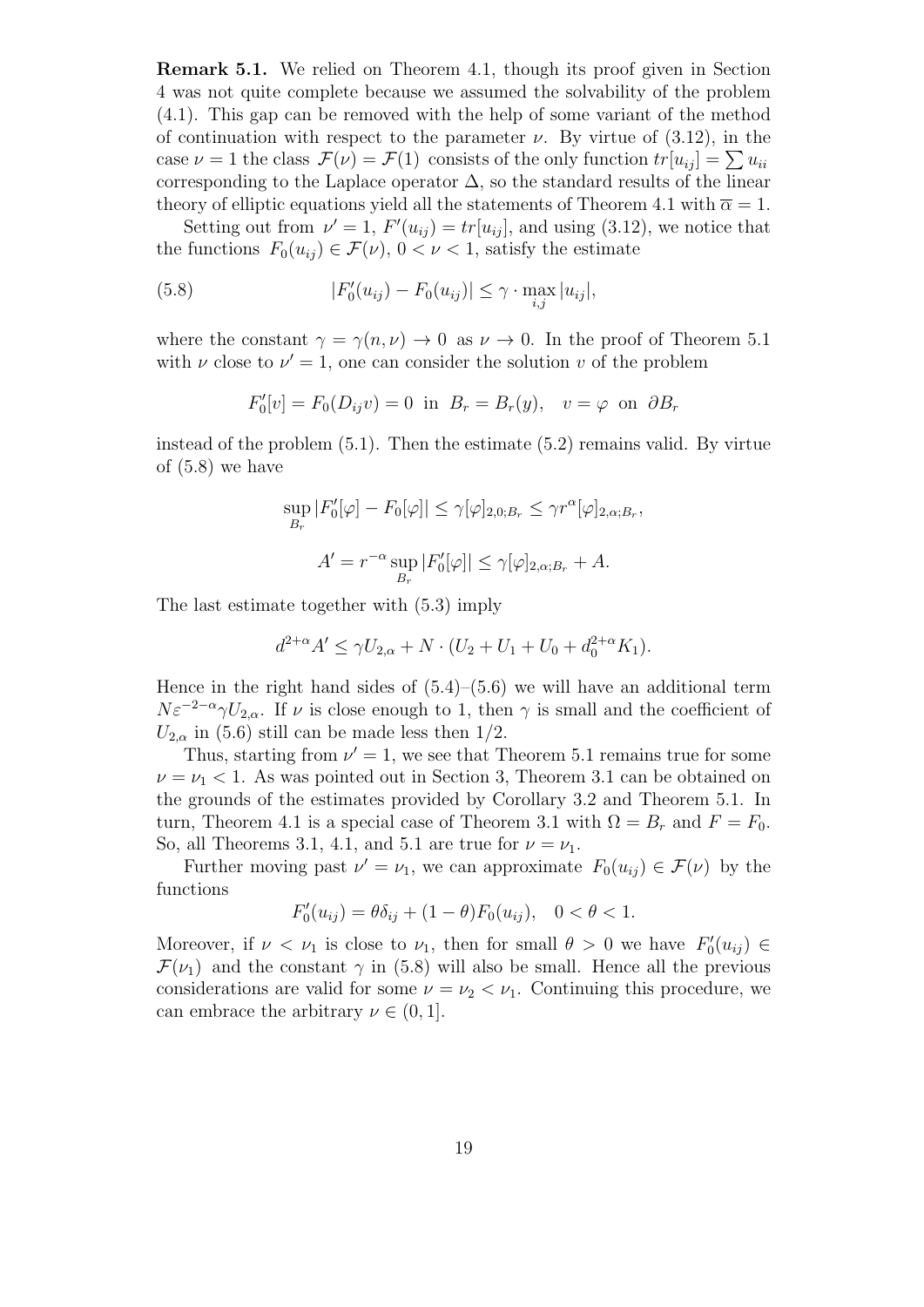**Remark 5.1.** We relied on Theorem 4.1, though its proof given in Section 4 was not quite complete because we assumed the solvability of the problem (4.1). This gap can be removed with the help of some variant of the method of continuation with respect to the parameter $\nu$. By virtue of (3.12), in the case $\nu = 1$ the class $\mathcal{F}(\nu) = \mathcal{F}(1)$ consists of the only function $tr[u_{ij}] = \sum u_{ii}$ corresponding to the Laplace operator $\Delta$, so the standard results of the linear theory of elliptic equations yield all the statements of Theorem 4.1 with $\overline{\alpha} = 1$.

Setting out from $\nu' = 1$, $F'(u_{ij}) = tr[u_{ij}]$, and using (3.12), we notice that the functions $F_0(u_{ij}) \in \mathcal{F}(\nu)$, $0 < \nu < 1$, satisfy the estimate

$$
|F_0'(u_{ij}) - F_0(u_{ij})| \leq \gamma \cdot \max_{i,j} |u_{ij}|, \tag{5.8}
$$

where the constant $\gamma = \gamma(n, \nu) \to 0$ as $\nu \to 0$. In the proof of Theorem 5.1 with $\nu$ close to $\nu' = 1$, one can consider the solution $v$ of the problem

$$
F_0'[v] = F_0(D_{ij}v) = 0 \;\text{ in }\; B_r = B_r(y), \quad v = \varphi \;\text{ on }\; \partial B_r
$$

instead of the problem (5.1). Then the estimate (5.2) remains valid. By virtue of (5.8) we have

$$
\sup_{B_r} |F_0'[\varphi] - F_0[\varphi]| \leq \gamma[\varphi]_{2,0;B_r} \leq \gamma r^\alpha [\varphi]_{2,\alpha;B_r},
$$

$$
A' = r^{-\alpha} \sup_{B_r} |F_0'[\varphi]| \leq \gamma[\varphi]_{2,\alpha;B_r} + A.
$$

The last estimate together with (5.3) imply

$$
d^{2+\alpha} A' \leq \gamma U_{2,\alpha} + N \cdot (U_2 + U_1 + U_0 + d_0^{2+\alpha} K_1).
$$

Hence in the right hand sides of (5.4)–(5.6) we will have an additional term $N\varepsilon^{-2-\alpha}\gamma U_{2,\alpha}$. If $\nu$ is close enough to 1, then $\gamma$ is small and the coefficient of $U_{2,\alpha}$ in (5.6) still can be made less then 1/2.

Thus, starting from $\nu' = 1$, we see that Theorem 5.1 remains true for some $\nu = \nu_1 < 1$. As was pointed out in Section 3, Theorem 3.1 can be obtained on the grounds of the estimates provided by Corollary 3.2 and Theorem 5.1. In turn, Theorem 4.1 is a special case of Theorem 3.1 with $\Omega = B_r$ and $F = F_0$. So, all Theorems 3.1, 4.1, and 5.1 are true for $\nu = \nu_1$.

Further moving past $\nu' = \nu_1$, we can approximate $F_0(u_{ij}) \in \mathcal{F}(\nu)$ by the functions

$$
F_0'(u_{ij}) = \theta\delta_{ij} + (1 - \theta)F_0(u_{ij}), \quad 0 < \theta < 1.
$$

Moreover, if $\nu < \nu_1$ is close to $\nu_1$, then for small $\theta > 0$ we have $F_0'(u_{ij}) \in \mathcal{F}(\nu_1)$ and the constant $\gamma$ in (5.8) will also be small. Hence all the previous considerations are valid for some $\nu = \nu_2 < \nu_1$. Continuing this procedure, we can embrace the arbitrary $\nu \in (0, 1]$.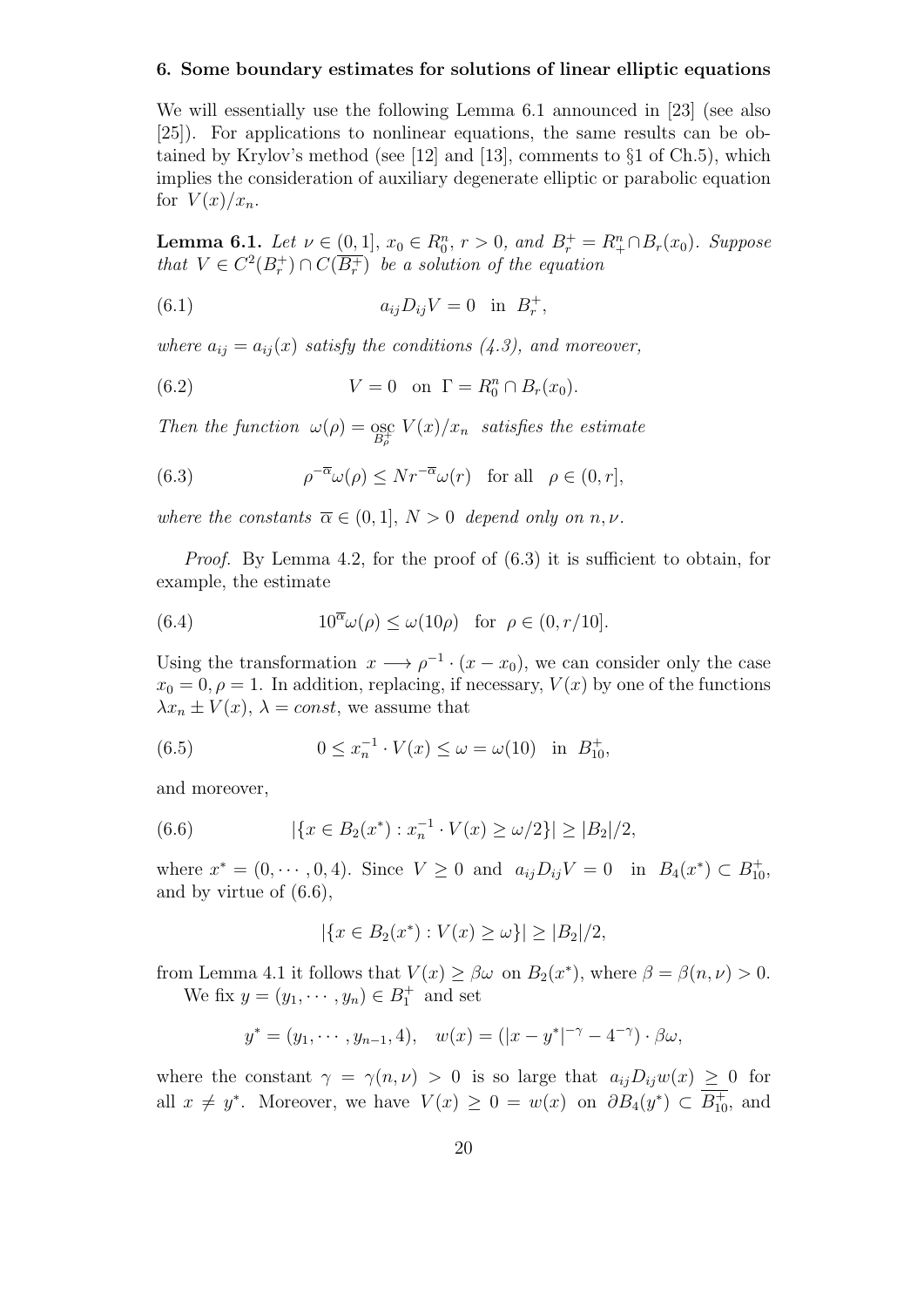## 6. Some boundary estimates for solutions of linear elliptic equations

We will essentially use the following Lemma 6.1 announced in [23] (see also [25]). For applications to nonlinear equations, the same results can be obtained by Krylov's method (see [12] and [13], comments to §1 of Ch.5), which implies the consideration of auxiliary degenerate elliptic or parabolic equation for $V(x)/x_n$.

**Lemma 6.1.** *Let $\nu \in (0,1]$, $x_0 \in R^n_0$, $r > 0$, and $B^+_r = R^n_+ \cap B_r(x_0)$. Suppose that $V \in C^2(B^+_r) \cap C(\overline{B^+_r})$ be a solution of the equation*

$$a_{ij} D_{ij} V = 0 \quad \text{in } \; B^+_r, \tag{6.1}$$

*where $a_{ij} = a_{ij}(x)$ satisfy the conditions (4.3), and moreover,*

$$V = 0 \quad \text{on } \; \Gamma = R^n_0 \cap B_r(x_0). \tag{6.2}$$

*Then the function $\omega(\rho) = \operatorname*{osc}_{B^+_\rho} V(x)/x_n$ satisfies the estimate*

$$\rho^{-\overline{\alpha}} \omega(\rho) \le N r^{-\overline{\alpha}} \omega(r) \quad \text{for all} \quad \rho \in (0,r], \tag{6.3}$$

*where the constants $\overline{\alpha} \in (0,1]$, $N > 0$ depend only on $n, \nu$.*

*Proof.* By Lemma 4.2, for the proof of (6.3) it is sufficient to obtain, for example, the estimate

$$10^{\overline{\alpha}} \omega(\rho) \le \omega(10\rho) \quad \text{for } \; \rho \in (0, r/10]. \tag{6.4}$$

Using the transformation $x \longrightarrow \rho^{-1} \cdot (x - x_0)$, we can consider only the case $x_0 = 0, \rho = 1$. In addition, replacing, if necessary, $V(x)$ by one of the functions $\lambda x_n \pm V(x)$, $\lambda = const$, we assume that

$$0 \le x_n^{-1} \cdot V(x) \le \omega = \omega(10) \quad \text{in } \; B^+_{10}, \tag{6.5}$$

and moreover,

$$|\{x \in B_2(x^*) : x_n^{-1} \cdot V(x) \ge \omega/2\}| \ge |B_2|/2, \tag{6.6}$$

where $x^* = (0, \cdots, 0, 4)$. Since $V \ge 0$ and $a_{ij} D_{ij} V = 0$ in $B_4(x^*) \subset B^+_{10}$, and by virtue of (6.6),

$$|\{x \in B_2(x^*) : V(x) \ge \omega\}| \ge |B_2|/2,$$

from Lemma 4.1 it follows that $V(x) \ge \beta\omega$ on $B_2(x^*)$, where $\beta = \beta(n,\nu) > 0$.

We fix $y = (y_1, \cdots, y_n) \in B^+_1$ and set

$$y^* = (y_1, \cdots, y_{n-1}, 4), \quad w(x) = (|x - y^*|^{-\gamma} - 4^{-\gamma}) \cdot \beta\omega,$$

where the constant $\gamma = \gamma(n,\nu) > 0$ is so large that $a_{ij} D_{ij} w(x) \ge 0$ for all $x \ne y^*$. Moreover, we have $V(x) \ge 0 = w(x)$ on $\partial B_4(y^*) \subset \overline{B^+_{10}}$, and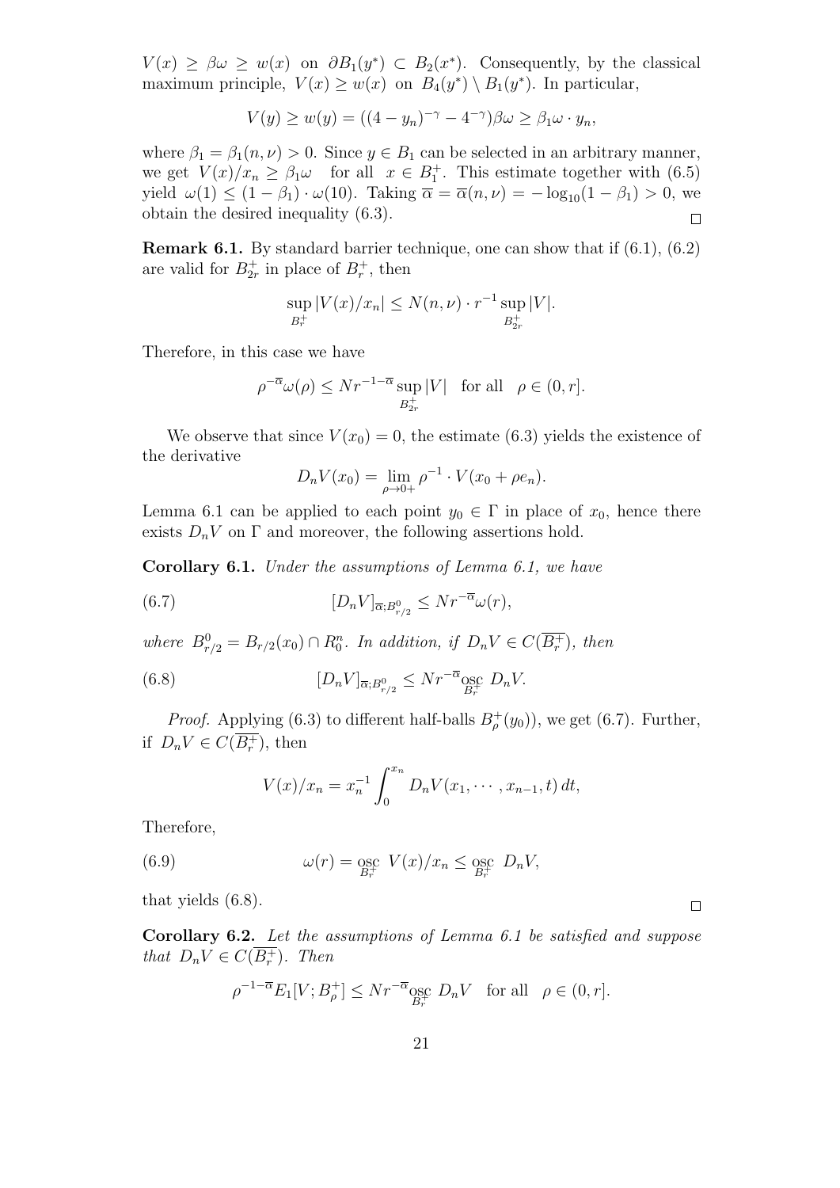$V(x) \geq \beta\omega \geq w(x)$ on $\partial B_1(y^*) \subset B_2(x^*)$. Consequently, by the classical maximum principle, $V(x) \geq w(x)$ on $B_4(y^*) \setminus B_1(y^*)$. In particular,

$$V(y) \geq w(y) = ((4 - y_n)^{-\gamma} - 4^{-\gamma})\beta\omega \geq \beta_1\omega \cdot y_n,$$

where $\beta_1 = \beta_1(n, \nu) > 0$. Since $y \in B_1$ can be selected in an arbitrary manner, we get $V(x)/x_n \geq \beta_1\omega$ for all $x \in B_1^+$. This estimate together with (6.5) yield $\omega(1) \leq (1 - \beta_1) \cdot \omega(10)$. Taking $\overline{\alpha} = \overline{\alpha}(n, \nu) = -\log_{10}(1 - \beta_1) > 0$, we obtain the desired inequality (6.3). □

**Remark 6.1.** By standard barrier technique, one can show that if (6.1), (6.2) are valid for $B_{2r}^+$ in place of $B_r^+$, then

$$\sup_{B_r^+} |V(x)/x_n| \leq N(n, \nu) \cdot r^{-1} \sup_{B_{2r}^+} |V|.$$

Therefore, in this case we have

$$\rho^{-\overline{\alpha}}\omega(\rho) \leq N r^{-1-\overline{\alpha}} \sup_{B_{2r}^+} |V| \quad \text{for all} \quad \rho \in (0, r].$$

We observe that since $V(x_0) = 0$, the estimate (6.3) yields the existence of the derivative

$$D_n V(x_0) = \lim_{\rho \to 0+} \rho^{-1} \cdot V(x_0 + \rho e_n).$$

Lemma 6.1 can be applied to each point $y_0 \in \Gamma$ in place of $x_0$, hence there exists $D_n V$ on $\Gamma$ and moreover, the following assertions hold.

**Corollary 6.1.** *Under the assumptions of Lemma 6.1, we have*

$$[D_n V]_{\overline{\alpha}; B^0_{r/2}} \leq N r^{-\overline{\alpha}} \omega(r), \tag{6.7}$$

*where $B^0_{r/2} = B_{r/2}(x_0) \cap R^n_0$. In addition, if $D_n V \in C(\overline{B_r^+})$, then*

$$[D_n V]_{\overline{\alpha}; B^0_{r/2}} \leq N r^{-\overline{\alpha}} \operatorname*{osc}_{B_r^+} D_n V. \tag{6.8}$$

*Proof.* Applying (6.3) to different half-balls $B_\rho^+(y_0))$, we get (6.7). Further, if $D_n V \in C(\overline{B_r^+})$, then

$$V(x)/x_n = x_n^{-1} \int_0^{x_n} D_n V(x_1, \cdots, x_{n-1}, t)\, dt,$$

Therefore,

$$\omega(r) = \operatorname*{osc}_{B_r^+} V(x)/x_n \leq \operatorname*{osc}_{B_r^+} D_n V, \tag{6.9}$$

that yields (6.8). □

**Corollary 6.2.** *Let the assumptions of Lemma 6.1 be satisfied and suppose that $D_n V \in C(\overline{B_r^+})$. Then*

$$\rho^{-1-\overline{\alpha}} E_1[V; B_\rho^+] \leq N r^{-\overline{\alpha}} \operatorname*{osc}_{B_r^+} D_n V \quad \text{for all} \quad \rho \in (0, r].$$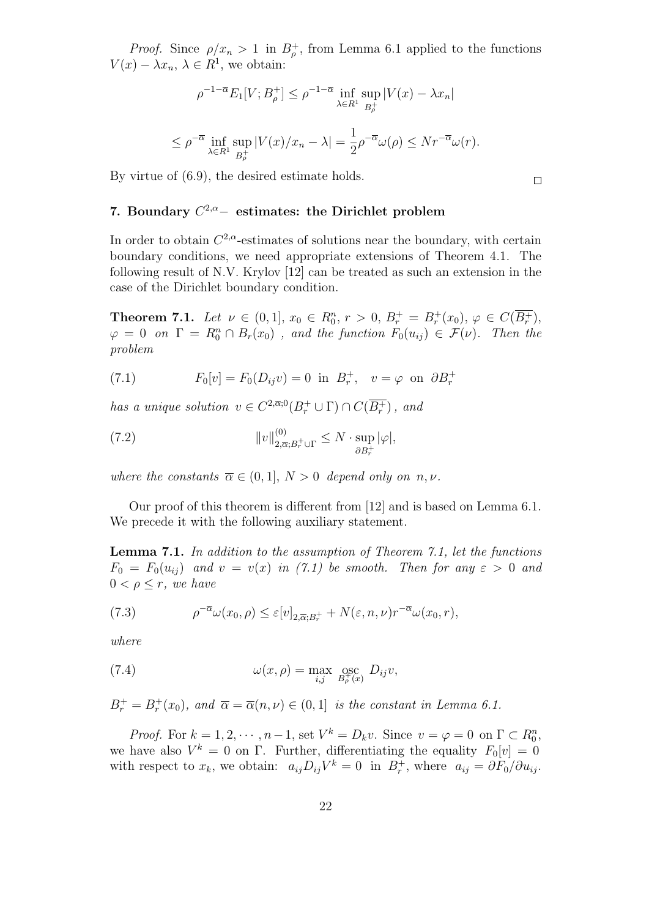*Proof.* Since $\rho/x_n > 1$ in $B^+_\rho$, from Lemma 6.1 applied to the functions $V(x) - \lambda x_n$, $\lambda \in R^1$, we obtain:

$$\rho^{-1-\overline{\alpha}} E_1[V; B^+_\rho] \le \rho^{-1-\overline{\alpha}} \inf_{\lambda \in R^1} \sup_{B^+_\rho} |V(x) - \lambda x_n|$$

$$\le \rho^{-\overline{\alpha}} \inf_{\lambda \in R^1} \sup_{B^+_\rho} |V(x)/x_n - \lambda| = \frac{1}{2}\rho^{-\overline{\alpha}}\omega(\rho) \le N r^{-\overline{\alpha}}\omega(r).$$

By virtue of (6.9), the desired estimate holds. $\square$

## 7. Boundary $C^{2,\alpha}-$ estimates: the Dirichlet problem

In order to obtain $C^{2,\alpha}$-estimates of solutions near the boundary, with certain boundary conditions, we need appropriate extensions of Theorem 4.1. The following result of N.V. Krylov [12] can be treated as such an extension in the case of the Dirichlet boundary condition.

**Theorem 7.1.** *Let $\nu \in (0, 1]$, $x_0 \in R^n_0$, $r > 0$, $B^+_r = B^+_r(x_0)$, $\varphi \in C(\overline{B^+_r})$, $\varphi = 0$ on $\Gamma = R^n_0 \cap B_r(x_0)$ , and the function $F_0(u_{ij}) \in \mathcal{F}(\nu)$. Then the problem*

$$F_0[v] = F_0(D_{ij}v) = 0 \text{ in } B^+_r, \quad v = \varphi \text{ on } \partial B^+_r \tag{7.1}$$

*has a unique solution $v \in C^{2,\overline{\alpha};0}(B^+_r \cup \Gamma) \cap C(\overline{B^+_r})$ , and*

$$\|v\|^{(0)}_{2,\overline{\alpha};B^+_r\cup\Gamma} \le N \cdot \sup_{\partial B^+_r} |\varphi|, \tag{7.2}$$

*where the constants $\overline{\alpha} \in (0, 1]$, $N > 0$ depend only on $n, \nu$.*

Our proof of this theorem is different from [12] and is based on Lemma 6.1. We precede it with the following auxiliary statement.

**Lemma 7.1.** *In addition to the assumption of Theorem 7.1, let the functions $F_0 = F_0(u_{ij})$ and $v = v(x)$ in (7.1) be smooth. Then for any $\varepsilon > 0$ and $0 < \rho \le r$, we have*

$$\rho^{-\overline{\alpha}}\omega(x_0, \rho) \le \varepsilon[v]_{2,\overline{\alpha};B^+_r} + N(\varepsilon, n, \nu)r^{-\overline{\alpha}}\omega(x_0, r), \tag{7.3}$$

*where*

$$\omega(x, \rho) = \max_{i,j} \operatorname*{osc}_{B^+_\rho(x)} D_{ij}v, \tag{7.4}$$

*$B^+_r = B^+_r(x_0)$, and $\overline{\alpha} = \overline{\alpha}(n, \nu) \in (0, 1]$ is the constant in Lemma 6.1.*

*Proof.* For $k = 1, 2, \cdots , n-1$, set $V^k = D_k v$. Since $v = \varphi = 0$ on $\Gamma \subset R^n_0$, we have also $V^k = 0$ on $\Gamma$. Further, differentiating the equality $F_0[v] = 0$ with respect to $x_k$, we obtain: $a_{ij}D_{ij}V^k = 0$ in $B^+_r$, where $a_{ij} = \partial F_0/\partial u_{ij}$.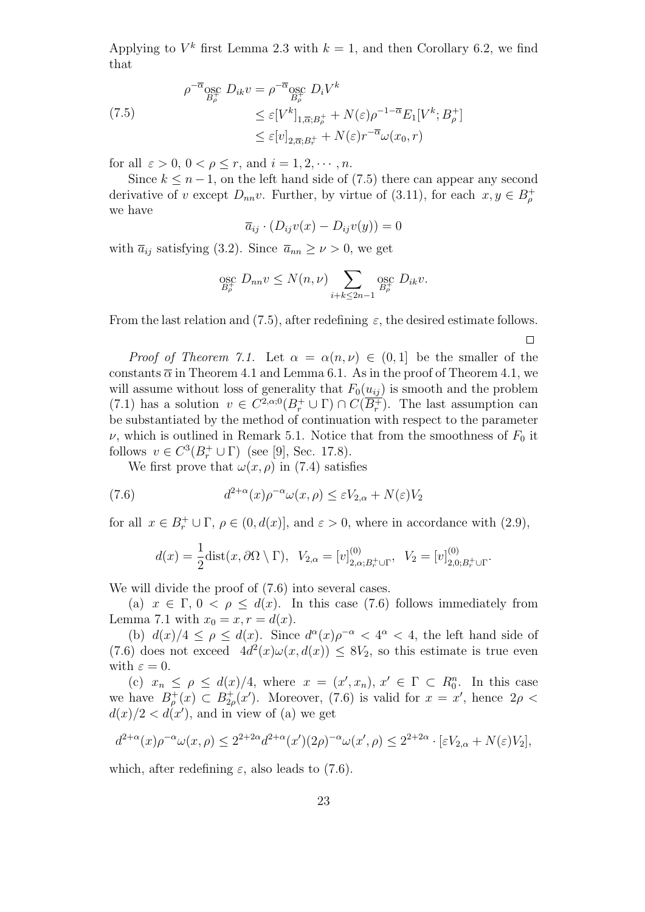Applying to $V^k$ first Lemma 2.3 with $k = 1$, and then Corollary 6.2, we find that

$$
\begin{aligned}
\rho^{-\overline{\alpha}} \operatorname*{osc}_{B_\rho^+} D_{ik} v &= \rho^{-\overline{\alpha}} \operatorname*{osc}_{B_\rho^+} D_i V^k \\
&\leq \varepsilon [V^k]_{1,\overline{\alpha};B_\rho^+} + N(\varepsilon) \rho^{-1-\overline{\alpha}} E_1[V^k; B_\rho^+] \\
&\leq \varepsilon [v]_{2,\overline{\alpha};B_r^+} + N(\varepsilon) r^{-\overline{\alpha}} \omega(x_0, r)
\end{aligned}
\tag{7.5}
$$

for all $\varepsilon > 0$, $0 < \rho \leq r$, and $i = 1, 2, \cdots, n$.

Since $k \leq n-1$, on the left hand side of (7.5) there can appear any second derivative of $v$ except $D_{nn} v$. Further, by virtue of (3.11), for each $x, y \in B_\rho^+$ we have

$$
\overline{a}_{ij} \cdot (D_{ij} v(x) - D_{ij} v(y)) = 0
$$

with $\overline{a}_{ij}$ satisfying (3.2). Since $\overline{a}_{nn} \geq \nu > 0$, we get

$$
\operatorname*{osc}_{B_\rho^+} D_{nn} v \leq N(n, \nu) \sum_{i+k \leq 2n-1} \operatorname*{osc}_{B_\rho^+} D_{ik} v.
$$

From the last relation and (7.5), after redefining $\varepsilon$, the desired estimate follows.

$\square$

*Proof of Theorem 7.1.* Let $\alpha = \alpha(n, \nu) \in (0, 1]$ be the smaller of the constants $\overline{\alpha}$ in Theorem 4.1 and Lemma 6.1. As in the proof of Theorem 4.1, we will assume without loss of generality that $F_0(u_{ij})$ is smooth and the problem (7.1) has a solution $v \in C^{2,\alpha;0}(B_r^+ \cup \Gamma) \cap C(\overline{B_r^+})$. The last assumption can be substantiated by the method of continuation with respect to the parameter $\nu$, which is outlined in Remark 5.1. Notice that from the smoothness of $F_0$ it follows $v \in C^3(B_r^+ \cup \Gamma)$ (see [9], Sec. 17.8).

We first prove that $\omega(x, \rho)$ in (7.4) satisfies

$$
d^{2+\alpha}(x) \rho^{-\alpha} \omega(x, \rho) \leq \varepsilon V_{2,\alpha} + N(\varepsilon) V_2 \tag{7.6}
$$

for all $x \in B_r^+ \cup \Gamma$, $\rho \in (0, d(x)]$, and $\varepsilon > 0$, where in accordance with (2.9),

$$
d(x) = \frac{1}{2} \operatorname{dist}(x, \partial\Omega \setminus \Gamma), \quad V_{2,\alpha} = [v]^{(0)}_{2,\alpha; B_r^+ \cup \Gamma}, \quad V_2 = [v]^{(0)}_{2,0; B_r^+ \cup \Gamma}.
$$

We will divide the proof of (7.6) into several cases.

(a) $x \in \Gamma$, $0 < \rho \leq d(x)$. In this case (7.6) follows immediately from Lemma 7.1 with $x_0 = x, r = d(x)$.

(b) $d(x)/4 \leq \rho \leq d(x)$. Since $d^\alpha(x) \rho^{-\alpha} < 4^\alpha < 4$, the left hand side of (7.6) does not exceed $4d^2(x) \omega(x, d(x)) \leq 8V_2$, so this estimate is true even with $\varepsilon = 0$.

(c) $x_n \leq \rho \leq d(x)/4$, where $x = (x', x_n)$, $x' \in \Gamma \subset R^n_0$. In this case we have $B_\rho^+(x) \subset B_{2\rho}^+(x')$. Moreover, (7.6) is valid for $x = x'$, hence $2\rho < d(x)/2 < d(x')$, and in view of (a) we get

$$
d^{2+\alpha}(x) \rho^{-\alpha} \omega(x, \rho) \leq 2^{2+2\alpha} d^{2+\alpha}(x') (2\rho)^{-\alpha} \omega(x', \rho) \leq 2^{2+2\alpha} \cdot [\varepsilon V_{2,\alpha} + N(\varepsilon) V_2],
$$

which, after redefining $\varepsilon$, also leads to (7.6).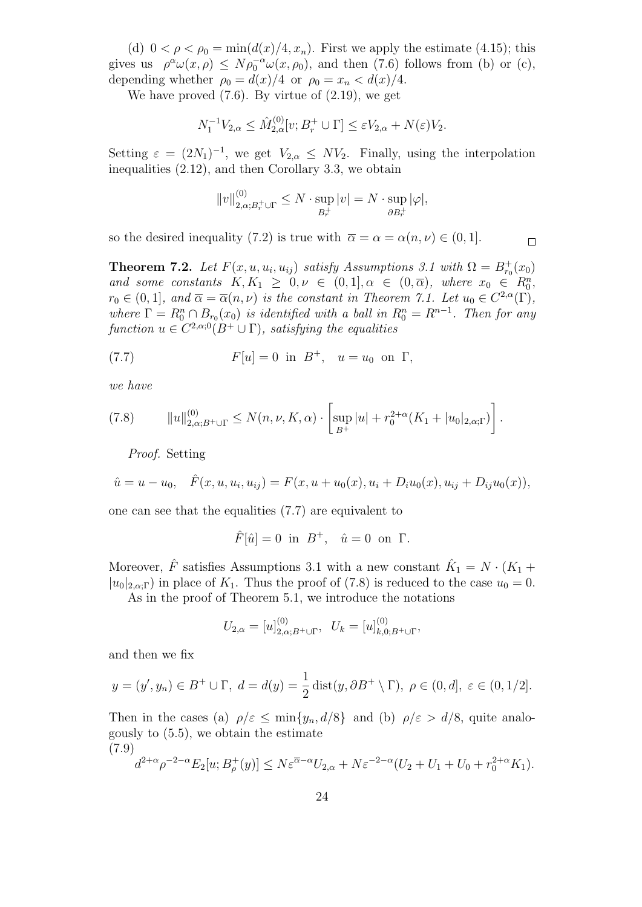(d) $0 < \rho < \rho_0 = \min(d(x)/4, x_n)$. First we apply the estimate (4.15); this gives us $\rho^\alpha \omega(x,\rho) \le N\rho_0^{-\alpha}\omega(x,\rho_0)$, and then (7.6) follows from (b) or (c), depending whether $\rho_0 = d(x)/4$ or $\rho_0 = x_n < d(x)/4$.

We have proved (7.6). By virtue of (2.19), we get

$$N_1^{-1} V_{2,\alpha} \le \hat{M}^{(0)}_{2,\alpha}[v; B_r^+ \cup \Gamma] \le \varepsilon V_{2,\alpha} + N(\varepsilon) V_2.$$

Setting $\varepsilon = (2N_1)^{-1}$, we get $V_{2,\alpha} \le N V_2$. Finally, using the interpolation inequalities (2.12), and then Corollary 3.3, we obtain

$$\|v\|^{(0)}_{2,\alpha;B_r^+\cup\Gamma} \le N \cdot \sup_{B_r^+} |v| = N \cdot \sup_{\partial B_r^+} |\varphi|,$$

so the desired inequality (7.2) is true with $\overline{\alpha} = \alpha = \alpha(n,\nu) \in (0,1]$. $\square$

**Theorem 7.2.** *Let $F(x,u,u_i,u_{ij})$ satisfy Assumptions 3.1 with $\Omega = B^+_{r_0}(x_0)$ and some constants $K, K_1 \ge 0, \nu \in (0,1], \alpha \in (0,\overline{\alpha})$, where $x_0 \in R^n_0$, $r_0 \in (0,1]$, and $\overline{\alpha} = \overline{\alpha}(n,\nu)$ is the constant in Theorem 7.1. Let $u_0 \in C^{2,\alpha}(\Gamma)$, where $\Gamma = R^n_0 \cap B_{r_0}(x_0)$ is identified with a ball in $R^n_0 = R^{n-1}$. Then for any function $u \in C^{2,\alpha;0}(B^+ \cup \Gamma)$, satisfying the equalities*

$$F[u] = 0 \ \text{ in } \ B^+, \quad u = u_0 \ \text{ on } \ \Gamma, \tag{7.7}$$

*we have*

$$\|u\|^{(0)}_{2,\alpha;B^+\cup\Gamma} \le N(n,\nu,K,\alpha) \cdot \left[\sup_{B^+} |u| + r_0^{2+\alpha}(K_1 + |u_0|_{2,\alpha;\Gamma})\right]. \tag{7.8}$$

*Proof.* Setting

$$\hat{u} = u - u_0, \quad \hat{F}(x,u,u_i,u_{ij}) = F(x, u + u_0(x), u_i + D_i u_0(x), u_{ij} + D_{ij} u_0(x)),$$

one can see that the equalities (7.7) are equivalent to

$$\hat{F}[\hat{u}] = 0 \ \text{ in } \ B^+, \quad \hat{u} = 0 \ \text{ on } \ \Gamma.$$

Moreover, $\hat{F}$ satisfies Assumptions 3.1 with a new constant $\hat{K}_1 = N \cdot (K_1 + |u_0|_{2,\alpha;\Gamma})$ in place of $K_1$. Thus the proof of (7.8) is reduced to the case $u_0 = 0$.

As in the proof of Theorem 5.1, we introduce the notations

$$U_{2,\alpha} = [u]^{(0)}_{2,\alpha;B^+\cup\Gamma}, \quad U_k = [u]^{(0)}_{k,0;B^+\cup\Gamma},$$

and then we fix

$$y = (y', y_n) \in B^+ \cup \Gamma, \ d = d(y) = \frac{1}{2}\operatorname{dist}(y, \partial B^+ \setminus \Gamma), \ \rho \in (0,d], \ \varepsilon \in (0,1/2].$$

Then in the cases (a) $\rho/\varepsilon \le \min\{y_n, d/8\}$ and (b) $\rho/\varepsilon > d/8$, quite analogously to (5.5), we obtain the estimate

$$d^{2+\alpha}\rho^{-2-\alpha} E_2[u; B^+_\rho(y)] \le N\varepsilon^{\overline{\alpha}-\alpha} U_{2,\alpha} + N\varepsilon^{-2-\alpha}(U_2 + U_1 + U_0 + r_0^{2+\alpha}K_1). \tag{7.9}$$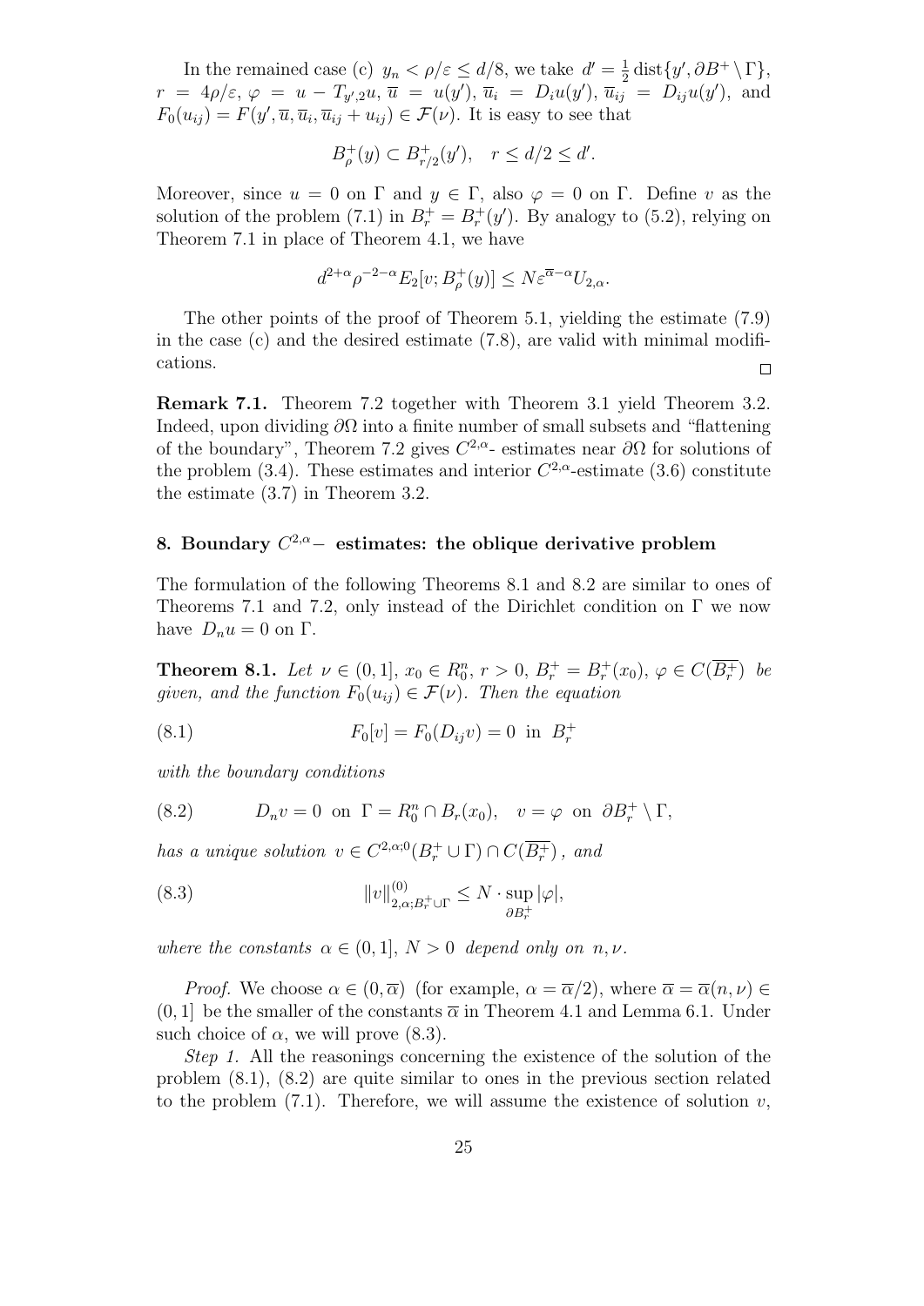In the remained case (c) $y_n < \rho/\varepsilon \le d/8$, we take $d' = \frac{1}{2}\operatorname{dist}\{y', \partial B^+ \setminus \Gamma\}$, $r = 4\rho/\varepsilon$, $\varphi = u - T_{y',2}u$, $\overline{u} = u(y')$, $\overline{u}_i = D_i u(y')$, $\overline{u}_{ij} = D_{ij}u(y')$, and $F_0(u_{ij}) = F(y', \overline{u}, \overline{u}_i, \overline{u}_{ij} + u_{ij}) \in \mathcal{F}(\nu)$. It is easy to see that

$$B^+_\rho(y) \subset B^+_{r/2}(y'), \quad r \le d/2 \le d'.$$

Moreover, since $u = 0$ on $\Gamma$ and $y \in \Gamma$, also $\varphi = 0$ on $\Gamma$. Define $v$ as the solution of the problem (7.1) in $B^+_r = B^+_r(y')$. By analogy to (5.2), relying on Theorem 7.1 in place of Theorem 4.1, we have

$$d^{2+\alpha}\rho^{-2-\alpha}E_2[v; B^+_\rho(y)] \le N\varepsilon^{\overline{\alpha}-\alpha}U_{2,\alpha}.$$

The other points of the proof of Theorem 5.1, yielding the estimate (7.9) in the case (c) and the desired estimate (7.8), are valid with minimal modifications. $\square$

**Remark 7.1.** Theorem 7.2 together with Theorem 3.1 yield Theorem 3.2. Indeed, upon dividing $\partial\Omega$ into a finite number of small subsets and "flattening of the boundary", Theorem 7.2 gives $C^{2,\alpha}$- estimates near $\partial\Omega$ for solutions of the problem (3.4). These estimates and interior $C^{2,\alpha}$-estimate (3.6) constitute the estimate (3.7) in Theorem 3.2.

## 8. Boundary $C^{2,\alpha}-$ estimates: the oblique derivative problem

The formulation of the following Theorems 8.1 and 8.2 are similar to ones of Theorems 7.1 and 7.2, only instead of the Dirichlet condition on $\Gamma$ we now have $D_n u = 0$ on $\Gamma$.

**Theorem 8.1.** *Let $\nu \in (0,1]$, $x_0 \in R^n_0$, $r > 0$, $B^+_r = B^+_r(x_0)$, $\varphi \in C(\overline{B^+_r})$ be given, and the function $F_0(u_{ij}) \in \mathcal{F}(\nu)$. Then the equation*

$$F_0[v] = F_0(D_{ij}v) = 0 \;\text{ in }\; B^+_r \tag{8.1}$$

*with the boundary conditions*

$$D_n v = 0 \;\text{ on }\; \Gamma = R^n_0 \cap B_r(x_0), \quad v = \varphi \;\text{ on }\; \partial B^+_r \setminus \Gamma, \tag{8.2}$$

*has a unique solution $v \in C^{2,\alpha;0}(B^+_r \cup \Gamma) \cap C(\overline{B^+_r})$, and*

$$\|v\|^{(0)}_{2,\alpha;B^+_r\cup\Gamma} \le N \cdot \sup_{\partial B^+_r}|\varphi|, \tag{8.3}$$

*where the constants $\alpha \in (0,1]$, $N > 0$ depend only on $n, \nu$.*

*Proof.* We choose $\alpha \in (0, \overline{\alpha})$ (for example, $\alpha = \overline{\alpha}/2$), where $\overline{\alpha} = \overline{\alpha}(n,\nu) \in (0,1]$ be the smaller of the constants $\overline{\alpha}$ in Theorem 4.1 and Lemma 6.1. Under such choice of $\alpha$, we will prove (8.3).

*Step 1.* All the reasonings concerning the existence of the solution of the problem (8.1), (8.2) are quite similar to ones in the previous section related to the problem (7.1). Therefore, we will assume the existence of solution $v$,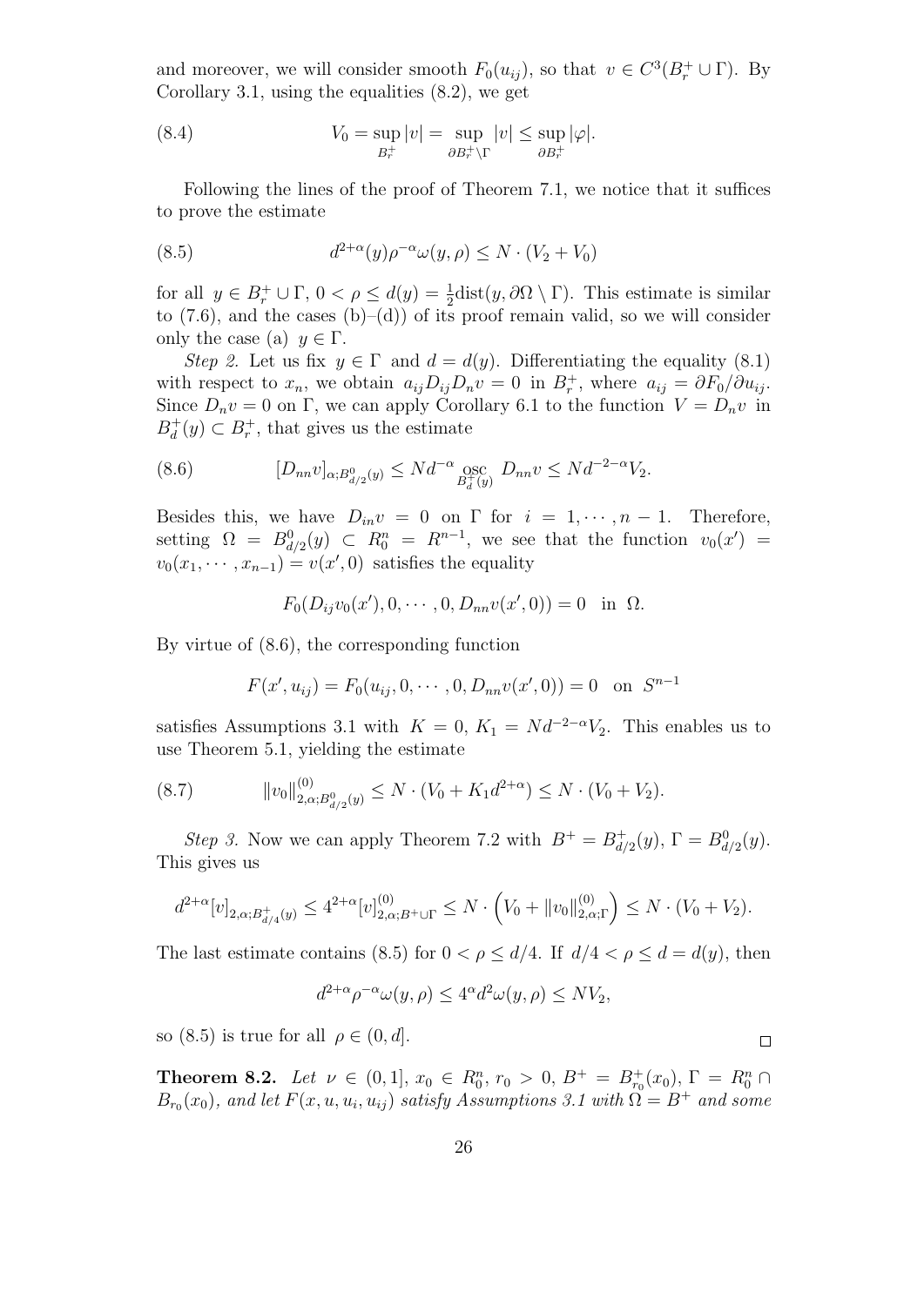and moreover, we will consider smooth $F_0(u_{ij})$, so that $v \in C^3(B_r^+ \cup \Gamma)$. By Corollary 3.1, using the equalities (8.2), we get

$$V_0 = \sup_{B_r^+} |v| = \sup_{\partial B_r^+ \setminus \Gamma} |v| \le \sup_{\partial B_r^+} |\varphi|. \tag{8.4}$$

Following the lines of the proof of Theorem 7.1, we notice that it suffices to prove the estimate

$$d^{2+\alpha}(y)\rho^{-\alpha}\omega(y,\rho) \le N \cdot (V_2 + V_0) \tag{8.5}$$

for all $y \in B_r^+ \cup \Gamma$, $0 < \rho \le d(y) = \frac{1}{2}\text{dist}(y, \partial\Omega \setminus \Gamma)$. This estimate is similar to (7.6), and the cases (b)–(d)) of its proof remain valid, so we will consider only the case (a) $y \in \Gamma$.

*Step 2.* Let us fix $y \in \Gamma$ and $d = d(y)$. Differentiating the equality (8.1) with respect to $x_n$, we obtain $a_{ij}D_{ij}D_n v = 0$ in $B_r^+$, where $a_{ij} = \partial F_0/\partial u_{ij}$. Since $D_n v = 0$ on $\Gamma$, we can apply Corollary 6.1 to the function $V = D_n v$ in $B_d^+(y) \subset B_r^+$, that gives us the estimate

$$[D_{nn}v]_{\alpha; B^0_{d/2}(y)} \le N d^{-\alpha} \operatorname*{osc}_{B_d^+(y)} D_{nn}v \le N d^{-2-\alpha} V_2. \tag{8.6}$$

Besides this, we have $D_{in}v = 0$ on $\Gamma$ for $i = 1, \cdots, n-1$. Therefore, setting $\Omega = B^0_{d/2}(y) \subset R^n_0 = R^{n-1}$, we see that the function $v_0(x') = v_0(x_1, \cdots, x_{n-1}) = v(x', 0)$ satisfies the equality

$$F_0(D_{ij}v_0(x'), 0, \cdots, 0, D_{nn}v(x', 0)) = 0 \quad \text{in } \Omega.$$

By virtue of (8.6), the corresponding function

$$F(x', u_{ij}) = F_0(u_{ij}, 0, \cdots, 0, D_{nn}v(x', 0)) = 0 \quad \text{on } S^{n-1}$$

satisfies Assumptions 3.1 with $K = 0$, $K_1 = N d^{-2-\alpha} V_2$. This enables us to use Theorem 5.1, yielding the estimate

$$\|v_0\|^{(0)}_{2,\alpha; B^0_{d/2}(y)} \le N \cdot (V_0 + K_1 d^{2+\alpha}) \le N \cdot (V_0 + V_2). \tag{8.7}$$

*Step 3.* Now we can apply Theorem 7.2 with $B^+ = B^+_{d/2}(y)$, $\Gamma = B^0_{d/2}(y)$. This gives us

$$d^{2+\alpha}[v]_{2,\alpha; B^+_{d/4}(y)} \le 4^{2+\alpha}[v]^{(0)}_{2,\alpha; B^+ \cup \Gamma} \le N \cdot \left(V_0 + \|v_0\|^{(0)}_{2,\alpha;\Gamma}\right) \le N \cdot (V_0 + V_2).$$

The last estimate contains (8.5) for $0 < \rho \le d/4$. If $d/4 < \rho \le d = d(y)$, then

$$d^{2+\alpha}\rho^{-\alpha}\omega(y,\rho) \le 4^\alpha d^2 \omega(y,\rho) \le N V_2,$$

so (8.5) is true for all $\rho \in (0, d]$. □

**Theorem 8.2.** *Let $\nu \in (0, 1]$, $x_0 \in R^n_0$, $r_0 > 0$, $B^+ = B^+_{r_0}(x_0)$, $\Gamma = R^n_0 \cap B_{r_0}(x_0)$, and let $F(x, u, u_i, u_{ij})$ satisfy Assumptions 3.1 with $\Omega = B^+$ and some*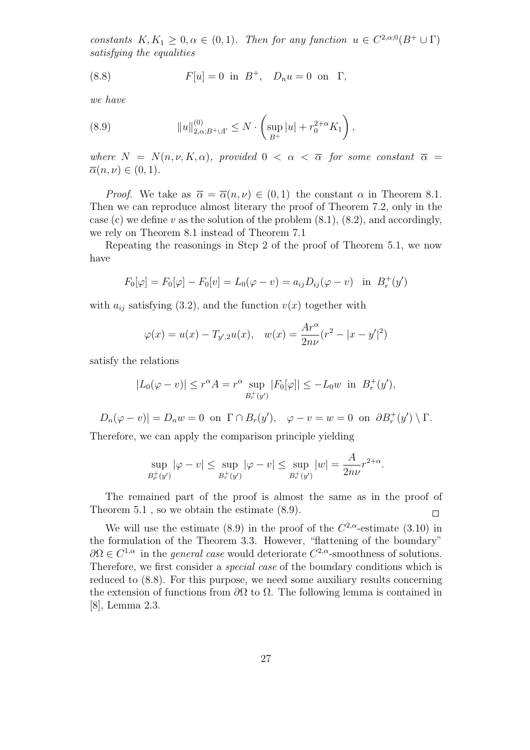*constants* $K, K_1 \geq 0, \alpha \in (0,1)$. *Then for any function* $u \in C^{2,\alpha;0}(B^+ \cup \Gamma)$ *satisfying the equalities*

$$F[u] = 0 \text{ in } B^+, \quad D_n u = 0 \text{ on } \Gamma, \tag{8.8}$$

*we have*

$$\|u\|^{(0)}_{2,\alpha;B^+\cup\Gamma} \leq N \cdot \left( \sup_{B^+} |u| + r_0^{2+\alpha} K_1 \right), \tag{8.9}$$

*where* $N = N(n, \nu, K, \alpha)$, *provided* $0 < \alpha < \overline{\alpha}$ *for some constant* $\overline{\alpha} = \overline{\alpha}(n, \nu) \in (0,1)$.

*Proof.* We take as $\overline{\alpha} = \overline{\alpha}(n, \nu) \in (0,1)$ the constant $\alpha$ in Theorem 8.1. Then we can reproduce almost literary the proof of Theorem 7.2, only in the case (c) we define $v$ as the solution of the problem (8.1), (8.2), and accordingly, we rely on Theorem 8.1 instead of Theorem 7.1

Repeating the reasonings in Step 2 of the proof of Theorem 5.1, we now have

$$F_0[\varphi] = F_0[\varphi] - F_0[v] = L_0(\varphi - v) = a_{ij} D_{ij}(\varphi - v) \quad \text{in } B_r^+(y')$$

with $a_{ij}$ satisfying (3.2), and the function $v(x)$ together with

$$\varphi(x) = u(x) - T_{y',2}u(x), \quad w(x) = \frac{A r^\alpha}{2n\nu}(r^2 - |x - y'|^2)$$

satisfy the relations

$$|L_0(\varphi - v)| \leq r^\alpha A = r^\alpha \sup_{B_r^+(y')} |F_0[\varphi]| \leq -L_0 w \quad \text{in } B_r^+(y'),$$

$$D_n(\varphi - v)| = D_n w = 0 \text{ on } \Gamma \cap B_r(y'), \quad \varphi - v = w = 0 \text{ on } \partial B_r^+(y') \setminus \Gamma.$$

Therefore, we can apply the comparison principle yielding

$$\sup_{B_\rho^+(y')} |\varphi - v| \leq \sup_{B_r^+(y')} |\varphi - v| \leq \sup_{B_r^+(y')} |w| = \frac{A}{2n\nu} r^{2+\alpha}.$$

The remained part of the proof is almost the same as in the proof of Theorem 5.1 , so we obtain the estimate (8.9). $\square$

We will use the estimate (8.9) in the proof of the $C^{2,\alpha}$-estimate (3.10) in the formulation of the Theorem 3.3. However, "flattening of the boundary" $\partial\Omega \in C^{1,\alpha}$ in the *general case* would deteriorate $C^{2,\alpha}$-smoothness of solutions. Therefore, we first consider a *special case* of the boundary conditions which is reduced to (8.8). For this purpose, we need some auxiliary results concerning the extension of functions from $\partial\Omega$ to $\Omega$. The following lemma is contained in [8], Lemma 2.3.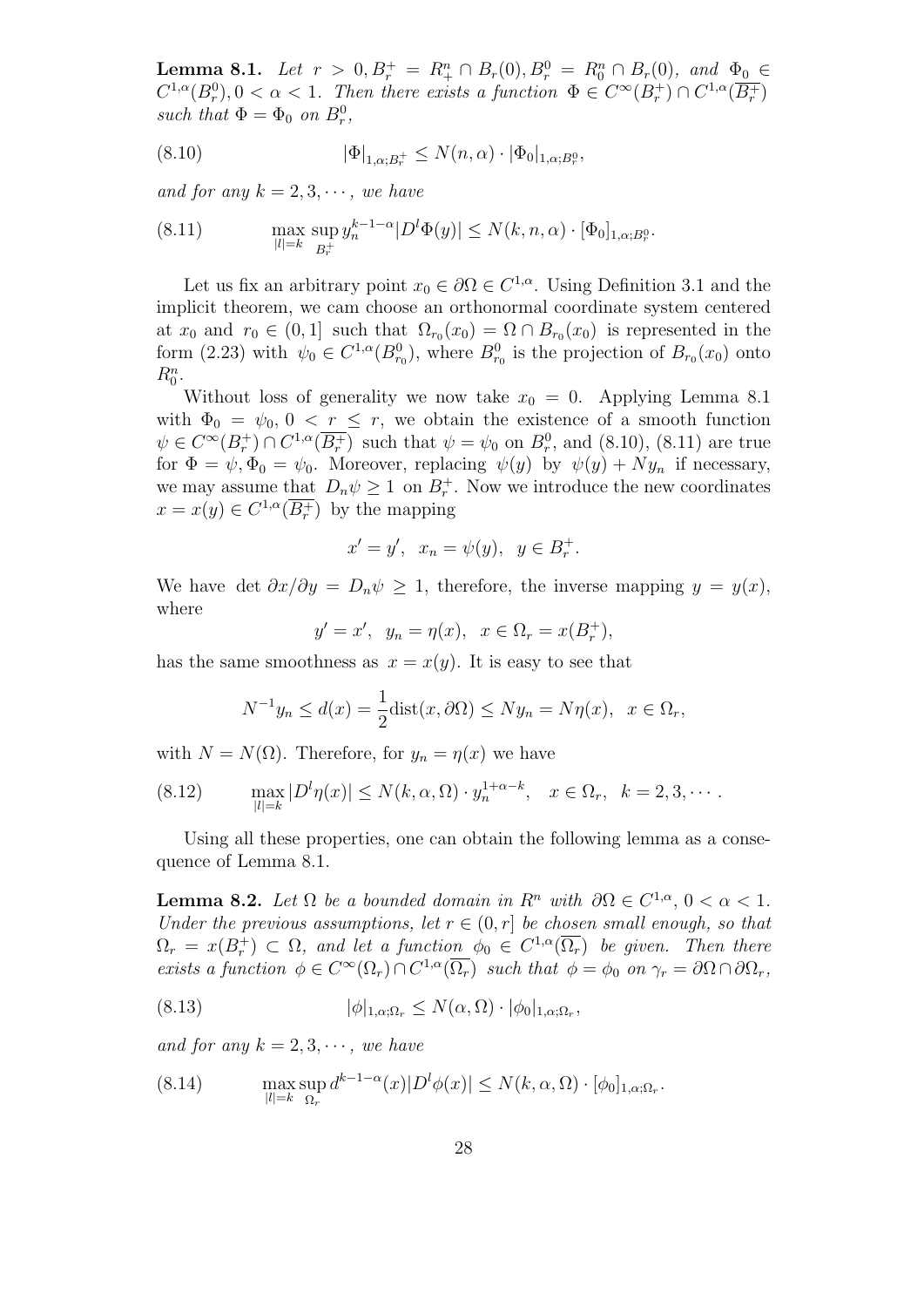**Lemma 8.1.** *Let $r > 0, B_r^+ = R_+^n \cap B_r(0), B_r^0 = R_0^n \cap B_r(0)$, and $\Phi_0 \in C^{1,\alpha}(B_r^0), 0 < \alpha < 1$. Then there exists a function $\Phi \in C^\infty(B_r^+) \cap C^{1,\alpha}(\overline{B_r^+})$ such that $\Phi = \Phi_0$ on $B_r^0$,*

$$|\Phi|_{1,\alpha;B_r^+} \leq N(n,\alpha) \cdot |\Phi_0|_{1,\alpha;B_r^0}, \tag{8.10}$$

*and for any $k = 2, 3, \cdots$, we have*

$$\max_{|l|=k} \sup_{B_r^+} y_n^{k-1-\alpha} |D^l \Phi(y)| \leq N(k,n,\alpha) \cdot [\Phi_0]_{1,\alpha;B_r^0}. \tag{8.11}$$

Let us fix an arbitrary point $x_0 \in \partial\Omega \in C^{1,\alpha}$. Using Definition 3.1 and the implicit theorem, we cam choose an orthonormal coordinate system centered at $x_0$ and $r_0 \in (0,1]$ such that $\Omega_{r_0}(x_0) = \Omega \cap B_{r_0}(x_0)$ is represented in the form (2.23) with $\psi_0 \in C^{1,\alpha}(B_{r_0}^0)$, where $B_{r_0}^0$ is the projection of $B_{r_0}(x_0)$ onto $R_0^n$.

Without loss of generality we now take $x_0 = 0$. Applying Lemma 8.1 with $\Phi_0 = \psi_0$, $0 < r \leq r$, we obtain the existence of a smooth function $\psi \in C^\infty(B_r^+) \cap C^{1,\alpha}(\overline{B_r^+})$ such that $\psi = \psi_0$ on $B_r^0$, and (8.10), (8.11) are true for $\Phi = \psi, \Phi_0 = \psi_0$. Moreover, replacing $\psi(y)$ by $\psi(y) + Ny_n$ if necessary, we may assume that $D_n\psi \geq 1$ on $B_r^+$. Now we introduce the new coordinates $x = x(y) \in C^{1,\alpha}(\overline{B_r^+})$ by the mapping

$$x' = y', \quad x_n = \psi(y), \quad y \in B_r^+.$$

We have $\det \partial x/\partial y = D_n\psi \geq 1$, therefore, the inverse mapping $y = y(x)$, where

$$y' = x', \quad y_n = \eta(x), \quad x \in \Omega_r = x(B_r^+),$$

has the same smoothness as $x = x(y)$. It is easy to see that

$$N^{-1} y_n \leq d(x) = \frac{1}{2}\operatorname{dist}(x, \partial\Omega) \leq Ny_n = N\eta(x), \quad x \in \Omega_r,$$

with $N = N(\Omega)$. Therefore, for $y_n = \eta(x)$ we have

$$\max_{|l|=k} |D^l \eta(x)| \leq N(k,\alpha,\Omega) \cdot y_n^{1+\alpha-k}, \quad x \in \Omega_r, \quad k = 2, 3, \cdots. \tag{8.12}$$

Using all these properties, one can obtain the following lemma as a consequence of Lemma 8.1.

**Lemma 8.2.** *Let $\Omega$ be a bounded domain in $R^n$ with $\partial\Omega \in C^{1,\alpha}$, $0 < \alpha < 1$. Under the previous assumptions, let $r \in (0, r]$ be chosen small enough, so that $\Omega_r = x(B_r^+) \subset \Omega$, and let a function $\phi_0 \in C^{1,\alpha}(\overline{\Omega_r})$ be given. Then there exists a function $\phi \in C^\infty(\Omega_r) \cap C^{1,\alpha}(\overline{\Omega_r})$ such that $\phi = \phi_0$ on $\gamma_r = \partial\Omega \cap \partial\Omega_r$,*

$$|\phi|_{1,\alpha;\Omega_r} \leq N(\alpha,\Omega) \cdot |\phi_0|_{1,\alpha;\Omega_r}, \tag{8.13}$$

*and for any $k = 2, 3, \cdots$, we have*

$$\max_{|l|=k} \sup_{\Omega_r} d^{k-1-\alpha}(x) |D^l \phi(x)| \leq N(k,\alpha,\Omega) \cdot [\phi_0]_{1,\alpha;\Omega_r}. \tag{8.14}$$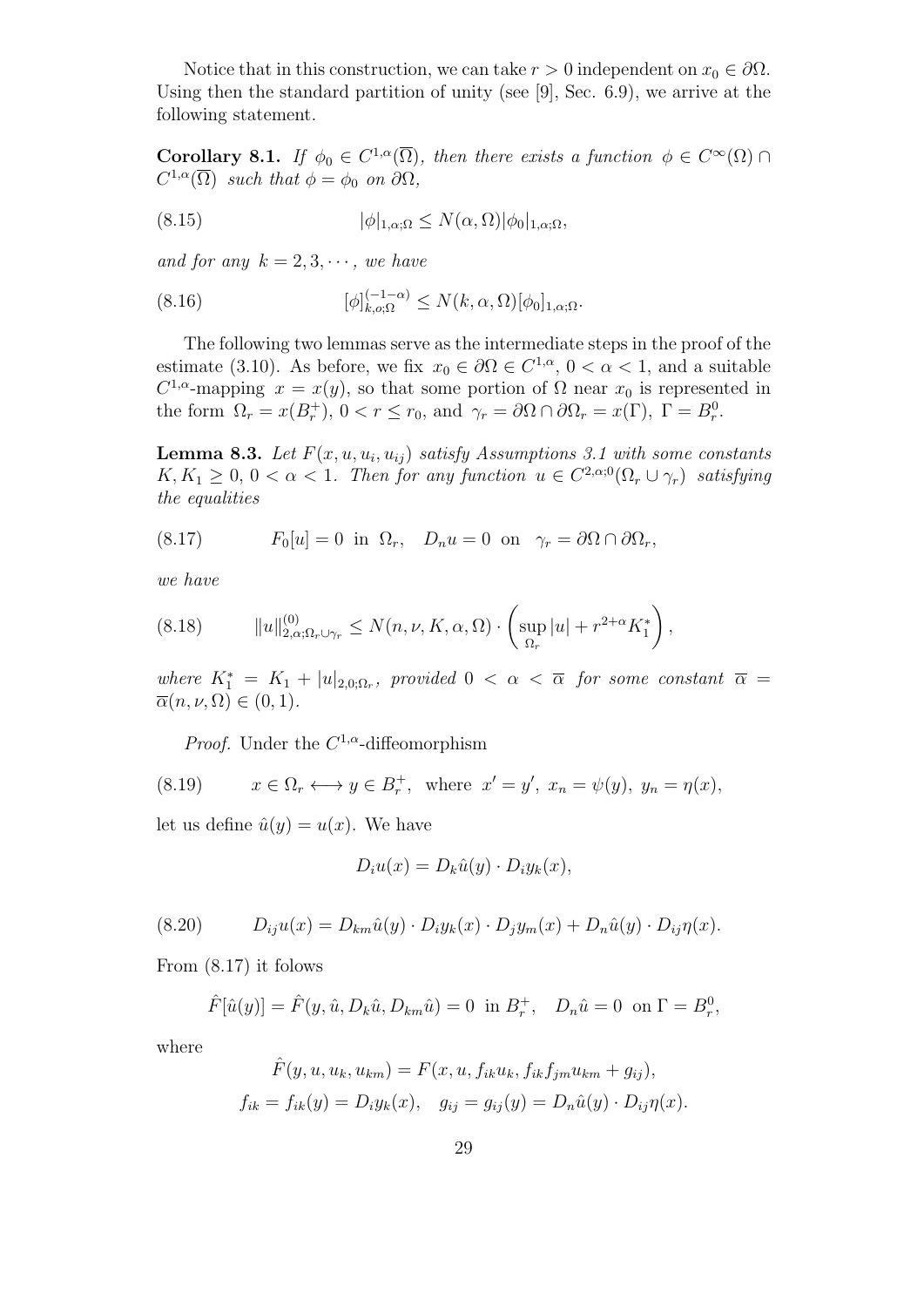Notice that in this construction, we can take $r > 0$ independent on $x_0 \in \partial\Omega$. Using then the standard partition of unity (see [9], Sec. 6.9), we arrive at the following statement.

**Corollary 8.1.** *If $\phi_0 \in C^{1,\alpha}(\overline{\Omega})$, then there exists a function $\phi \in C^\infty(\Omega) \cap C^{1,\alpha}(\overline{\Omega})$ such that $\phi = \phi_0$ on $\partial\Omega$,*

$$
|\phi|_{1,\alpha;\Omega} \le N(\alpha, \Omega)|\phi_0|_{1,\alpha;\Omega}, \tag{8.15}
$$

*and for any $k = 2, 3, \cdots$, we have*

$$
[\phi]^{(-1-\alpha)}_{k,o;\Omega} \le N(k, \alpha, \Omega)[\phi_0]_{1,\alpha;\Omega}. \tag{8.16}
$$

The following two lemmas serve as the intermediate steps in the proof of the estimate (3.10). As before, we fix $x_0 \in \partial\Omega \in C^{1,\alpha}$, $0 < \alpha < 1$, and a suitable $C^{1,\alpha}$-mapping $x = x(y)$, so that some portion of $\Omega$ near $x_0$ is represented in the form $\Omega_r = x(B_r^+)$, $0 < r \le r_0$, and $\gamma_r = \partial\Omega \cap \partial\Omega_r = x(\Gamma)$, $\Gamma = B_r^0$.

**Lemma 8.3.** *Let $F(x, u, u_i, u_{ij})$ satisfy Assumptions 3.1 with some constants $K, K_1 \ge 0$, $0 < \alpha < 1$. Then for any function $u \in C^{2,\alpha;0}(\Omega_r \cup \gamma_r)$ satisfying the equalities*

$$
F_0[u] = 0 \;\text{ in }\; \Omega_r, \quad D_n u = 0 \;\text{ on }\; \gamma_r = \partial\Omega \cap \partial\Omega_r, \tag{8.17}
$$

*we have*

$$
\|u\|^{(0)}_{2,\alpha;\Omega_r\cup\gamma_r} \le N(n, \nu, K, \alpha, \Omega) \cdot \left( \sup_{\Omega_r} |u| + r^{2+\alpha} K_1^* \right), \tag{8.18}
$$

*where $K_1^* = K_1 + |u|_{2,0;\Omega_r}$, provided $0 < \alpha < \overline{\alpha}$ for some constant $\overline{\alpha} = \overline{\alpha}(n, \nu, \Omega) \in (0, 1)$.*

*Proof.* Under the $C^{1,\alpha}$-diffeomorphism

$$
x \in \Omega_r \longleftrightarrow y \in B_r^+, \;\text{ where }\; x' = y',\; x_n = \psi(y),\; y_n = \eta(x), \tag{8.19}
$$

let us define $\hat{u}(y) = u(x)$. We have

$$
D_i u(x) = D_k \hat{u}(y) \cdot D_i y_k(x),
$$

$$
D_{ij} u(x) = D_{km} \hat{u}(y) \cdot D_i y_k(x) \cdot D_j y_m(x) + D_n \hat{u}(y) \cdot D_{ij} \eta(x). \tag{8.20}
$$

From (8.17) it folows

$$
\hat{F}[\hat{u}(y)] = \hat{F}(y, \hat{u}, D_k \hat{u}, D_{km} \hat{u}) = 0 \;\text{ in }\; B_r^+, \quad D_n \hat{u} = 0 \;\text{ on }\; \Gamma = B_r^0,
$$

where

$$
\hat{F}(y, u, u_k, u_{km}) = F(x, u, f_{ik} u_k, f_{ik} f_{jm} u_{km} + g_{ij}),
$$

$$
f_{ik} = f_{ik}(y) = D_i y_k(x), \quad g_{ij} = g_{ij}(y) = D_n \hat{u}(y) \cdot D_{ij} \eta(x).
$$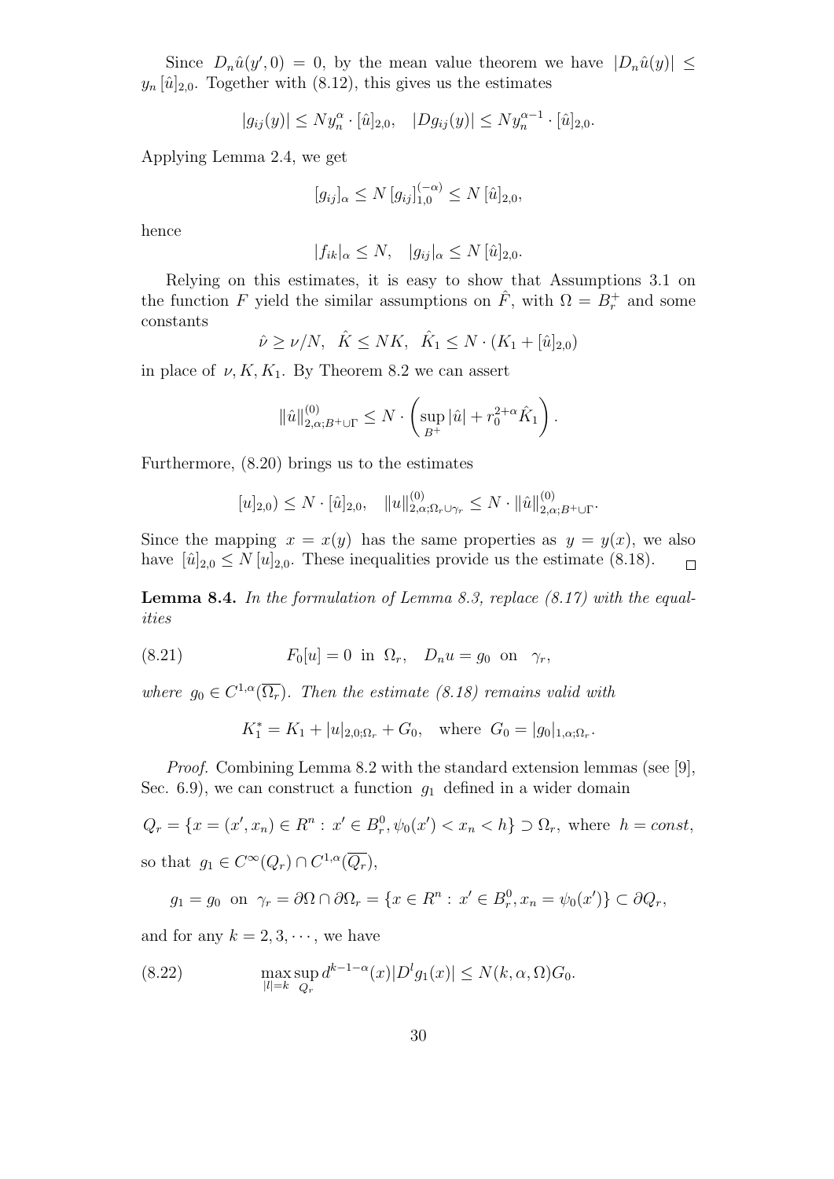Since $D_n\hat{u}(y',0) = 0$, by the mean value theorem we have $|D_n\hat{u}(y)| \le y_n\,[\hat{u}]_{2,0}$. Together with (8.12), this gives us the estimates

$$|g_{ij}(y)| \le N y_n^{\alpha} \cdot [\hat{u}]_{2,0}, \quad |Dg_{ij}(y)| \le N y_n^{\alpha-1} \cdot [\hat{u}]_{2,0}.$$

Applying Lemma 2.4, we get

$$[g_{ij}]_{\alpha} \le N\,[g_{ij}]_{1,0}^{(-\alpha)} \le N\,[\hat{u}]_{2,0},$$

hence

$$|f_{ik}|_{\alpha} \le N, \quad |g_{ij}|_{\alpha} \le N\,[\hat{u}]_{2,0}.$$

Relying on this estimates, it is easy to show that Assumptions 3.1 on the function $F$ yield the similar assumptions on $\hat{F}$, with $\Omega = B_r^+$ and some constants

$$\hat{\nu} \ge \nu/N, \quad \hat{K} \le NK, \quad \hat{K}_1 \le N \cdot (K_1 + [\hat{u}]_{2,0})$$

in place of $\nu, K, K_1$. By Theorem 8.2 we can assert

$$\|\hat{u}\|_{2,\alpha;B^+\cup\Gamma}^{(0)} \le N \cdot \left( \sup_{B^+} |\hat{u}| + r_0^{2+\alpha}\hat{K}_1 \right).$$

Furthermore, (8.20) brings us to the estimates

$$[u]_{2,0)} \le N \cdot [\hat{u}]_{2,0}, \quad \|u\|_{2,\alpha;\Omega_r\cup\gamma_r}^{(0)} \le N \cdot \|\hat{u}\|_{2,\alpha;B^+\cup\Gamma}^{(0)}.$$

Since the mapping $x = x(y)$ has the same properties as $y = y(x)$, we also have $[\hat{u}]_{2,0} \le N\,[u]_{2,0}$. These inequalities provide us the estimate (8.18). $\square$

**Lemma 8.4.** *In the formulation of Lemma 8.3, replace (8.17) with the equalities*

$$F_0[u] = 0 \text{ in } \Omega_r, \quad D_n u = g_0 \text{ on } \gamma_r, \tag{8.21}$$

*where $g_0 \in C^{1,\alpha}(\overline{\Omega_r})$. Then the estimate (8.18) remains valid with*

$$K_1^* = K_1 + |u|_{2,0;\Omega_r} + G_0, \quad \text{where } G_0 = |g_0|_{1,\alpha;\Omega_r}.$$

*Proof.* Combining Lemma 8.2 with the standard extension lemmas (see [9], Sec. 6.9), we can construct a function $g_1$ defined in a wider domain

$$Q_r = \{x = (x', x_n) \in R^n : x' \in B_r^0, \psi_0(x') < x_n < h\} \supset \Omega_r, \text{ where } h = const,$$

so that $g_1 \in C^{\infty}(Q_r) \cap C^{1,\alpha}(\overline{Q_r})$,

$$g_1 = g_0 \text{ on } \gamma_r = \partial\Omega \cap \partial\Omega_r = \{x \in R^n : x' \in B_r^0, x_n = \psi_0(x')\} \subset \partial Q_r,$$

and for any $k = 2, 3, \cdots$, we have

$$\max_{|l|=k} \sup_{Q_r} d^{k-1-\alpha}(x)|D^l g_1(x)| \le N(k, \alpha, \Omega)G_0. \tag{8.22}$$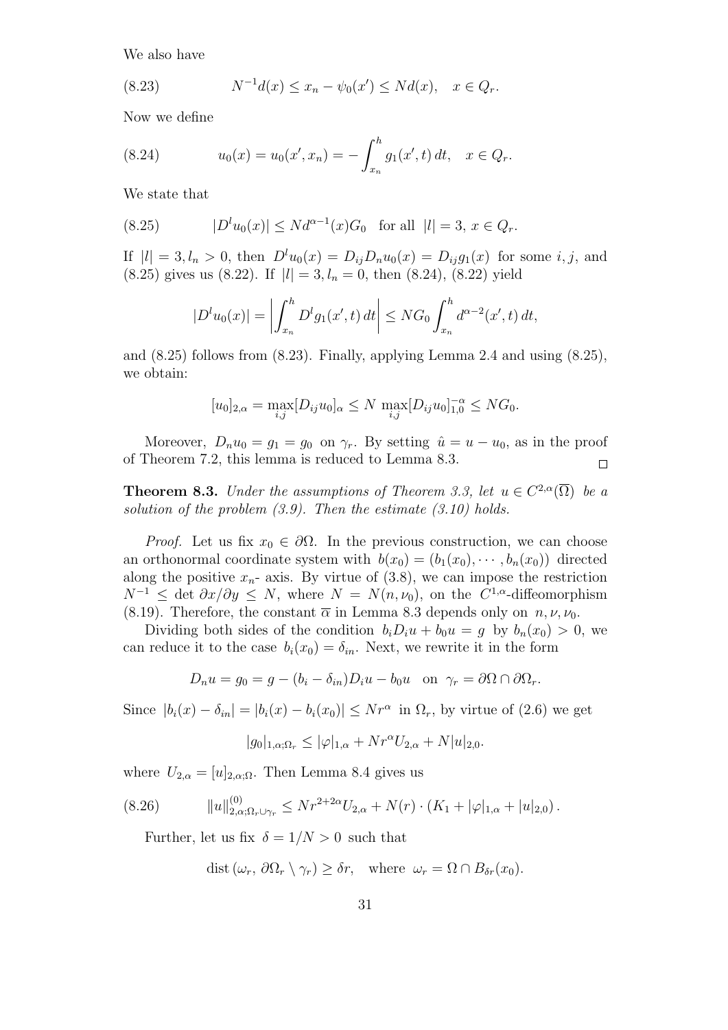We also have

$$N^{-1}d(x) \le x_n - \psi_0(x') \le N d(x), \quad x \in Q_r. \tag{8.23}$$

Now we define

$$u_0(x) = u_0(x', x_n) = -\int_{x_n}^{h} g_1(x', t)\, dt, \quad x \in Q_r. \tag{8.24}$$

We state that

$$|D^l u_0(x)| \le N d^{\alpha-1}(x) G_0 \quad \text{for all } |l| = 3,\ x \in Q_r. \tag{8.25}$$

If $|l| = 3, l_n > 0$, then $D^l u_0(x) = D_{ij} D_n u_0(x) = D_{ij} g_1(x)$ for some $i, j$, and (8.25) gives us (8.22). If $|l| = 3, l_n = 0$, then (8.24), (8.22) yield

$$|D^l u_0(x)| = \left| \int_{x_n}^{h} D^l g_1(x', t)\, dt \right| \le N G_0 \int_{x_n}^{h} d^{\alpha-2}(x', t)\, dt,$$

and (8.25) follows from (8.23). Finally, applying Lemma 2.4 and using (8.25), we obtain:

$$[u_0]_{2,\alpha} = \max_{i,j} [D_{ij} u_0]_\alpha \le N \max_{i,j} [D_{ij} u_0]_{1,0}^{-\alpha} \le N G_0.$$

Moreover, $D_n u_0 = g_1 = g_0$ on $\gamma_r$. By setting $\hat{u} = u - u_0$, as in the proof of Theorem 7.2, this lemma is reduced to Lemma 8.3. $\square$

**Theorem 8.3.** *Under the assumptions of Theorem 3.3, let $u \in C^{2,\alpha}(\overline{\Omega})$ be a solution of the problem (3.9). Then the estimate (3.10) holds.*

*Proof.* Let us fix $x_0 \in \partial\Omega$. In the previous construction, we can choose an orthonormal coordinate system with $b(x_0) = (b_1(x_0), \cdots, b_n(x_0))$ directed along the positive $x_n$- axis. By virtue of (3.8), we can impose the restriction $N^{-1} \le \det \partial x/\partial y \le N$, where $N = N(n, \nu_0)$, on the $C^{1,\alpha}$-diffeomorphism (8.19). Therefore, the constant $\overline{\alpha}$ in Lemma 8.3 depends only on $n, \nu, \nu_0$.

Dividing both sides of the condition $b_i D_i u + b_0 u = g$ by $b_n(x_0) > 0$, we can reduce it to the case $b_i(x_0) = \delta_{in}$. Next, we rewrite it in the form

$$D_n u = g_0 = g - (b_i - \delta_{in}) D_i u - b_0 u \quad \text{on } \gamma_r = \partial\Omega \cap \partial\Omega_r.$$

Since $|b_i(x) - \delta_{in}| = |b_i(x) - b_i(x_0)| \le N r^\alpha$ in $\Omega_r$, by virtue of (2.6) we get

$$|g_0|_{1,\alpha;\Omega_r} \le |\varphi|_{1,\alpha} + N r^\alpha U_{2,\alpha} + N |u|_{2,0}.$$

where $U_{2,\alpha} = [u]_{2,\alpha;\Omega}$. Then Lemma 8.4 gives us

$$\|u\|^{(0)}_{2,\alpha;\Omega_r \cup \gamma_r} \le N r^{2+2\alpha} U_{2,\alpha} + N(r) \cdot (K_1 + |\varphi|_{1,\alpha} + |u|_{2,0}). \tag{8.26}$$

Further, let us fix $\delta = 1/N > 0$ such that

$$\operatorname{dist}(\omega_r, \partial\Omega_r \setminus \gamma_r) \ge \delta r, \quad \text{where } \omega_r = \Omega \cap B_{\delta r}(x_0).$$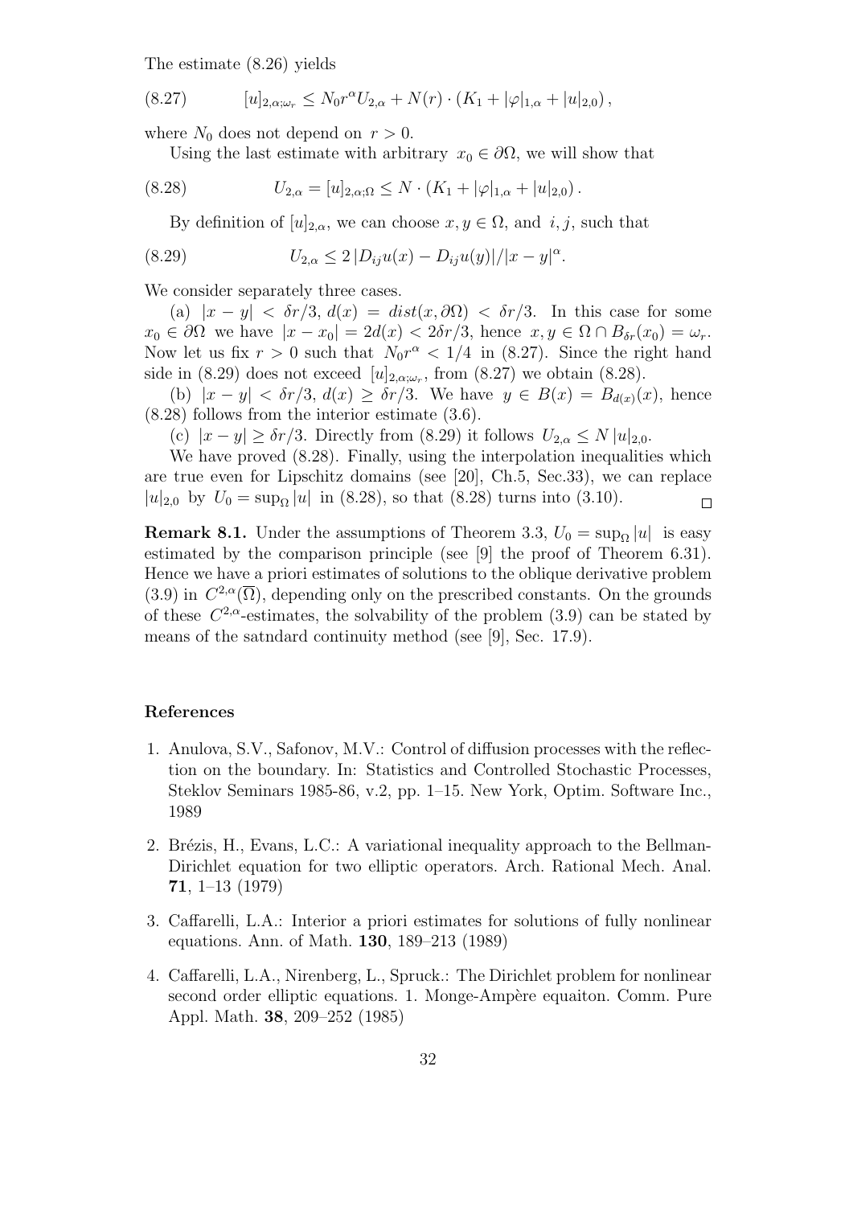The estimate (8.26) yields

$$
[u]_{2,\alpha;\omega_r} \leq N_0 r^\alpha U_{2,\alpha} + N(r) \cdot (K_1 + |\varphi|_{1,\alpha} + |u|_{2,0}), \tag{8.27}
$$

where $N_0$ does not depend on $r > 0$.

Using the last estimate with arbitrary $x_0 \in \partial\Omega$, we will show that

$$
U_{2,\alpha} = [u]_{2,\alpha;\Omega} \leq N \cdot (K_1 + |\varphi|_{1,\alpha} + |u|_{2,0}). \tag{8.28}
$$

By definition of $[u]_{2,\alpha}$, we can choose $x, y \in \Omega$, and $i, j$, such that

$$
U_{2,\alpha} \leq 2\,|D_{ij}u(x) - D_{ij}u(y)|/|x-y|^\alpha. \tag{8.29}
$$

We consider separately three cases.

(a) $|x - y| < \delta r/3$, $d(x) = dist(x, \partial\Omega) < \delta r/3$. In this case for some $x_0 \in \partial\Omega$ we have $|x - x_0| = 2d(x) < 2\delta r/3$, hence $x, y \in \Omega \cap B_{\delta r}(x_0) = \omega_r$. Now let us fix $r > 0$ such that $N_0 r^\alpha < 1/4$ in (8.27). Since the right hand side in (8.29) does not exceed $[u]_{2,\alpha;\omega_r}$, from (8.27) we obtain (8.28).

(b) $|x - y| < \delta r/3$, $d(x) \geq \delta r/3$. We have $y \in B(x) = B_{d(x)}(x)$, hence (8.28) follows from the interior estimate (3.6).

(c) $|x - y| \geq \delta r/3$. Directly from (8.29) it follows $U_{2,\alpha} \leq N\,|u|_{2,0}$.

We have proved (8.28). Finally, using the interpolation inequalities which are true even for Lipschitz domains (see [20], Ch.5, Sec.33), we can replace $|u|_{2,0}$ by $U_0 = \sup_\Omega |u|$ in (8.28), so that (8.28) turns into (3.10). $\square$

**Remark 8.1.** Under the assumptions of Theorem 3.3, $U_0 = \sup_\Omega |u|$ is easy estimated by the comparison principle (see [9] the proof of Theorem 6.31). Hence we have a priori estimates of solutions to the oblique derivative problem (3.9) in $C^{2,\alpha}(\overline{\Omega})$, depending only on the prescribed constants. On the grounds of these $C^{2,\alpha}$-estimates, the solvability of the problem (3.9) can be stated by means of the satndard continuity method (see [9], Sec. 17.9).

## References

1. Anulova, S.V., Safonov, M.V.: Control of diffusion processes with the reflection on the boundary. In: Statistics and Controlled Stochastic Processes, Steklov Seminars 1985-86, v.2, pp. 1–15. New York, Optim. Software Inc., 1989

2. Brézis, H., Evans, L.C.: A variational inequality approach to the Bellman-Dirichlet equation for two elliptic operators. Arch. Rational Mech. Anal. **71**, 1–13 (1979)

3. Caffarelli, L.A.: Interior a priori estimates for solutions of fully nonlinear equations. Ann. of Math. **130**, 189–213 (1989)

4. Caffarelli, L.A., Nirenberg, L., Spruck.: The Dirichlet problem for nonlinear second order elliptic equations. 1. Monge-Ampère equaiton. Comm. Pure Appl. Math. **38**, 209–252 (1985)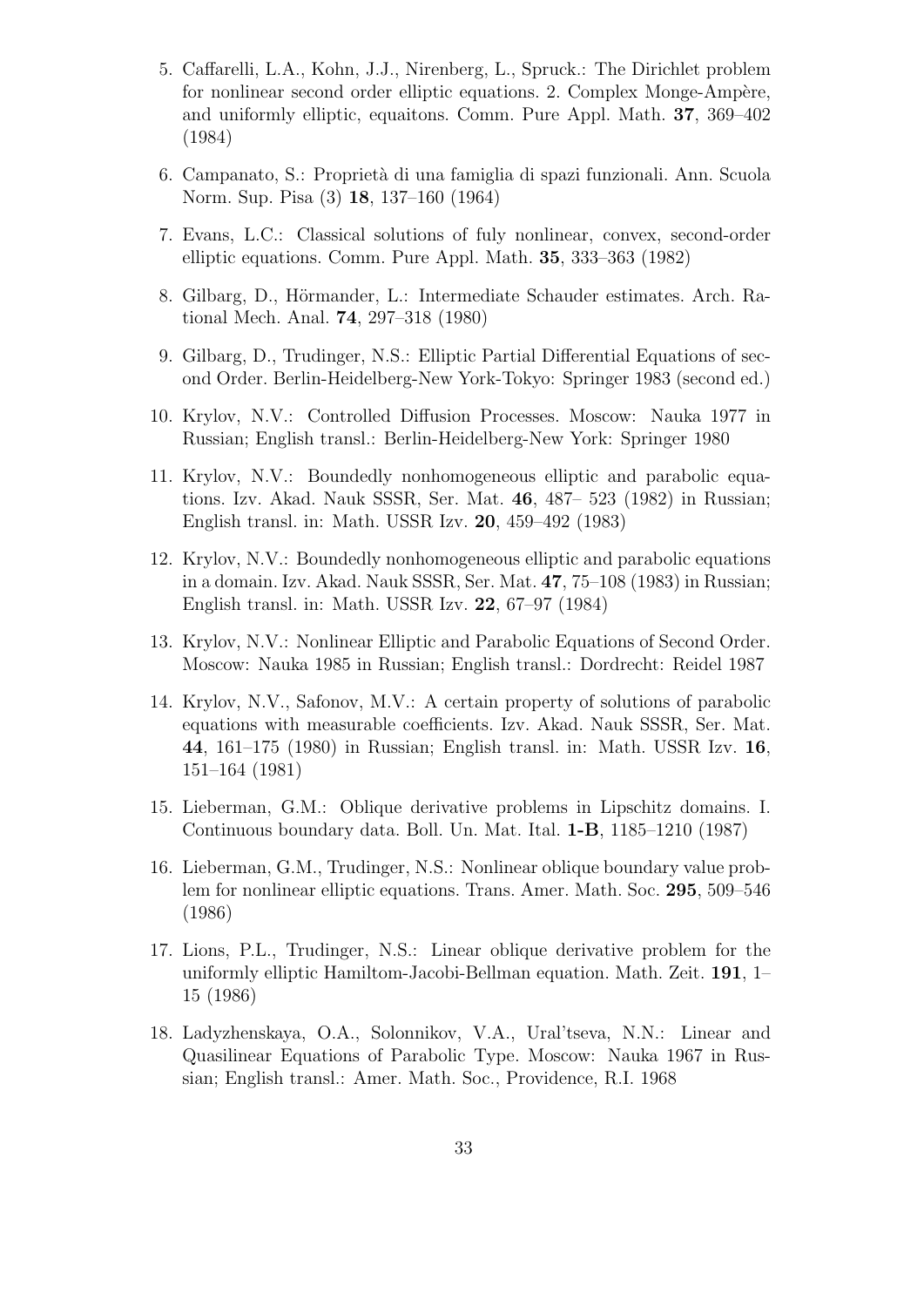5. Caffarelli, L.A., Kohn, J.J., Nirenberg, L., Spruck.: The Dirichlet problem for nonlinear second order elliptic equations. 2. Complex Monge-Ampère, and uniformly elliptic, equaitons. Comm. Pure Appl. Math. **37**, 369–402 (1984)

6. Campanato, S.: Proprietà di una famiglia di spazi funzionali. Ann. Scuola Norm. Sup. Pisa (3) **18**, 137–160 (1964)

7. Evans, L.C.: Classical solutions of fuly nonlinear, convex, second-order elliptic equations. Comm. Pure Appl. Math. **35**, 333–363 (1982)

8. Gilbarg, D., Hörmander, L.: Intermediate Schauder estimates. Arch. Rational Mech. Anal. **74**, 297–318 (1980)

9. Gilbarg, D., Trudinger, N.S.: Elliptic Partial Differential Equations of second Order. Berlin-Heidelberg-New York-Tokyo: Springer 1983 (second ed.)

10. Krylov, N.V.: Controlled Diffusion Processes. Moscow: Nauka 1977 in Russian; English transl.: Berlin-Heidelberg-New York: Springer 1980

11. Krylov, N.V.: Boundedly nonhomogeneous elliptic and parabolic equations. Izv. Akad. Nauk SSSR, Ser. Mat. **46**, 487– 523 (1982) in Russian; English transl. in: Math. USSR Izv. **20**, 459–492 (1983)

12. Krylov, N.V.: Boundedly nonhomogeneous elliptic and parabolic equations in a domain. Izv. Akad. Nauk SSSR, Ser. Mat. **47**, 75–108 (1983) in Russian; English transl. in: Math. USSR Izv. **22**, 67–97 (1984)

13. Krylov, N.V.: Nonlinear Elliptic and Parabolic Equations of Second Order. Moscow: Nauka 1985 in Russian; English transl.: Dordrecht: Reidel 1987

14. Krylov, N.V., Safonov, M.V.: A certain property of solutions of parabolic equations with measurable coefficients. Izv. Akad. Nauk SSSR, Ser. Mat. **44**, 161–175 (1980) in Russian; English transl. in: Math. USSR Izv. **16**, 151–164 (1981)

15. Lieberman, G.M.: Oblique derivative problems in Lipschitz domains. I. Continuous boundary data. Boll. Un. Mat. Ital. **1-B**, 1185–1210 (1987)

16. Lieberman, G.M., Trudinger, N.S.: Nonlinear oblique boundary value problem for nonlinear elliptic equations. Trans. Amer. Math. Soc. **295**, 509–546 (1986)

17. Lions, P.L., Trudinger, N.S.: Linear oblique derivative problem for the uniformly elliptic Hamiltom-Jacobi-Bellman equation. Math. Zeit. **191**, 1–15 (1986)

18. Ladyzhenskaya, O.A., Solonnikov, V.A., Ural'tseva, N.N.: Linear and Quasilinear Equations of Parabolic Type. Moscow: Nauka 1967 in Russian; English transl.: Amer. Math. Soc., Providence, R.I. 1968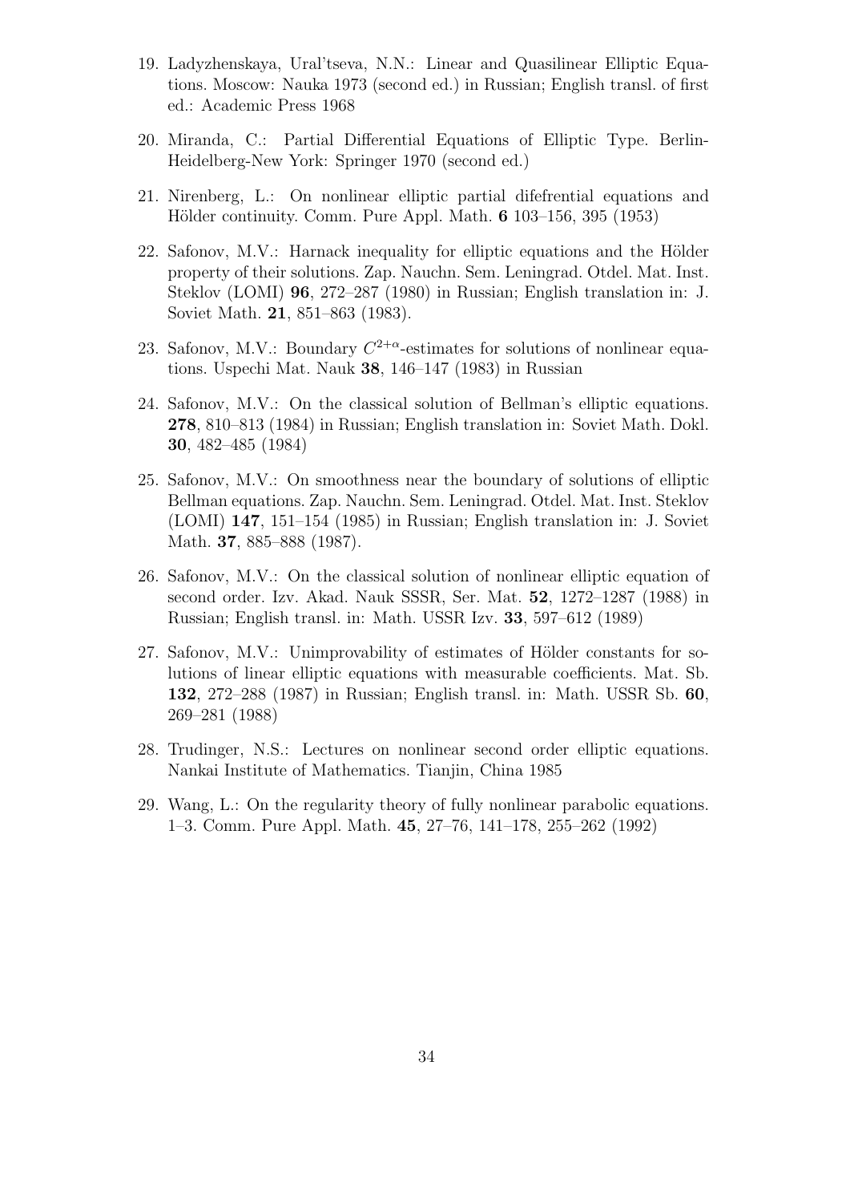19. Ladyzhenskaya, Ural'tseva, N.N.: Linear and Quasilinear Elliptic Equations. Moscow: Nauka 1973 (second ed.) in Russian; English transl. of first ed.: Academic Press 1968

20. Miranda, C.: Partial Differential Equations of Elliptic Type. Berlin-Heidelberg-New York: Springer 1970 (second ed.)

21. Nirenberg, L.: On nonlinear elliptic partial difefrential equations and Hölder continuity. Comm. Pure Appl. Math. **6** 103–156, 395 (1953)

22. Safonov, M.V.: Harnack inequality for elliptic equations and the Hölder property of their solutions. Zap. Nauchn. Sem. Leningrad. Otdel. Mat. Inst. Steklov (LOMI) **96**, 272–287 (1980) in Russian; English translation in: J. Soviet Math. **21**, 851–863 (1983).

23. Safonov, M.V.: Boundary $C^{2+\alpha}$-estimates for solutions of nonlinear equations. Uspechi Mat. Nauk **38**, 146–147 (1983) in Russian

24. Safonov, M.V.: On the classical solution of Bellman's elliptic equations. **278**, 810–813 (1984) in Russian; English translation in: Soviet Math. Dokl. **30**, 482–485 (1984)

25. Safonov, M.V.: On smoothness near the boundary of solutions of elliptic Bellman equations. Zap. Nauchn. Sem. Leningrad. Otdel. Mat. Inst. Steklov (LOMI) **147**, 151–154 (1985) in Russian; English translation in: J. Soviet Math. **37**, 885–888 (1987).

26. Safonov, M.V.: On the classical solution of nonlinear elliptic equation of second order. Izv. Akad. Nauk SSSR, Ser. Mat. **52**, 1272–1287 (1988) in Russian; English transl. in: Math. USSR Izv. **33**, 597–612 (1989)

27. Safonov, M.V.: Unimprovability of estimates of Hölder constants for solutions of linear elliptic equations with measurable coefficients. Mat. Sb. **132**, 272–288 (1987) in Russian; English transl. in: Math. USSR Sb. **60**, 269–281 (1988)

28. Trudinger, N.S.: Lectures on nonlinear second order elliptic equations. Nankai Institute of Mathematics. Tianjin, China 1985

29. Wang, L.: On the regularity theory of fully nonlinear parabolic equations. 1–3. Comm. Pure Appl. Math. **45**, 27–76, 141–178, 255–262 (1992)